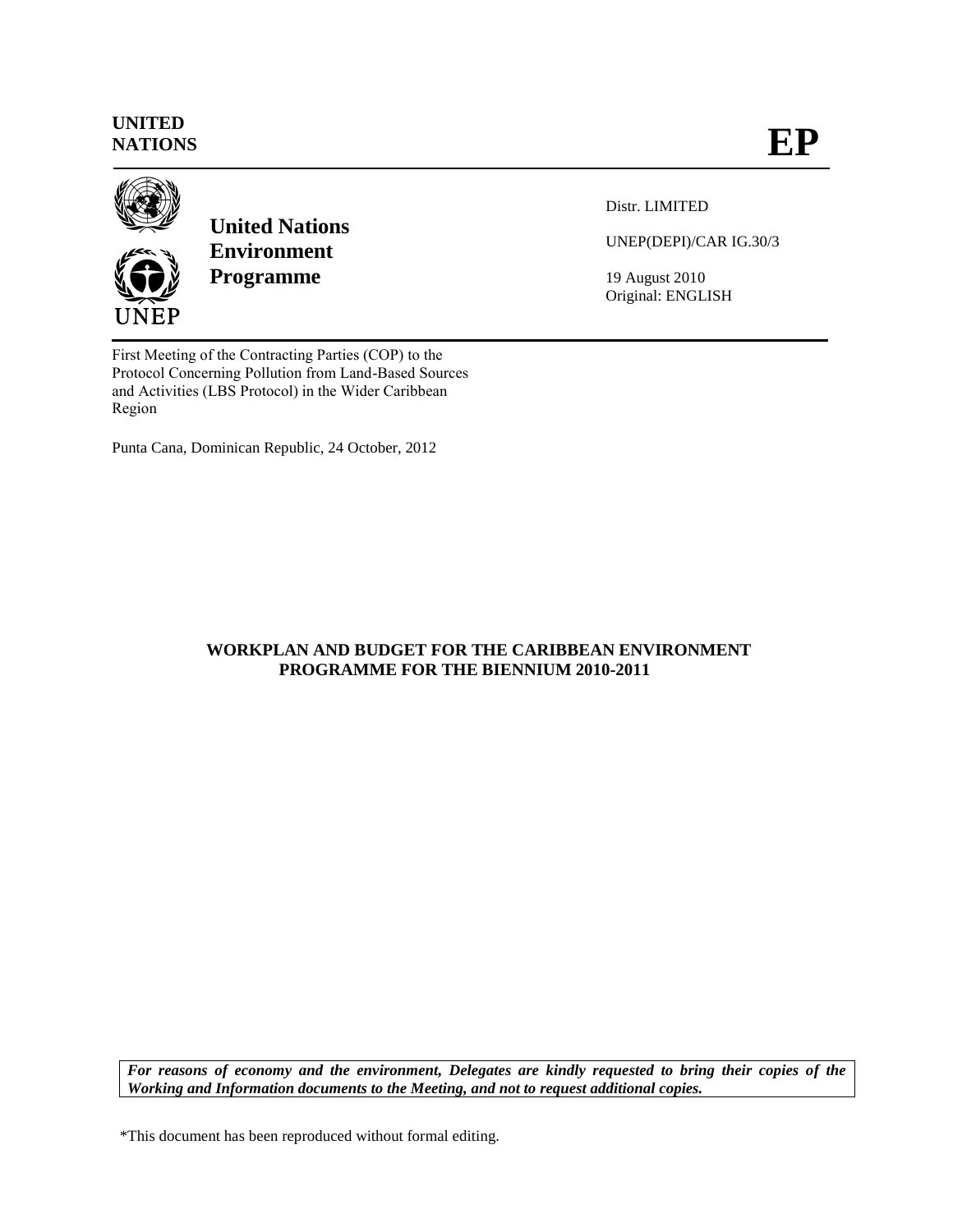**UNITED NATIONS** **EP**

**United Nations Environment Programme**

UNEP

Distr. LIMITED

UNEP(DEPI)/CAR IG.30/3

19 August 2010
Original: ENGLISH

First Meeting of the Contracting Parties (COP) to the Protocol Concerning Pollution from Land-Based Sources and Activities (LBS Protocol) in the Wider Caribbean Region

Punta Cana, Dominican Republic, 24 October, 2012

**WORKPLAN AND BUDGET FOR THE CARIBBEAN ENVIRONMENT PROGRAMME FOR THE BIENNIUM 2010-2011**

***For reasons of economy and the environment, Delegates are kindly requested to bring their copies of the Working and Information documents to the Meeting, and not to request additional copies.***

*This document has been reproduced without formal editing.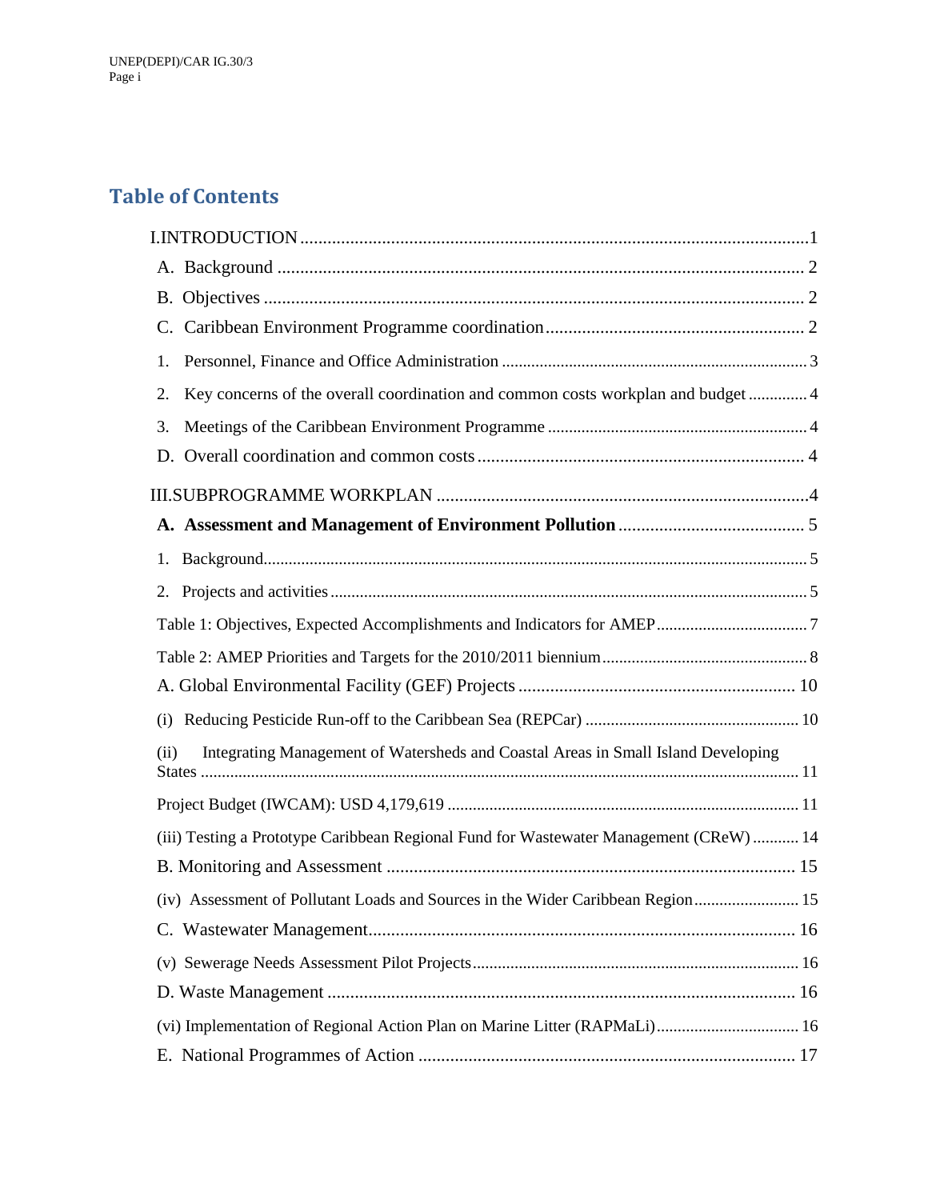## Table of Contents

- I.INTRODUCTION ........ 1
  - A. Background ........ 2
  - B. Objectives ........ 2
  - C. Caribbean Environment Programme coordination ........ 2
    1. Personnel, Finance and Office Administration ........ 3
    2. Key concerns of the overall coordination and common costs workplan and budget ........ 4
    3. Meetings of the Caribbean Environment Programme ........ 4
  - D. Overall coordination and common costs ........ 4
- III.SUBPROGRAMME WORKPLAN ........ 4
  - **A. Assessment and Management of Environment Pollution** ........ 5
    1. Background ........ 5
    2. Projects and activities ........ 5
    - Table 1: Objectives, Expected Accomplishments and Indicators for AMEP ........ 7
    - Table 2: AMEP Priorities and Targets for the 2010/2011 biennium ........ 8
  - A. Global Environmental Facility (GEF) Projects ........ 10
    - (i) Reducing Pesticide Run-off to the Caribbean Sea (REPCar) ........ 10
    - (ii) Integrating Management of Watersheds and Coastal Areas in Small Island Developing States ........ 11
    - Project Budget (IWCAM): USD 4,179,619 ........ 11
    - (iii) Testing a Prototype Caribbean Regional Fund for Wastewater Management (CReW) ........ 14
  - B. Monitoring and Assessment ........ 15
    - (iv) Assessment of Pollutant Loads and Sources in the Wider Caribbean Region ........ 15
  - C. Wastewater Management ........ 16
    - (v) Sewerage Needs Assessment Pilot Projects ........ 16
  - D. Waste Management ........ 16
    - (vi) Implementation of Regional Action Plan on Marine Litter (RAPMaLi) ........ 16
  - E. National Programmes of Action ........ 17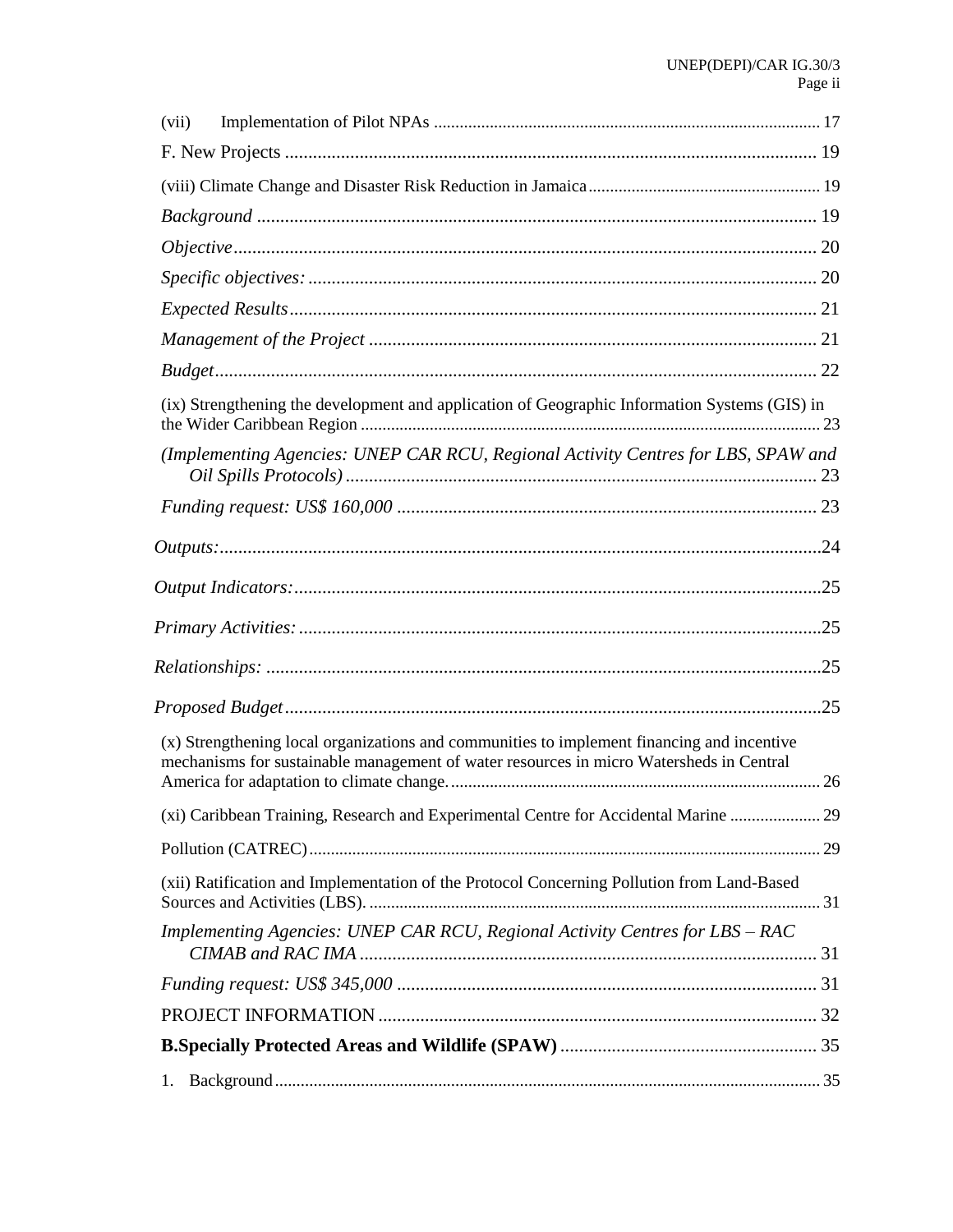(vii) Implementation of Pilot NPAs ........................................................................................ 17

F. New Projects .................................................................................................................. 19

(viii) Climate Change and Disaster Risk Reduction in Jamaica..................................................... 19

*Background* ...................................................................................................................... 19

*Objective*............................................................................................................................ 20

*Specific objectives:* ............................................................................................................ 20

*Expected Results*................................................................................................................ 21

*Management of the Project* ............................................................................................... 21

*Budget*................................................................................................................................ 22

(ix) Strengthening the development and application of Geographic Information Systems (GIS) in the Wider Caribbean Region ........................................................................................................ 23

*(Implementing Agencies: UNEP CAR RCU, Regional Activity Centres for LBS, SPAW and Oil Spills Protocols)* ..................................................................................... 23

*Funding request: US$ 160,000* ......................................................................................... 23

*Outputs:*................................................................................................................................24

*Output Indicators:*................................................................................................................25

*Primary Activities:* ...............................................................................................................25

*Relationships:* ......................................................................................................................25

*Proposed Budget*..................................................................................................................25

(x) Strengthening local organizations and communities to implement financing and incentive mechanisms for sustainable management of water resources in micro Watersheds in Central America for adaptation to climate change..................................................................................... 26

(xi) Caribbean Training, Research and Experimental Centre for Accidental Marine ..................... 29

Pollution (CATREC)..................................................................................................................... 29

(xii) Ratification and Implementation of the Protocol Concerning Pollution from Land-Based Sources and Activities (LBS). ....................................................................................................... 31

*Implementing Agencies: UNEP CAR RCU, Regional Activity Centres for LBS – RAC CIMAB and RAC IMA* ................................................................................................. 31

*Funding request: US$ 345,000* .......................................................................................... 31

PROJECT INFORMATION ............................................................................................. 32

**B.Specially Protected Areas and Wildlife (SPAW)** ...................................................... 35

1. Background........................................................................................................................... 35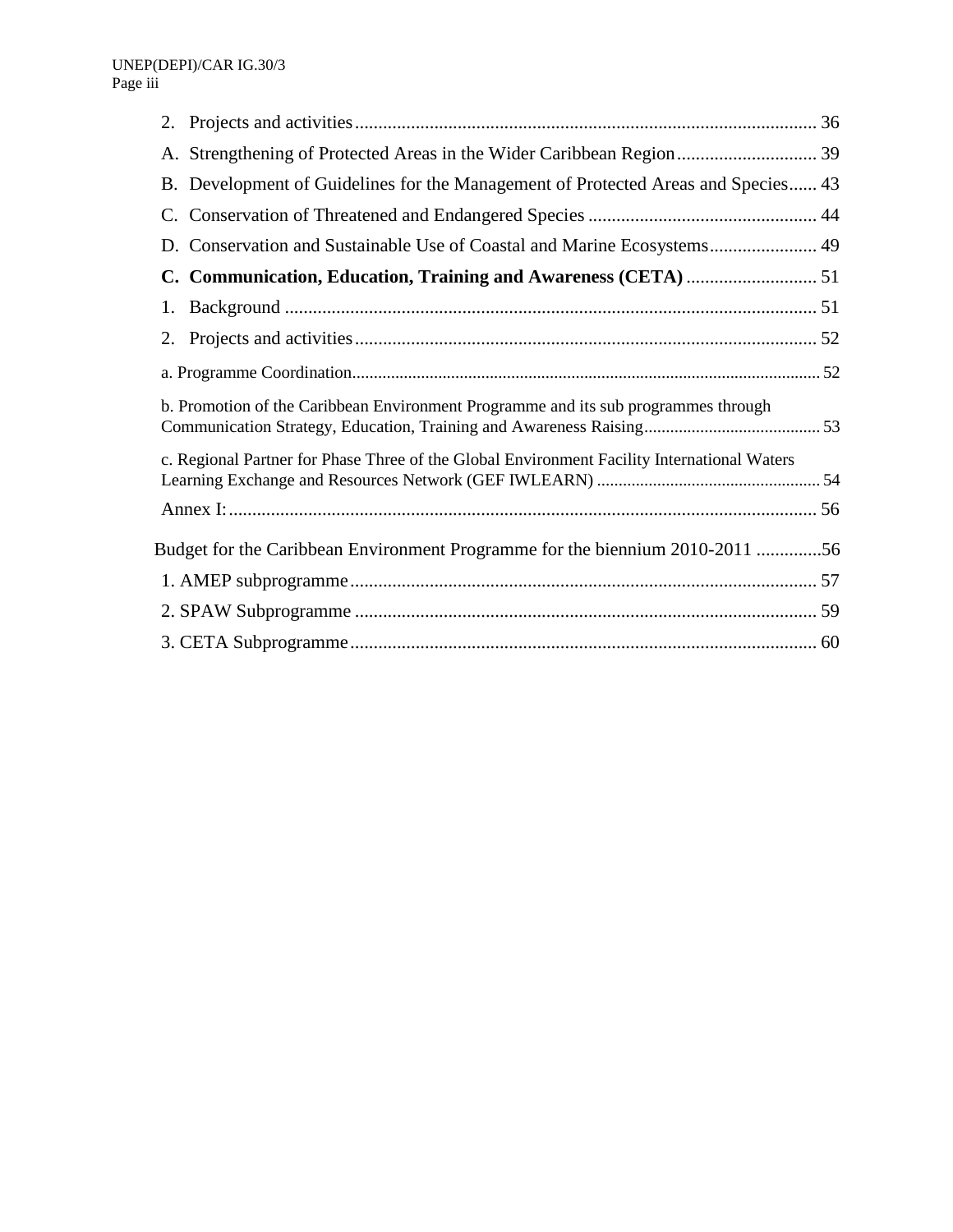2. Projects and activities ................................................................................................... 36

A. Strengthening of Protected Areas in the Wider Caribbean Region .............................. 39

B. Development of Guidelines for the Management of Protected Areas and Species ...... 43

C. Conservation of Threatened and Endangered Species ................................................ 44

D. Conservation and Sustainable Use of Coastal and Marine Ecosystems ....................... 49

**C. Communication, Education, Training and Awareness (CETA)** ............................ 51

1. Background ................................................................................................................. 51

2. Projects and activities ................................................................................................... 52

a. Programme Coordination ............................................................................................ 52

b. Promotion of the Caribbean Environment Programme and its sub programmes through Communication Strategy, Education, Training and Awareness Raising ......................................... 53

c. Regional Partner for Phase Three of the Global Environment Facility International Waters Learning Exchange and Resources Network (GEF IWLEARN) .................................................... 54

Annex I: ............................................................................................................................. 56

Budget for the Caribbean Environment Programme for the biennium 2010-2011 ..............56

1. AMEP subprogramme .................................................................................................... 57

2. SPAW Subprogramme ................................................................................................... 59

3. CETA Subprogramme .................................................................................................... 60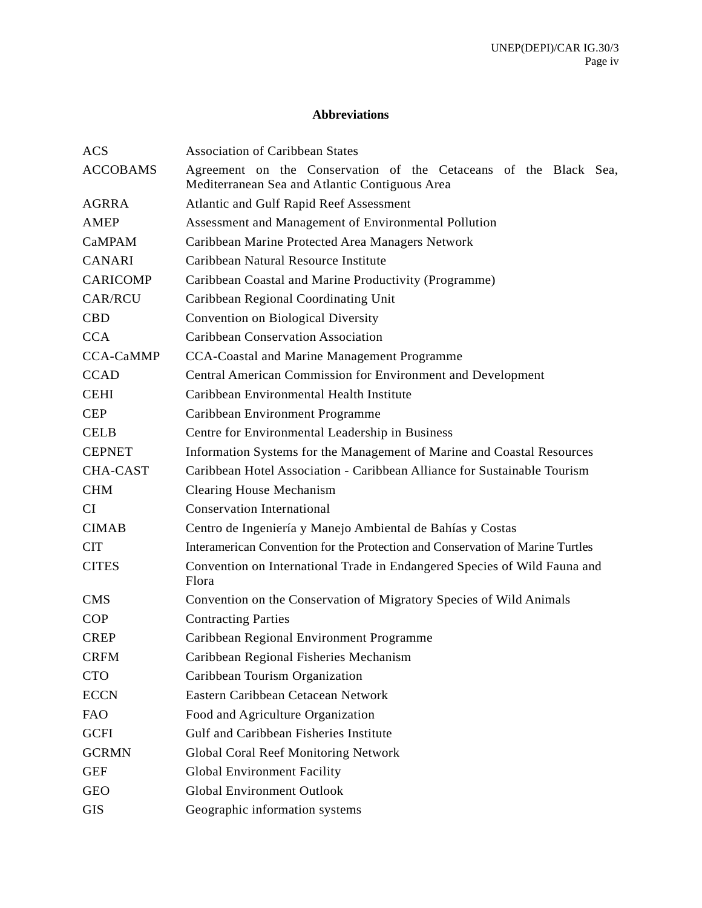## Abbreviations

| | |
|---|---|
| ACS | Association of Caribbean States |
| ACCOBAMS | Agreement on the Conservation of the Cetaceans of the Black Sea, Mediterranean Sea and Atlantic Contiguous Area |
| AGRRA | Atlantic and Gulf Rapid Reef Assessment |
| AMEP | Assessment and Management of Environmental Pollution |
| CaMPAM | Caribbean Marine Protected Area Managers Network |
| CANARI | Caribbean Natural Resource Institute |
| CARICOMP | Caribbean Coastal and Marine Productivity (Programme) |
| CAR/RCU | Caribbean Regional Coordinating Unit |
| CBD | Convention on Biological Diversity |
| CCA | Caribbean Conservation Association |
| CCA-CaMMP | CCA-Coastal and Marine Management Programme |
| CCAD | Central American Commission for Environment and Development |
| CEHI | Caribbean Environmental Health Institute |
| CEP | Caribbean Environment Programme |
| CELB | Centre for Environmental Leadership in Business |
| CEPNET | Information Systems for the Management of Marine and Coastal Resources |
| CHA-CAST | Caribbean Hotel Association - Caribbean Alliance for Sustainable Tourism |
| CHM | Clearing House Mechanism |
| CI | Conservation International |
| CIMAB | Centro de Ingeniería y Manejo Ambiental de Bahías y Costas |
| CIT | Interamerican Convention for the Protection and Conservation of Marine Turtles |
| CITES | Convention on International Trade in Endangered Species of Wild Fauna and Flora |
| CMS | Convention on the Conservation of Migratory Species of Wild Animals |
| COP | Contracting Parties |
| CREP | Caribbean Regional Environment Programme |
| CRFM | Caribbean Regional Fisheries Mechanism |
| CTO | Caribbean Tourism Organization |
| ECCN | Eastern Caribbean Cetacean Network |
| FAO | Food and Agriculture Organization |
| GCFI | Gulf and Caribbean Fisheries Institute |
| GCRMN | Global Coral Reef Monitoring Network |
| GEF | Global Environment Facility |
| GEO | Global Environment Outlook |
| GIS | Geographic information systems |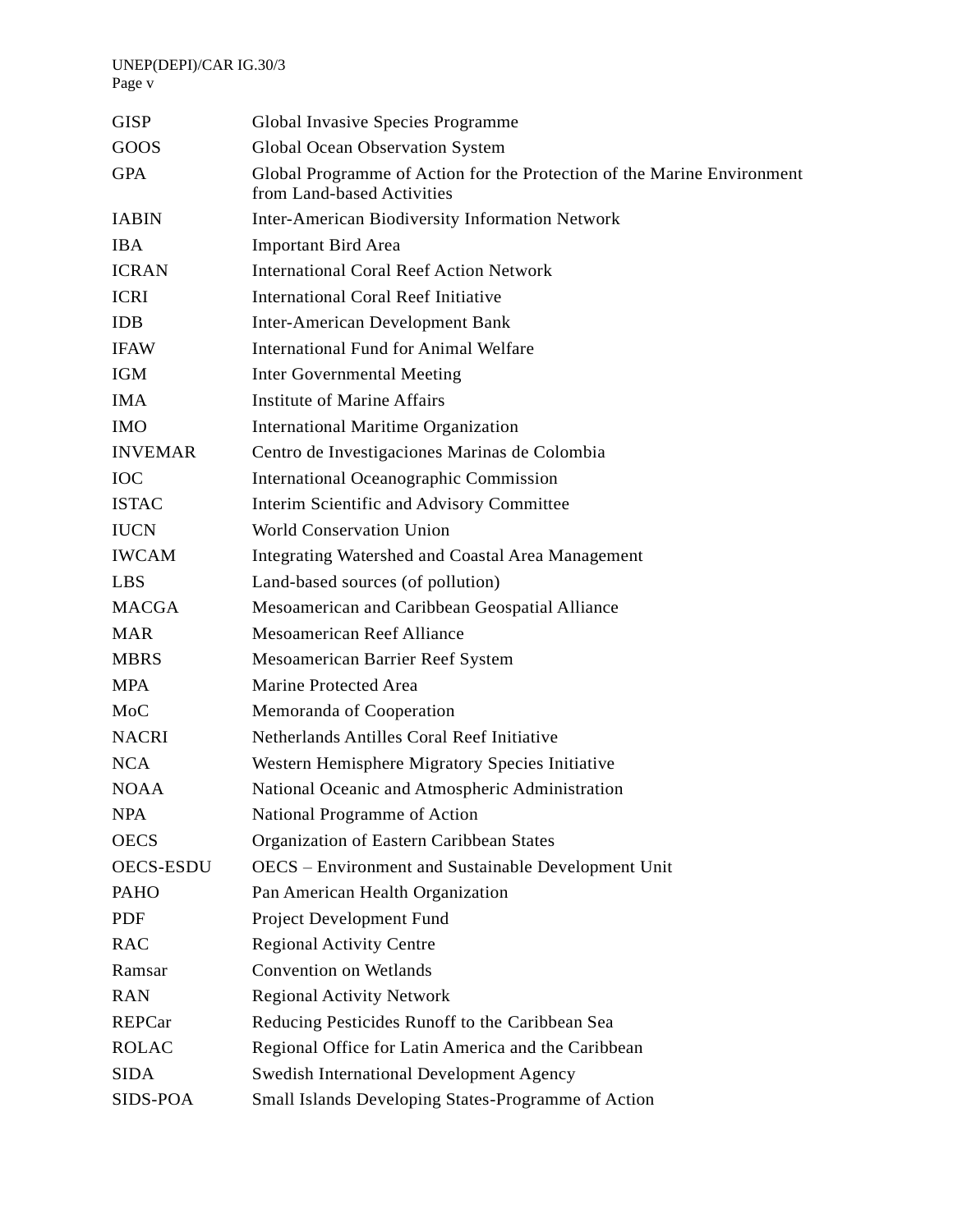| | |
|---|---|
| GISP | Global Invasive Species Programme |
| GOOS | Global Ocean Observation System |
| GPA | Global Programme of Action for the Protection of the Marine Environment from Land-based Activities |
| IABIN | Inter-American Biodiversity Information Network |
| IBA | Important Bird Area |
| ICRAN | International Coral Reef Action Network |
| ICRI | International Coral Reef Initiative |
| IDB | Inter-American Development Bank |
| IFAW | International Fund for Animal Welfare |
| IGM | Inter Governmental Meeting |
| IMA | Institute of Marine Affairs |
| IMO | International Maritime Organization |
| INVEMAR | Centro de Investigaciones Marinas de Colombia |
| IOC | International Oceanographic Commission |
| ISTAC | Interim Scientific and Advisory Committee |
| IUCN | World Conservation Union |
| IWCAM | Integrating Watershed and Coastal Area Management |
| LBS | Land-based sources (of pollution) |
| MACGA | Mesoamerican and Caribbean Geospatial Alliance |
| MAR | Mesoamerican Reef Alliance |
| MBRS | Mesoamerican Barrier Reef System |
| MPA | Marine Protected Area |
| MoC | Memoranda of Cooperation |
| NACRI | Netherlands Antilles Coral Reef Initiative |
| NCA | Western Hemisphere Migratory Species Initiative |
| NOAA | National Oceanic and Atmospheric Administration |
| NPA | National Programme of Action |
| OECS | Organization of Eastern Caribbean States |
| OECS-ESDU | OECS – Environment and Sustainable Development Unit |
| PAHO | Pan American Health Organization |
| PDF | Project Development Fund |
| RAC | Regional Activity Centre |
| Ramsar | Convention on Wetlands |
| RAN | Regional Activity Network |
| REPCar | Reducing Pesticides Runoff to the Caribbean Sea |
| ROLAC | Regional Office for Latin America and the Caribbean |
| SIDA | Swedish International Development Agency |
| SIDS-POA | Small Islands Developing States-Programme of Action |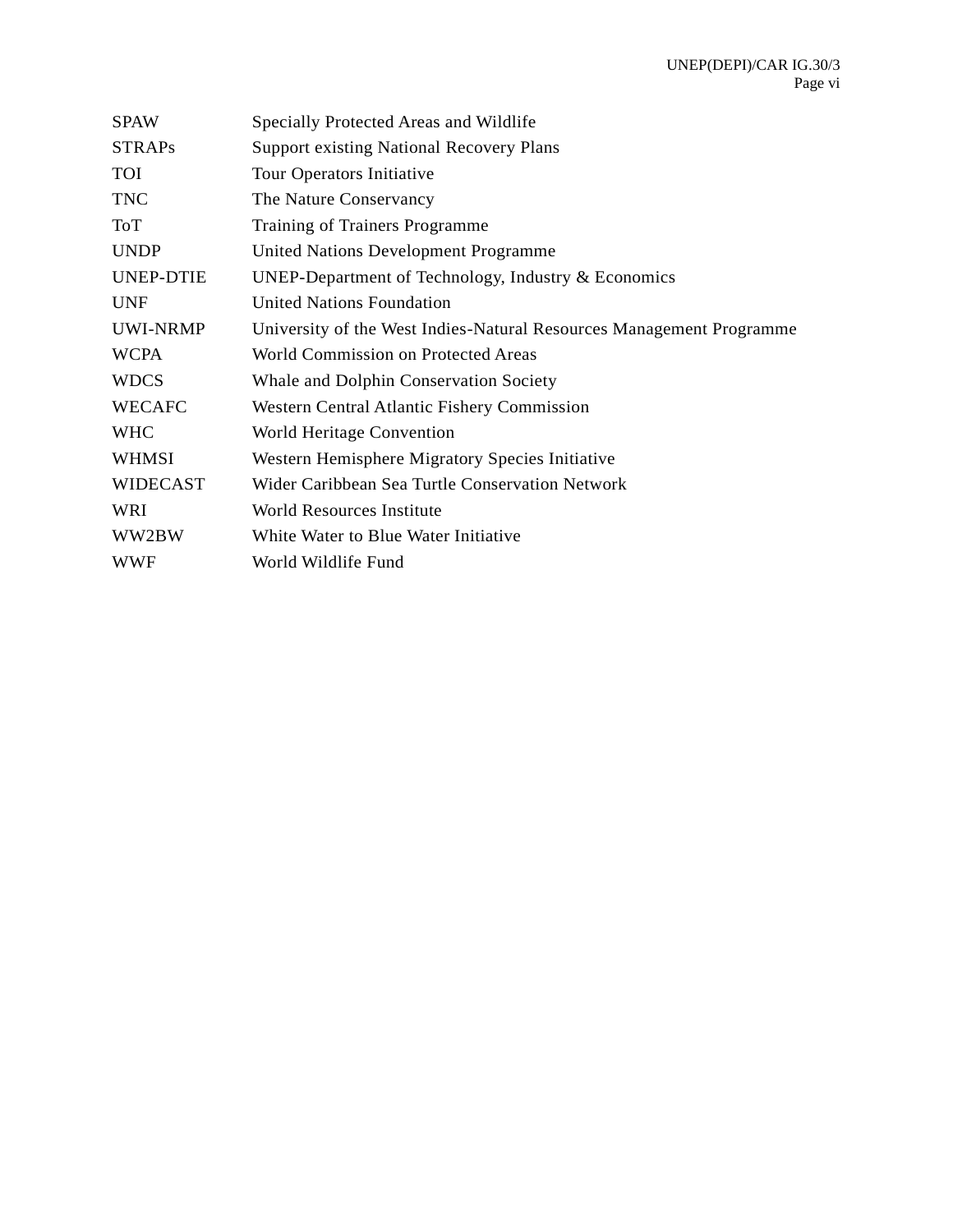| | |
|---|---|
| SPAW | Specially Protected Areas and Wildlife |
| STRAPs | Support existing National Recovery Plans |
| TOI | Tour Operators Initiative |
| TNC | The Nature Conservancy |
| ToT | Training of Trainers Programme |
| UNDP | United Nations Development Programme |
| UNEP-DTIE | UNEP-Department of Technology, Industry & Economics |
| UNF | United Nations Foundation |
| UWI-NRMP | University of the West Indies-Natural Resources Management Programme |
| WCPA | World Commission on Protected Areas |
| WDCS | Whale and Dolphin Conservation Society |
| WECAFC | Western Central Atlantic Fishery Commission |
| WHC | World Heritage Convention |
| WHMSI | Western Hemisphere Migratory Species Initiative |
| WIDECAST | Wider Caribbean Sea Turtle Conservation Network |
| WRI | World Resources Institute |
| WW2BW | White Water to Blue Water Initiative |
| WWF | World Wildlife Fund |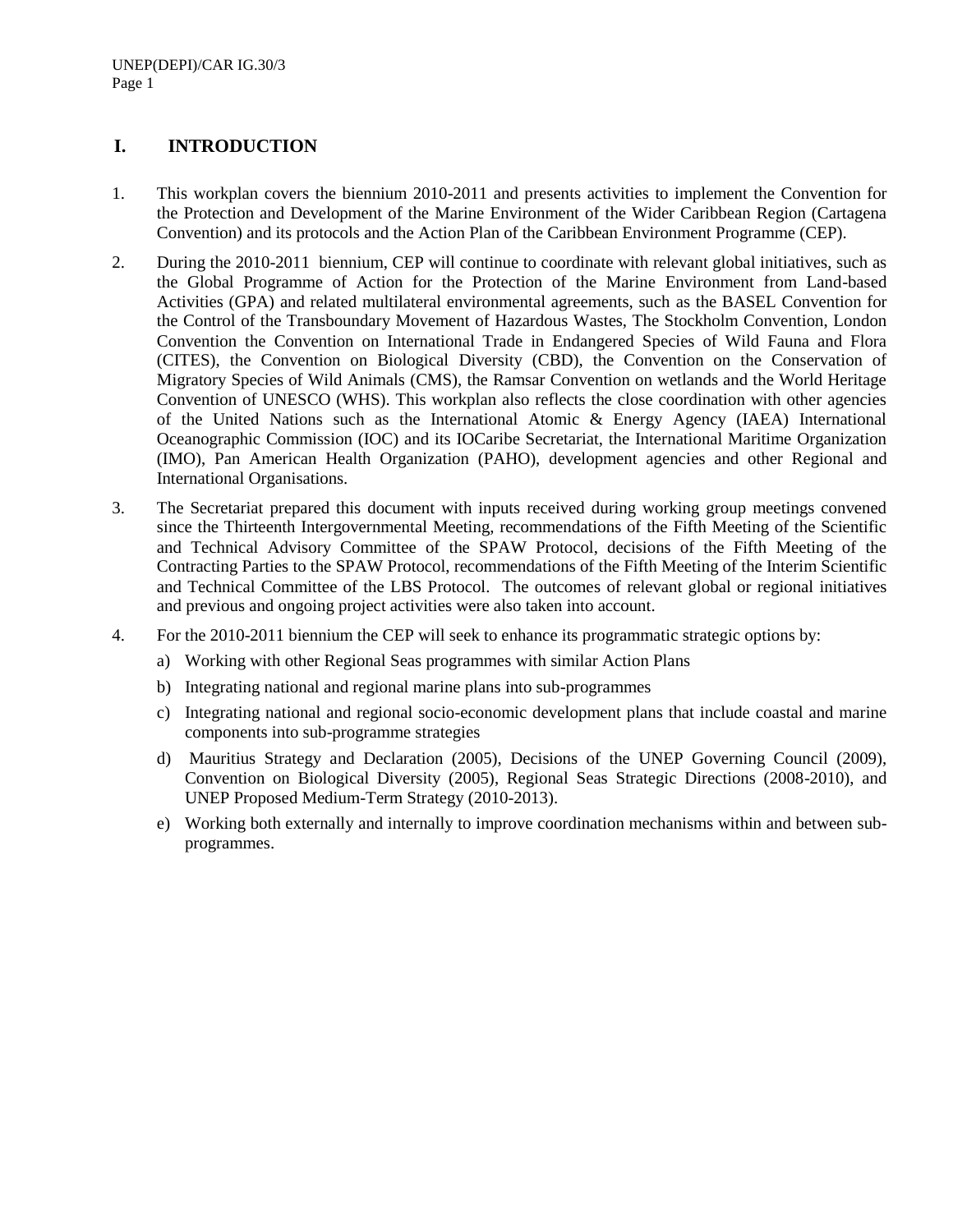## I. INTRODUCTION

1. This workplan covers the biennium 2010-2011 and presents activities to implement the Convention for the Protection and Development of the Marine Environment of the Wider Caribbean Region (Cartagena Convention) and its protocols and the Action Plan of the Caribbean Environment Programme (CEP).

2. During the 2010-2011 biennium, CEP will continue to coordinate with relevant global initiatives, such as the Global Programme of Action for the Protection of the Marine Environment from Land-based Activities (GPA) and related multilateral environmental agreements, such as the BASEL Convention for the Control of the Transboundary Movement of Hazardous Wastes, The Stockholm Convention, London Convention the Convention on International Trade in Endangered Species of Wild Fauna and Flora (CITES), the Convention on Biological Diversity (CBD), the Convention on the Conservation of Migratory Species of Wild Animals (CMS), the Ramsar Convention on wetlands and the World Heritage Convention of UNESCO (WHS). This workplan also reflects the close coordination with other agencies of the United Nations such as the International Atomic & Energy Agency (IAEA) International Oceanographic Commission (IOC) and its IOCaribe Secretariat, the International Maritime Organization (IMO), Pan American Health Organization (PAHO), development agencies and other Regional and International Organisations.

3. The Secretariat prepared this document with inputs received during working group meetings convened since the Thirteenth Intergovernmental Meeting, recommendations of the Fifth Meeting of the Scientific and Technical Advisory Committee of the SPAW Protocol, decisions of the Fifth Meeting of the Contracting Parties to the SPAW Protocol, recommendations of the Fifth Meeting of the Interim Scientific and Technical Committee of the LBS Protocol. The outcomes of relevant global or regional initiatives and previous and ongoing project activities were also taken into account.

4. For the 2010-2011 biennium the CEP will seek to enhance its programmatic strategic options by:

   a) Working with other Regional Seas programmes with similar Action Plans
   b) Integrating national and regional marine plans into sub-programmes
   c) Integrating national and regional socio-economic development plans that include coastal and marine components into sub-programme strategies
   d) Mauritius Strategy and Declaration (2005), Decisions of the UNEP Governing Council (2009), Convention on Biological Diversity (2005), Regional Seas Strategic Directions (2008-2010), and UNEP Proposed Medium-Term Strategy (2010-2013).
   e) Working both externally and internally to improve coordination mechanisms within and between sub-programmes.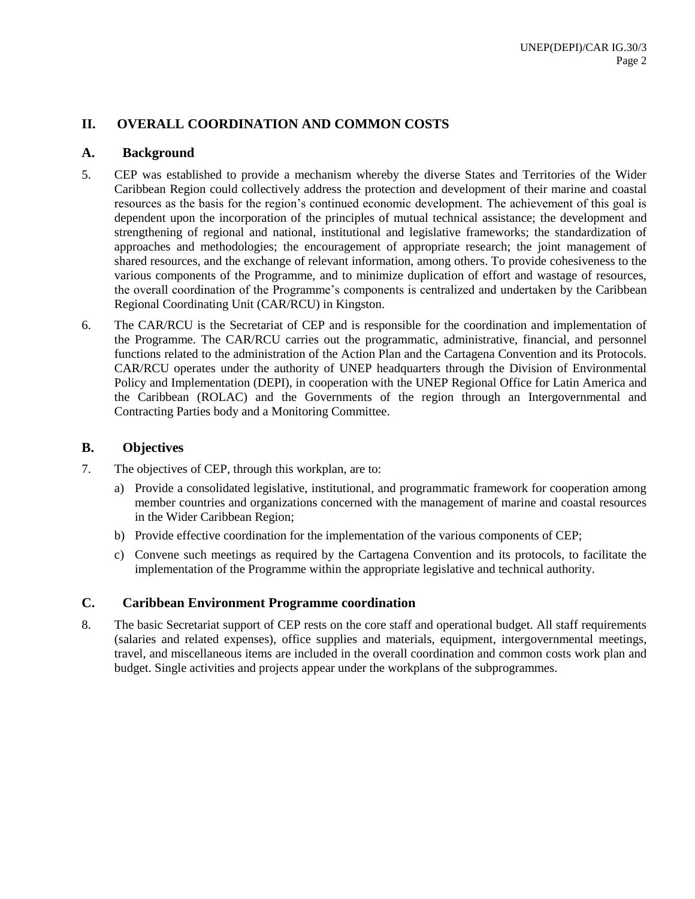## II. OVERALL COORDINATION AND COMMON COSTS

### A. Background

5. CEP was established to provide a mechanism whereby the diverse States and Territories of the Wider Caribbean Region could collectively address the protection and development of their marine and coastal resources as the basis for the region's continued economic development. The achievement of this goal is dependent upon the incorporation of the principles of mutual technical assistance; the development and strengthening of regional and national, institutional and legislative frameworks; the standardization of approaches and methodologies; the encouragement of appropriate research; the joint management of shared resources, and the exchange of relevant information, among others. To provide cohesiveness to the various components of the Programme, and to minimize duplication of effort and wastage of resources, the overall coordination of the Programme's components is centralized and undertaken by the Caribbean Regional Coordinating Unit (CAR/RCU) in Kingston.

6. The CAR/RCU is the Secretariat of CEP and is responsible for the coordination and implementation of the Programme. The CAR/RCU carries out the programmatic, administrative, financial, and personnel functions related to the administration of the Action Plan and the Cartagena Convention and its Protocols. CAR/RCU operates under the authority of UNEP headquarters through the Division of Environmental Policy and Implementation (DEPI), in cooperation with the UNEP Regional Office for Latin America and the Caribbean (ROLAC) and the Governments of the region through an Intergovernmental and Contracting Parties body and a Monitoring Committee.

### B. Objectives

7. The objectives of CEP, through this workplan, are to:

   a) Provide a consolidated legislative, institutional, and programmatic framework for cooperation among member countries and organizations concerned with the management of marine and coastal resources in the Wider Caribbean Region;

   b) Provide effective coordination for the implementation of the various components of CEP;

   c) Convene such meetings as required by the Cartagena Convention and its protocols, to facilitate the implementation of the Programme within the appropriate legislative and technical authority.

### C. Caribbean Environment Programme coordination

8. The basic Secretariat support of CEP rests on the core staff and operational budget. All staff requirements (salaries and related expenses), office supplies and materials, equipment, intergovernmental meetings, travel, and miscellaneous items are included in the overall coordination and common costs work plan and budget. Single activities and projects appear under the workplans of the subprogrammes.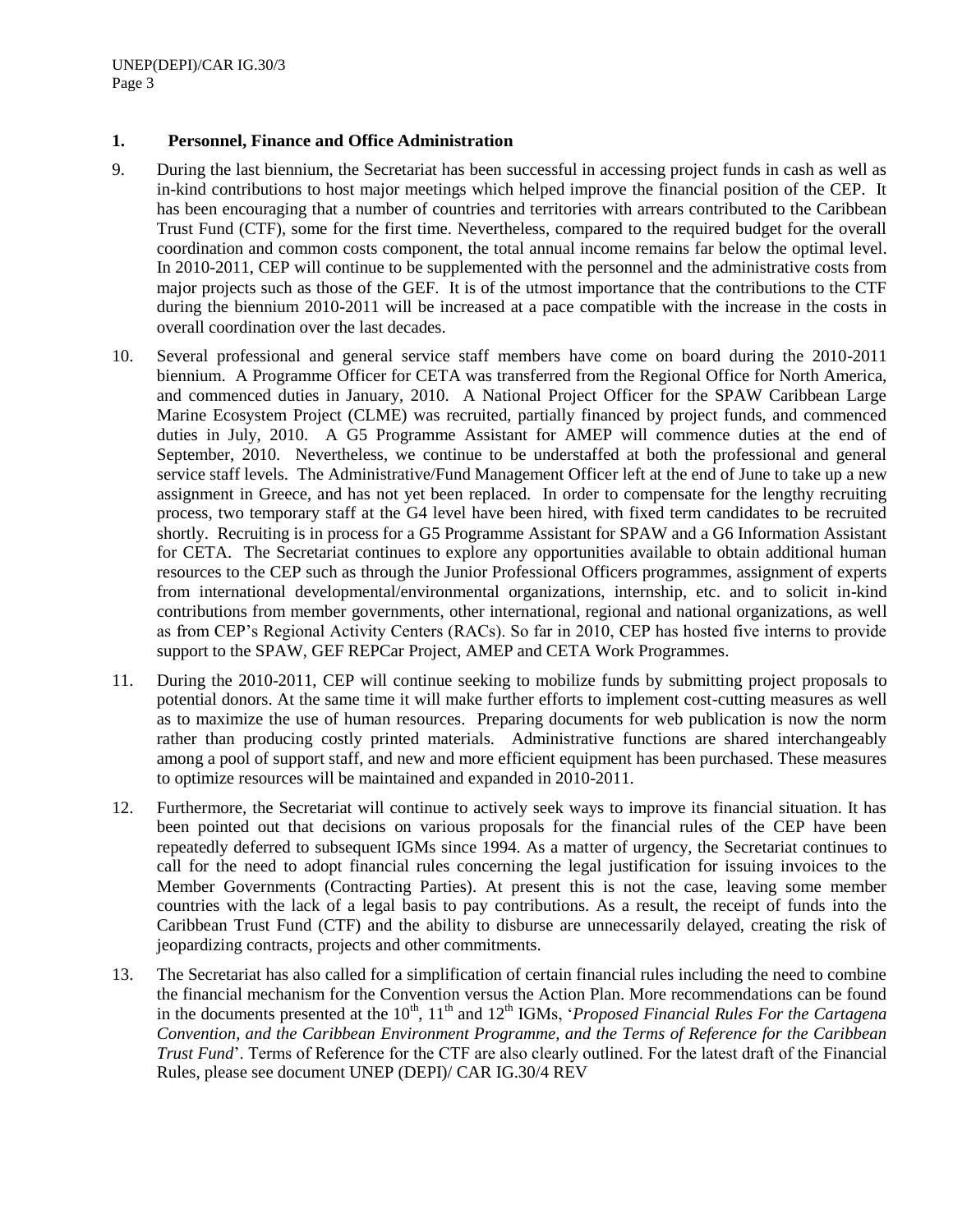## 1. Personnel, Finance and Office Administration

9. During the last biennium, the Secretariat has been successful in accessing project funds in cash as well as in-kind contributions to host major meetings which helped improve the financial position of the CEP. It has been encouraging that a number of countries and territories with arrears contributed to the Caribbean Trust Fund (CTF), some for the first time. Nevertheless, compared to the required budget for the overall coordination and common costs component, the total annual income remains far below the optimal level. In 2010-2011, CEP will continue to be supplemented with the personnel and the administrative costs from major projects such as those of the GEF. It is of the utmost importance that the contributions to the CTF during the biennium 2010-2011 will be increased at a pace compatible with the increase in the costs in overall coordination over the last decades.

10. Several professional and general service staff members have come on board during the 2010-2011 biennium. A Programme Officer for CETA was transferred from the Regional Office for North America, and commenced duties in January, 2010. A National Project Officer for the SPAW Caribbean Large Marine Ecosystem Project (CLME) was recruited, partially financed by project funds, and commenced duties in July, 2010. A G5 Programme Assistant for AMEP will commence duties at the end of September, 2010. Nevertheless, we continue to be understaffed at both the professional and general service staff levels. The Administrative/Fund Management Officer left at the end of June to take up a new assignment in Greece, and has not yet been replaced. In order to compensate for the lengthy recruiting process, two temporary staff at the G4 level have been hired, with fixed term candidates to be recruited shortly. Recruiting is in process for a G5 Programme Assistant for SPAW and a G6 Information Assistant for CETA. The Secretariat continues to explore any opportunities available to obtain additional human resources to the CEP such as through the Junior Professional Officers programmes, assignment of experts from international developmental/environmental organizations, internship, etc. and to solicit in-kind contributions from member governments, other international, regional and national organizations, as well as from CEP's Regional Activity Centers (RACs). So far in 2010, CEP has hosted five interns to provide support to the SPAW, GEF REPCar Project, AMEP and CETA Work Programmes.

11. During the 2010-2011, CEP will continue seeking to mobilize funds by submitting project proposals to potential donors. At the same time it will make further efforts to implement cost-cutting measures as well as to maximize the use of human resources. Preparing documents for web publication is now the norm rather than producing costly printed materials. Administrative functions are shared interchangeably among a pool of support staff, and new and more efficient equipment has been purchased. These measures to optimize resources will be maintained and expanded in 2010-2011.

12. Furthermore, the Secretariat will continue to actively seek ways to improve its financial situation. It has been pointed out that decisions on various proposals for the financial rules of the CEP have been repeatedly deferred to subsequent IGMs since 1994. As a matter of urgency, the Secretariat continues to call for the need to adopt financial rules concerning the legal justification for issuing invoices to the Member Governments (Contracting Parties). At present this is not the case, leaving some member countries with the lack of a legal basis to pay contributions. As a result, the receipt of funds into the Caribbean Trust Fund (CTF) and the ability to disburse are unnecessarily delayed, creating the risk of jeopardizing contracts, projects and other commitments.

13. The Secretariat has also called for a simplification of certain financial rules including the need to combine the financial mechanism for the Convention versus the Action Plan. More recommendations can be found in the documents presented at the 10th, 11th and 12th IGMs, '*Proposed Financial Rules For the Cartagena Convention, and the Caribbean Environment Programme, and the Terms of Reference for the Caribbean Trust Fund*'. Terms of Reference for the CTF are also clearly outlined. For the latest draft of the Financial Rules, please see document UNEP (DEPI)/ CAR IG.30/4 REV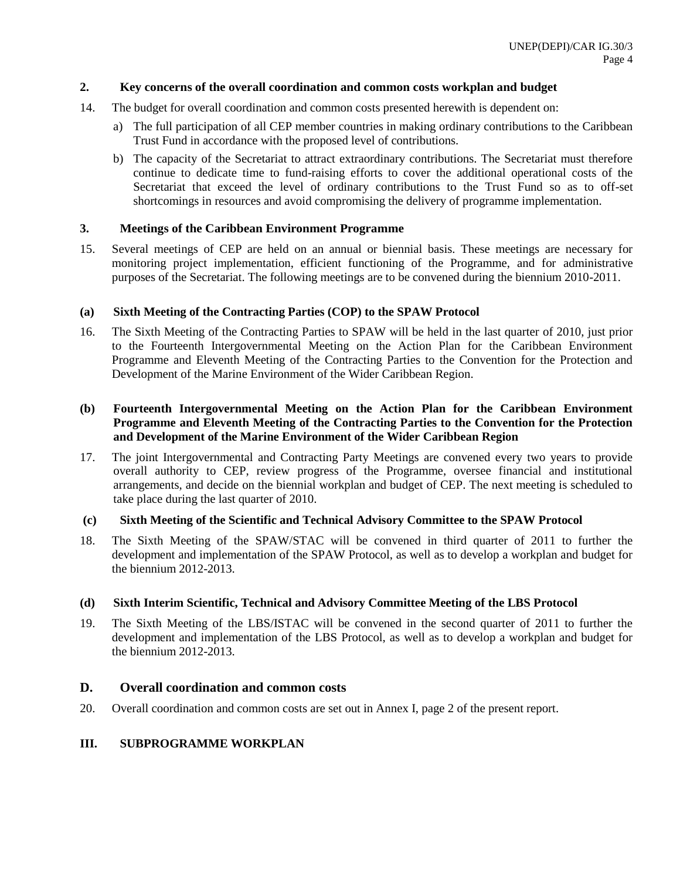### 2. Key concerns of the overall coordination and common costs workplan and budget

14. The budget for overall coordination and common costs presented herewith is dependent on:

    a) The full participation of all CEP member countries in making ordinary contributions to the Caribbean Trust Fund in accordance with the proposed level of contributions.

    b) The capacity of the Secretariat to attract extraordinary contributions. The Secretariat must therefore continue to dedicate time to fund-raising efforts to cover the additional operational costs of the Secretariat that exceed the level of ordinary contributions to the Trust Fund so as to off-set shortcomings in resources and avoid compromising the delivery of programme implementation.

### 3. Meetings of the Caribbean Environment Programme

15. Several meetings of CEP are held on an annual or biennial basis. These meetings are necessary for monitoring project implementation, efficient functioning of the Programme, and for administrative purposes of the Secretariat. The following meetings are to be convened during the biennium 2010-2011.

#### (a) Sixth Meeting of the Contracting Parties (COP) to the SPAW Protocol

16. The Sixth Meeting of the Contracting Parties to SPAW will be held in the last quarter of 2010, just prior to the Fourteenth Intergovernmental Meeting on the Action Plan for the Caribbean Environment Programme and Eleventh Meeting of the Contracting Parties to the Convention for the Protection and Development of the Marine Environment of the Wider Caribbean Region.

#### (b) Fourteenth Intergovernmental Meeting on the Action Plan for the Caribbean Environment Programme and Eleventh Meeting of the Contracting Parties to the Convention for the Protection and Development of the Marine Environment of the Wider Caribbean Region

17. The joint Intergovernmental and Contracting Party Meetings are convened every two years to provide overall authority to CEP, review progress of the Programme, oversee financial and institutional arrangements, and decide on the biennial workplan and budget of CEP. The next meeting is scheduled to take place during the last quarter of 2010.

#### (c) Sixth Meeting of the Scientific and Technical Advisory Committee to the SPAW Protocol

18. The Sixth Meeting of the SPAW/STAC will be convened in third quarter of 2011 to further the development and implementation of the SPAW Protocol, as well as to develop a workplan and budget for the biennium 2012-2013.

#### (d) Sixth Interim Scientific, Technical and Advisory Committee Meeting of the LBS Protocol

19. The Sixth Meeting of the LBS/ISTAC will be convened in the second quarter of 2011 to further the development and implementation of the LBS Protocol, as well as to develop a workplan and budget for the biennium 2012-2013.

## D. Overall coordination and common costs

20. Overall coordination and common costs are set out in Annex I, page 2 of the present report.

## III. SUBPROGRAMME WORKPLAN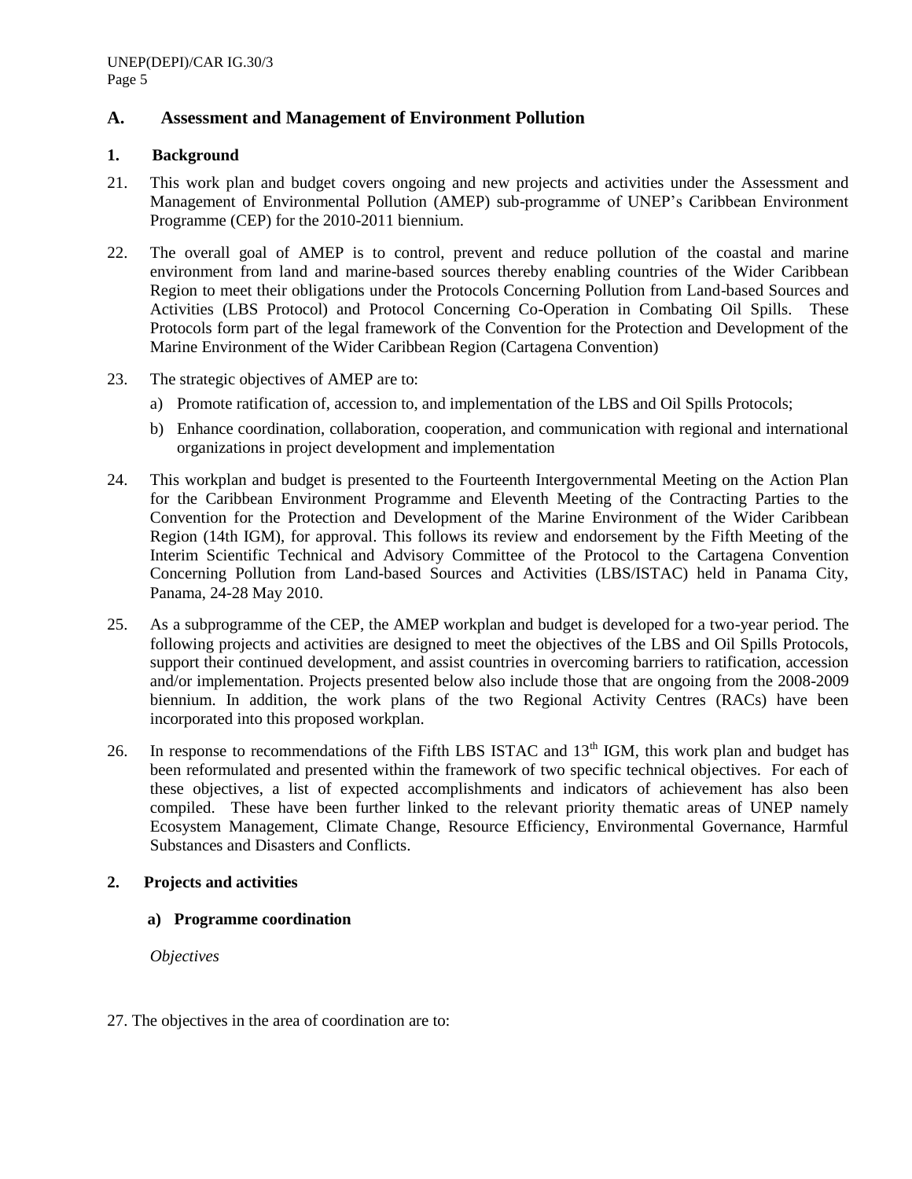## A. Assessment and Management of Environment Pollution

### 1. Background

21. This work plan and budget covers ongoing and new projects and activities under the Assessment and Management of Environmental Pollution (AMEP) sub-programme of UNEP's Caribbean Environment Programme (CEP) for the 2010-2011 biennium.

22. The overall goal of AMEP is to control, prevent and reduce pollution of the coastal and marine environment from land and marine-based sources thereby enabling countries of the Wider Caribbean Region to meet their obligations under the Protocols Concerning Pollution from Land-based Sources and Activities (LBS Protocol) and Protocol Concerning Co-Operation in Combating Oil Spills. These Protocols form part of the legal framework of the Convention for the Protection and Development of the Marine Environment of the Wider Caribbean Region (Cartagena Convention)

23. The strategic objectives of AMEP are to:

    a) Promote ratification of, accession to, and implementation of the LBS and Oil Spills Protocols;

    b) Enhance coordination, collaboration, cooperation, and communication with regional and international organizations in project development and implementation

24. This workplan and budget is presented to the Fourteenth Intergovernmental Meeting on the Action Plan for the Caribbean Environment Programme and Eleventh Meeting of the Contracting Parties to the Convention for the Protection and Development of the Marine Environment of the Wider Caribbean Region (14th IGM), for approval. This follows its review and endorsement by the Fifth Meeting of the Interim Scientific Technical and Advisory Committee of the Protocol to the Cartagena Convention Concerning Pollution from Land-based Sources and Activities (LBS/ISTAC) held in Panama City, Panama, 24-28 May 2010.

25. As a subprogramme of the CEP, the AMEP workplan and budget is developed for a two-year period. The following projects and activities are designed to meet the objectives of the LBS and Oil Spills Protocols, support their continued development, and assist countries in overcoming barriers to ratification, accession and/or implementation. Projects presented below also include those that are ongoing from the 2008-2009 biennium. In addition, the work plans of the two Regional Activity Centres (RACs) have been incorporated into this proposed workplan.

26. In response to recommendations of the Fifth LBS ISTAC and 13th IGM, this work plan and budget has been reformulated and presented within the framework of two specific technical objectives. For each of these objectives, a list of expected accomplishments and indicators of achievement has also been compiled. These have been further linked to the relevant priority thematic areas of UNEP namely Ecosystem Management, Climate Change, Resource Efficiency, Environmental Governance, Harmful Substances and Disasters and Conflicts.

### 2. Projects and activities

#### a) Programme coordination

*Objectives*

27. The objectives in the area of coordination are to: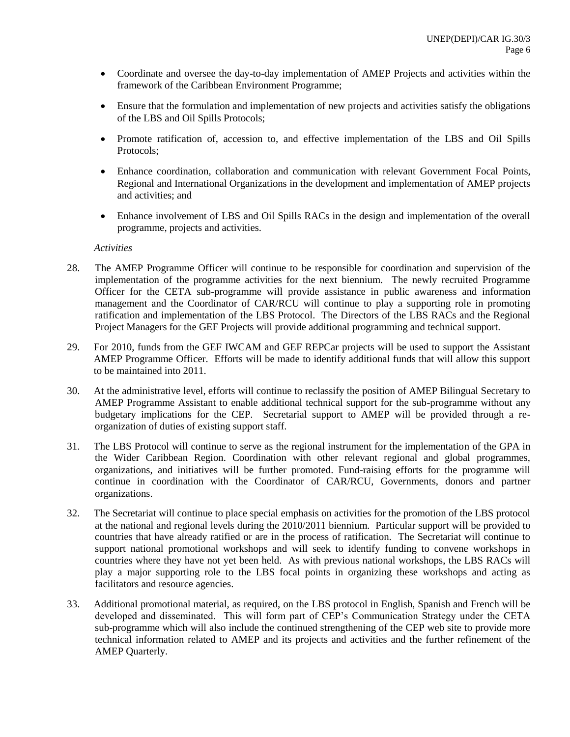- Coordinate and oversee the day-to-day implementation of AMEP Projects and activities within the framework of the Caribbean Environment Programme;
- Ensure that the formulation and implementation of new projects and activities satisfy the obligations of the LBS and Oil Spills Protocols;
- Promote ratification of, accession to, and effective implementation of the LBS and Oil Spills Protocols;
- Enhance coordination, collaboration and communication with relevant Government Focal Points, Regional and International Organizations in the development and implementation of AMEP projects and activities; and
- Enhance involvement of LBS and Oil Spills RACs in the design and implementation of the overall programme, projects and activities.

*Activities*

28. The AMEP Programme Officer will continue to be responsible for coordination and supervision of the implementation of the programme activities for the next biennium. The newly recruited Programme Officer for the CETA sub-programme will provide assistance in public awareness and information management and the Coordinator of CAR/RCU will continue to play a supporting role in promoting ratification and implementation of the LBS Protocol. The Directors of the LBS RACs and the Regional Project Managers for the GEF Projects will provide additional programming and technical support.

29. For 2010, funds from the GEF IWCAM and GEF REPCar projects will be used to support the Assistant AMEP Programme Officer. Efforts will be made to identify additional funds that will allow this support to be maintained into 2011.

30. At the administrative level, efforts will continue to reclassify the position of AMEP Bilingual Secretary to AMEP Programme Assistant to enable additional technical support for the sub-programme without any budgetary implications for the CEP. Secretarial support to AMEP will be provided through a re-organization of duties of existing support staff.

31. The LBS Protocol will continue to serve as the regional instrument for the implementation of the GPA in the Wider Caribbean Region. Coordination with other relevant regional and global programmes, organizations, and initiatives will be further promoted. Fund-raising efforts for the programme will continue in coordination with the Coordinator of CAR/RCU, Governments, donors and partner organizations.

32. The Secretariat will continue to place special emphasis on activities for the promotion of the LBS protocol at the national and regional levels during the 2010/2011 biennium. Particular support will be provided to countries that have already ratified or are in the process of ratification. The Secretariat will continue to support national promotional workshops and will seek to identify funding to convene workshops in countries where they have not yet been held. As with previous national workshops, the LBS RACs will play a major supporting role to the LBS focal points in organizing these workshops and acting as facilitators and resource agencies.

33. Additional promotional material, as required, on the LBS protocol in English, Spanish and French will be developed and disseminated. This will form part of CEP's Communication Strategy under the CETA sub-programme which will also include the continued strengthening of the CEP web site to provide more technical information related to AMEP and its projects and activities and the further refinement of the AMEP Quarterly.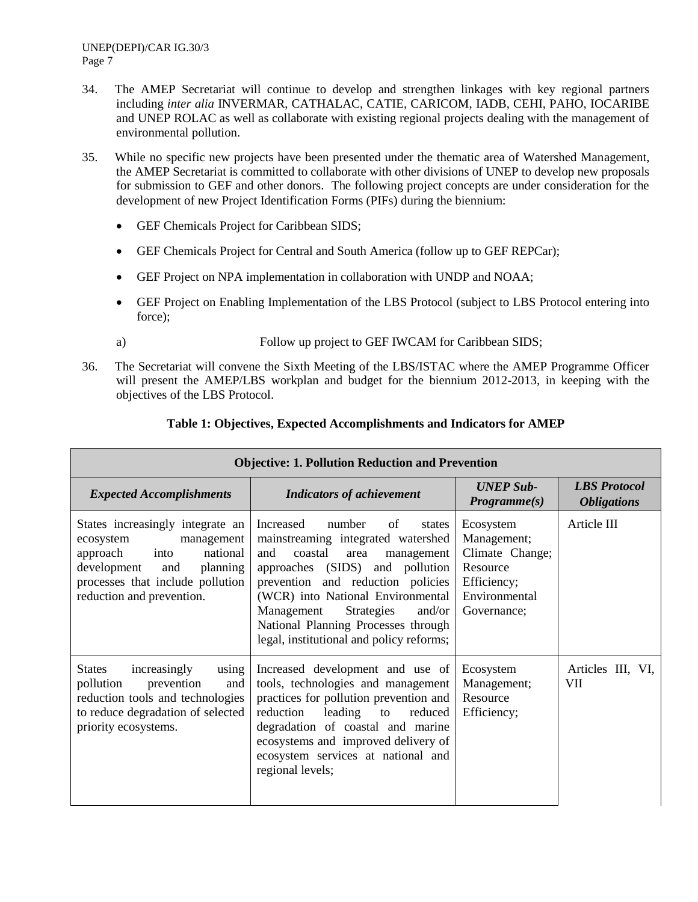34. The AMEP Secretariat will continue to develop and strengthen linkages with key regional partners including *inter alia* INVERMAR, CATHALAC, CATIE, CARICOM, IADB, CEHI, PAHO, IOCARIBE and UNEP ROLAC as well as collaborate with existing regional projects dealing with the management of environmental pollution.

35. While no specific new projects have been presented under the thematic area of Watershed Management, the AMEP Secretariat is committed to collaborate with other divisions of UNEP to develop new proposals for submission to GEF and other donors. The following project concepts are under consideration for the development of new Project Identification Forms (PIFs) during the biennium:

- GEF Chemicals Project for Caribbean SIDS;
- GEF Chemicals Project for Central and South America (follow up to GEF REPCar);
- GEF Project on NPA implementation in collaboration with UNDP and NOAA;
- GEF Project on Enabling Implementation of the LBS Protocol (subject to LBS Protocol entering into force);

a) Follow up project to GEF IWCAM for Caribbean SIDS;

36. The Secretariat will convene the Sixth Meeting of the LBS/ISTAC where the AMEP Programme Officer will present the AMEP/LBS workplan and budget for the biennium 2012-2013, in keeping with the objectives of the LBS Protocol.

**Table 1: Objectives, Expected Accomplishments and Indicators for AMEP**

| **Objective: 1. Pollution Reduction and Prevention** | | | |
|---|---|---|---|
| ***Expected Accomplishments*** | ***Indicators of achievement*** | ***UNEP Sub-Programme(s)*** | ***LBS Protocol Obligations*** |
| States increasingly integrate an ecosystem management approach into national development and planning processes that include pollution reduction and prevention. | Increased number of states mainstreaming integrated watershed and coastal area management approaches (SIDS) and pollution prevention and reduction policies (WCR) into National Environmental Management Strategies and/or National Planning Processes through legal, institutional and policy reforms; | Ecosystem Management; Climate Change; Resource Efficiency; Environmental Governance; | Article III |
| States increasingly using pollution prevention and reduction tools and technologies to reduce degradation of selected priority ecosystems. | Increased development and use of tools, technologies and management practices for pollution prevention and reduction leading to reduced degradation of coastal and marine ecosystems and improved delivery of ecosystem services at national and regional levels; | Ecosystem Management; Resource Efficiency; | Articles III, VI, VII |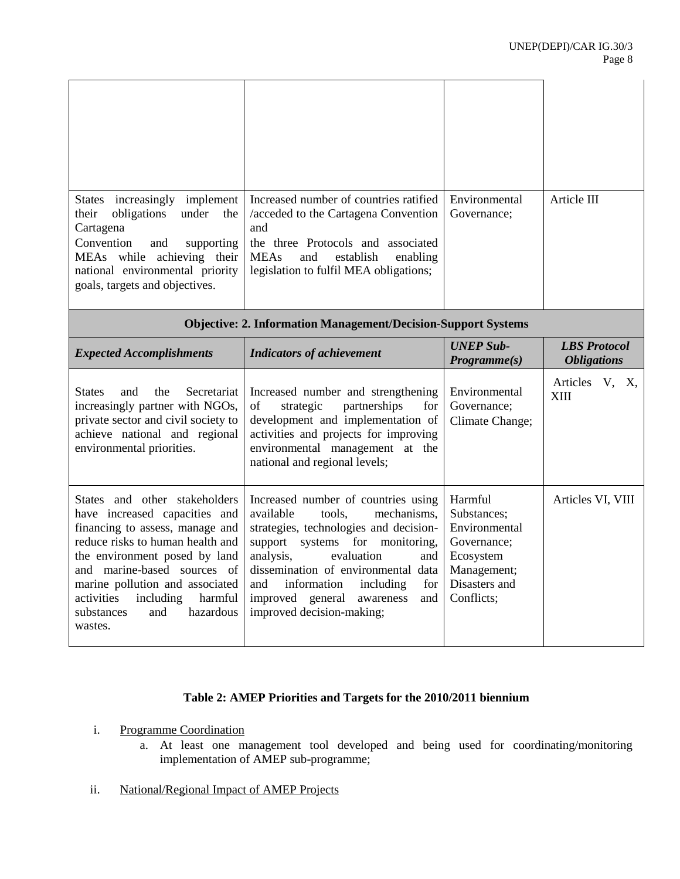| | | | |
|---|---|---|---|
| | | | |
| States increasingly implement their obligations under the Cartagena Convention and supporting MEAs while achieving their national environmental priority goals, targets and objectives. | Increased number of countries ratified /acceded to the Cartagena Convention and the three Protocols and associated MEAs and establish enabling legislation to fulfil MEA obligations; | Environmental Governance; | Article III |
| **Objective: 2. Information Management/Decision-Support Systems** | | | |
| ***Expected Accomplishments*** | ***Indicators of achievement*** | ***UNEP Sub-Programme(s)*** | ***LBS Protocol Obligations*** |
| States and the Secretariat increasingly partner with NGOs, private sector and civil society to achieve national and regional environmental priorities. | Increased number and strengthening of strategic partnerships for development and implementation of activities and projects for improving environmental management at the national and regional levels; | Environmental Governance; Climate Change; | Articles V, X, XIII |
| States and other stakeholders have increased capacities and financing to assess, manage and reduce risks to human health and the environment posed by land and marine-based sources of marine pollution and associated activities including harmful substances and hazardous wastes. | Increased number of countries using available tools, mechanisms, strategies, technologies and decision-support systems for monitoring, analysis, evaluation and dissemination of environmental data and information including for improved general awareness and improved decision-making; | Harmful Substances; Environmental Governance; Ecosystem Management; Disasters and Conflicts; | Articles VI, VIII |

**Table 2: AMEP Priorities and Targets for the 2010/2011 biennium**

i. Programme Coordination
   a. At least one management tool developed and being used for coordinating/monitoring implementation of AMEP sub-programme;

ii. National/Regional Impact of AMEP Projects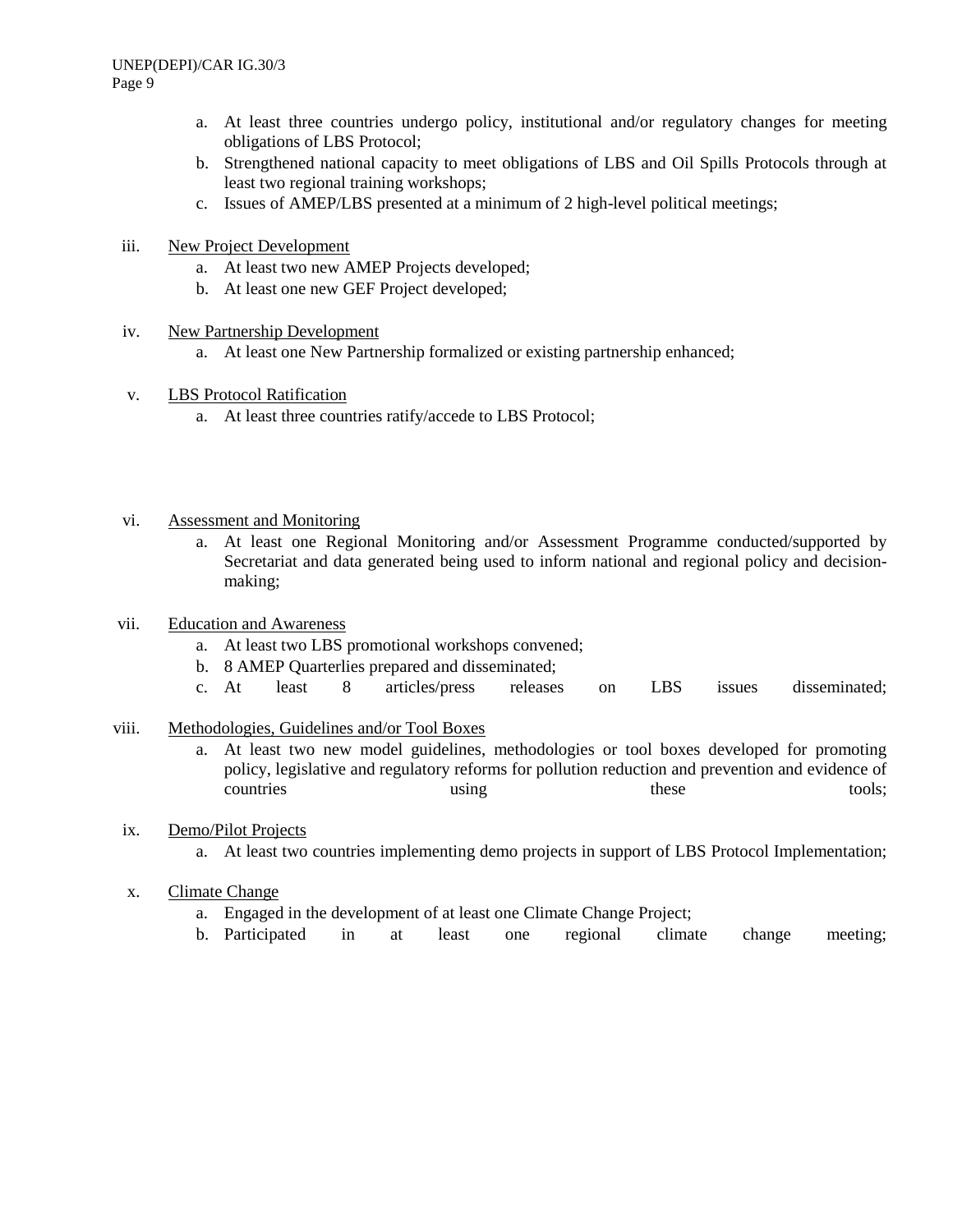a. At least three countries undergo policy, institutional and/or regulatory changes for meeting obligations of LBS Protocol;
b. Strengthened national capacity to meet obligations of LBS and Oil Spills Protocols through at least two regional training workshops;
c. Issues of AMEP/LBS presented at a minimum of 2 high-level political meetings;

iii. New Project Development
   a. At least two new AMEP Projects developed;
   b. At least one new GEF Project developed;

iv. New Partnership Development
   a. At least one New Partnership formalized or existing partnership enhanced;

v. LBS Protocol Ratification
   a. At least three countries ratify/accede to LBS Protocol;

vi. Assessment and Monitoring
   a. At least one Regional Monitoring and/or Assessment Programme conducted/supported by Secretariat and data generated being used to inform national and regional policy and decision-making;

vii. Education and Awareness
   a. At least two LBS promotional workshops convened;
   b. 8 AMEP Quarterlies prepared and disseminated;
   c. At least 8 articles/press releases on LBS issues disseminated;

viii. Methodologies, Guidelines and/or Tool Boxes
   a. At least two new model guidelines, methodologies or tool boxes developed for promoting policy, legislative and regulatory reforms for pollution reduction and prevention and evidence of countries using these tools;

ix. Demo/Pilot Projects
   a. At least two countries implementing demo projects in support of LBS Protocol Implementation;

x. Climate Change
   a. Engaged in the development of at least one Climate Change Project;
   b. Participated in at least one regional climate change meeting;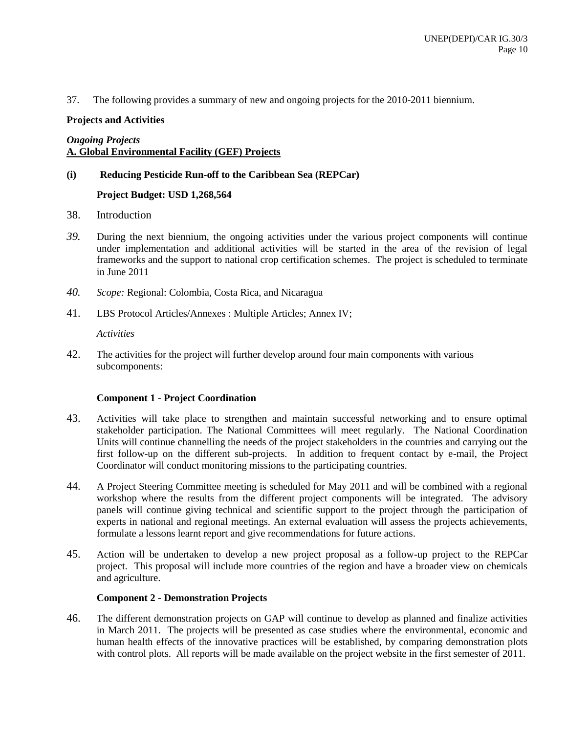37. The following provides a summary of new and ongoing projects for the 2010-2011 biennium.

**Projects and Activities**

***Ongoing Projects***
**A. Global Environmental Facility (GEF) Projects**

**(i) Reducing Pesticide Run-off to the Caribbean Sea (REPCar)**

**Project Budget: USD 1,268,564**

38. Introduction

*39.* During the next biennium, the ongoing activities under the various project components will continue under implementation and additional activities will be started in the area of the revision of legal frameworks and the support to national crop certification schemes. The project is scheduled to terminate in June 2011

*40.* *Scope:* Regional: Colombia, Costa Rica, and Nicaragua

41. LBS Protocol Articles/Annexes : Multiple Articles; Annex IV;

*Activities*

42. The activities for the project will further develop around four main components with various subcomponents:

**Component 1 - Project Coordination**

43. Activities will take place to strengthen and maintain successful networking and to ensure optimal stakeholder participation. The National Committees will meet regularly. The National Coordination Units will continue channelling the needs of the project stakeholders in the countries and carrying out the first follow-up on the different sub-projects. In addition to frequent contact by e-mail, the Project Coordinator will conduct monitoring missions to the participating countries.

44. A Project Steering Committee meeting is scheduled for May 2011 and will be combined with a regional workshop where the results from the different project components will be integrated. The advisory panels will continue giving technical and scientific support to the project through the participation of experts in national and regional meetings. An external evaluation will assess the projects achievements, formulate a lessons learnt report and give recommendations for future actions.

45. Action will be undertaken to develop a new project proposal as a follow-up project to the REPCar project. This proposal will include more countries of the region and have a broader view on chemicals and agriculture.

**Component 2 - Demonstration Projects**

46. The different demonstration projects on GAP will continue to develop as planned and finalize activities in March 2011. The projects will be presented as case studies where the environmental, economic and human health effects of the innovative practices will be established, by comparing demonstration plots with control plots. All reports will be made available on the project website in the first semester of 2011.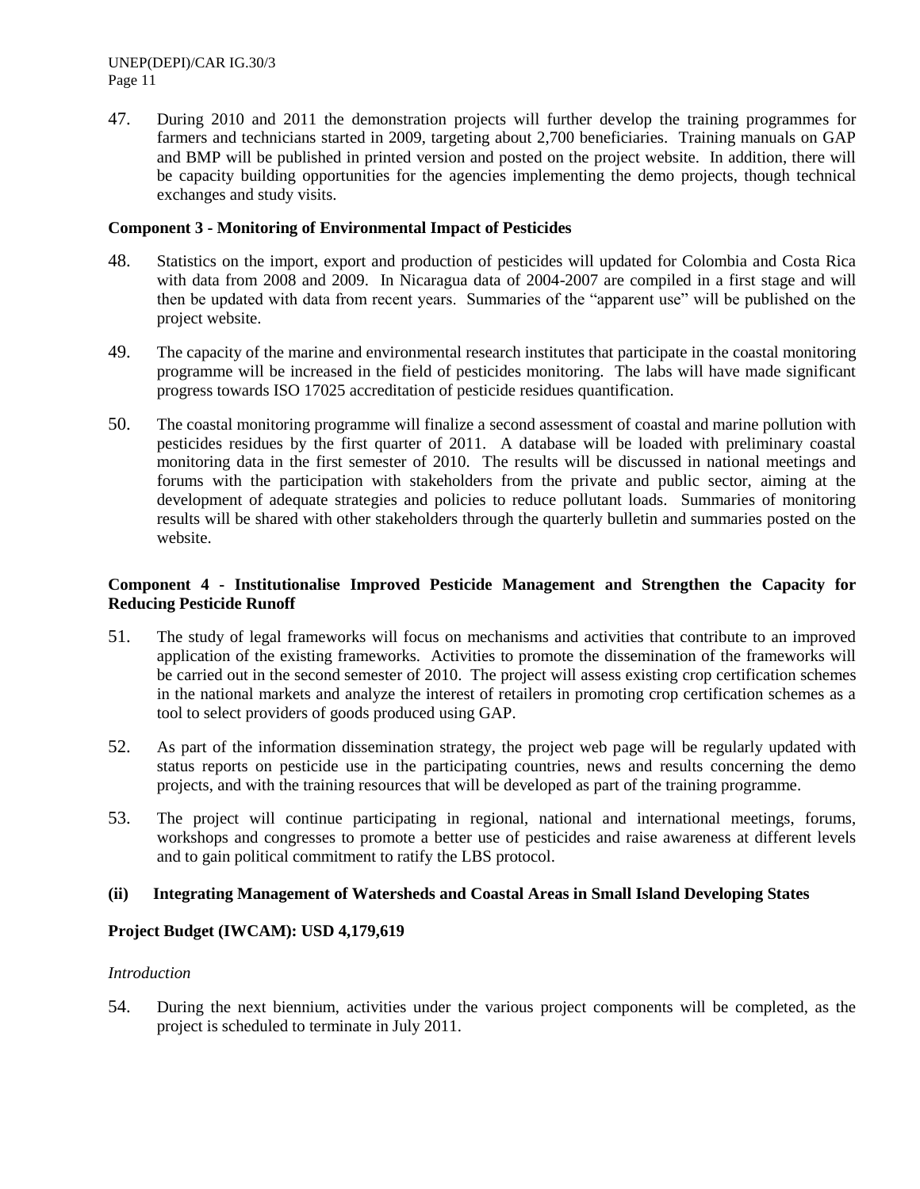47. During 2010 and 2011 the demonstration projects will further develop the training programmes for farmers and technicians started in 2009, targeting about 2,700 beneficiaries. Training manuals on GAP and BMP will be published in printed version and posted on the project website. In addition, there will be capacity building opportunities for the agencies implementing the demo projects, though technical exchanges and study visits.

**Component 3 - Monitoring of Environmental Impact of Pesticides**

48. Statistics on the import, export and production of pesticides will updated for Colombia and Costa Rica with data from 2008 and 2009. In Nicaragua data of 2004-2007 are compiled in a first stage and will then be updated with data from recent years. Summaries of the "apparent use" will be published on the project website.

49. The capacity of the marine and environmental research institutes that participate in the coastal monitoring programme will be increased in the field of pesticides monitoring. The labs will have made significant progress towards ISO 17025 accreditation of pesticide residues quantification.

50. The coastal monitoring programme will finalize a second assessment of coastal and marine pollution with pesticides residues by the first quarter of 2011. A database will be loaded with preliminary coastal monitoring data in the first semester of 2010. The results will be discussed in national meetings and forums with the participation with stakeholders from the private and public sector, aiming at the development of adequate strategies and policies to reduce pollutant loads. Summaries of monitoring results will be shared with other stakeholders through the quarterly bulletin and summaries posted on the website.

**Component 4 - Institutionalise Improved Pesticide Management and Strengthen the Capacity for Reducing Pesticide Runoff**

51. The study of legal frameworks will focus on mechanisms and activities that contribute to an improved application of the existing frameworks. Activities to promote the dissemination of the frameworks will be carried out in the second semester of 2010. The project will assess existing crop certification schemes in the national markets and analyze the interest of retailers in promoting crop certification schemes as a tool to select providers of goods produced using GAP.

52. As part of the information dissemination strategy, the project web page will be regularly updated with status reports on pesticide use in the participating countries, news and results concerning the demo projects, and with the training resources that will be developed as part of the training programme.

53. The project will continue participating in regional, national and international meetings, forums, workshops and congresses to promote a better use of pesticides and raise awareness at different levels and to gain political commitment to ratify the LBS protocol.

**(ii) Integrating Management of Watersheds and Coastal Areas in Small Island Developing States**

**Project Budget (IWCAM): USD 4,179,619**

*Introduction*

54. During the next biennium, activities under the various project components will be completed, as the project is scheduled to terminate in July 2011.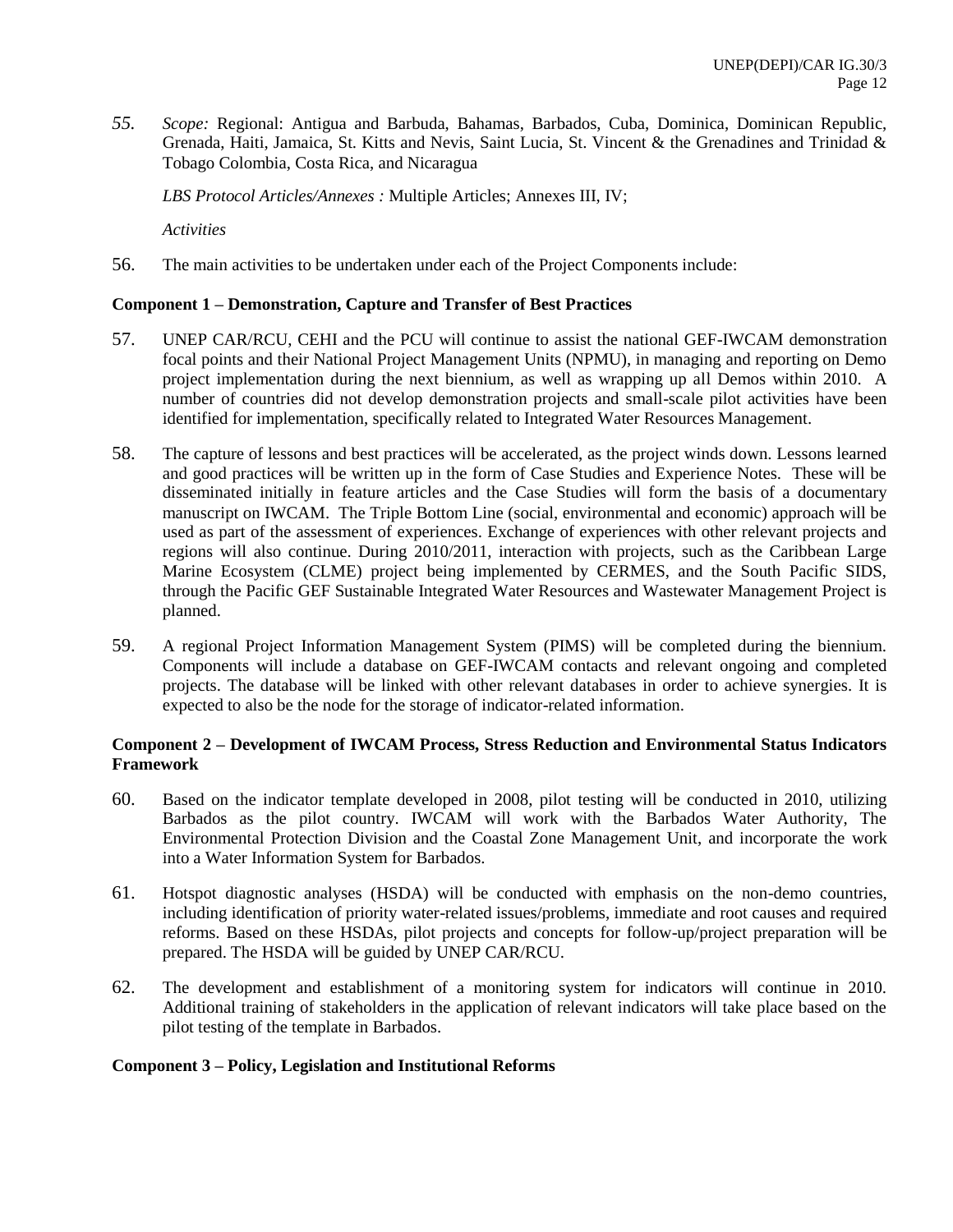55. *Scope:* Regional: Antigua and Barbuda, Bahamas, Barbados, Cuba, Dominica, Dominican Republic, Grenada, Haiti, Jamaica, St. Kitts and Nevis, Saint Lucia, St. Vincent & the Grenadines and Trinidad & Tobago Colombia, Costa Rica, and Nicaragua

*LBS Protocol Articles/Annexes :* Multiple Articles; Annexes III, IV;

*Activities*

56. The main activities to be undertaken under each of the Project Components include:

**Component 1 – Demonstration, Capture and Transfer of Best Practices**

57. UNEP CAR/RCU, CEHI and the PCU will continue to assist the national GEF-IWCAM demonstration focal points and their National Project Management Units (NPMU), in managing and reporting on Demo project implementation during the next biennium, as well as wrapping up all Demos within 2010. A number of countries did not develop demonstration projects and small-scale pilot activities have been identified for implementation, specifically related to Integrated Water Resources Management.

58. The capture of lessons and best practices will be accelerated, as the project winds down. Lessons learned and good practices will be written up in the form of Case Studies and Experience Notes. These will be disseminated initially in feature articles and the Case Studies will form the basis of a documentary manuscript on IWCAM. The Triple Bottom Line (social, environmental and economic) approach will be used as part of the assessment of experiences. Exchange of experiences with other relevant projects and regions will also continue. During 2010/2011, interaction with projects, such as the Caribbean Large Marine Ecosystem (CLME) project being implemented by CERMES, and the South Pacific SIDS, through the Pacific GEF Sustainable Integrated Water Resources and Wastewater Management Project is planned.

59. A regional Project Information Management System (PIMS) will be completed during the biennium. Components will include a database on GEF-IWCAM contacts and relevant ongoing and completed projects. The database will be linked with other relevant databases in order to achieve synergies. It is expected to also be the node for the storage of indicator-related information.

**Component 2 – Development of IWCAM Process, Stress Reduction and Environmental Status Indicators Framework**

60. Based on the indicator template developed in 2008, pilot testing will be conducted in 2010, utilizing Barbados as the pilot country. IWCAM will work with the Barbados Water Authority, The Environmental Protection Division and the Coastal Zone Management Unit, and incorporate the work into a Water Information System for Barbados.

61. Hotspot diagnostic analyses (HSDA) will be conducted with emphasis on the non-demo countries, including identification of priority water-related issues/problems, immediate and root causes and required reforms. Based on these HSDAs, pilot projects and concepts for follow-up/project preparation will be prepared. The HSDA will be guided by UNEP CAR/RCU.

62. The development and establishment of a monitoring system for indicators will continue in 2010. Additional training of stakeholders in the application of relevant indicators will take place based on the pilot testing of the template in Barbados.

**Component 3 – Policy, Legislation and Institutional Reforms**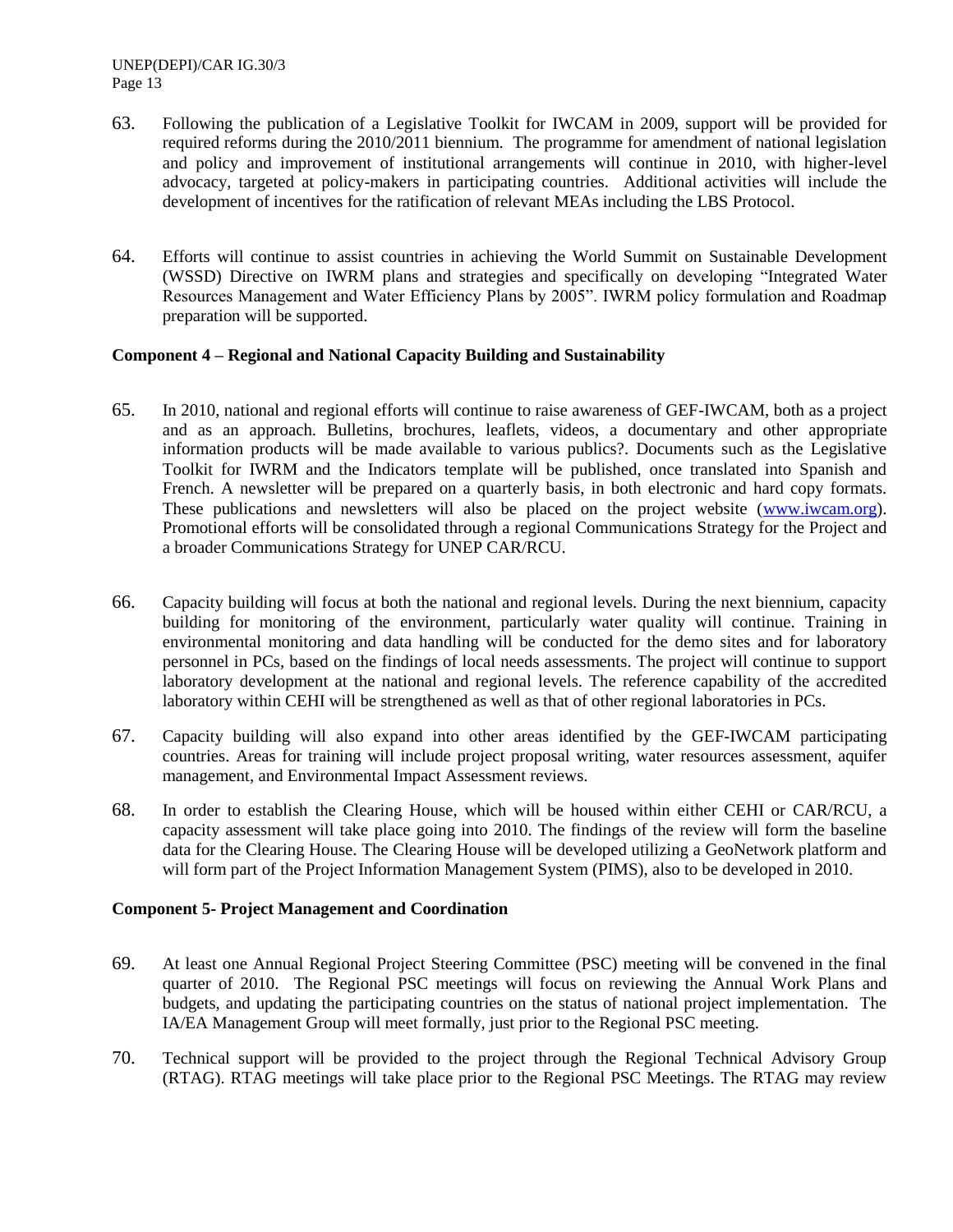63. Following the publication of a Legislative Toolkit for IWCAM in 2009, support will be provided for required reforms during the 2010/2011 biennium. The programme for amendment of national legislation and policy and improvement of institutional arrangements will continue in 2010, with higher-level advocacy, targeted at policy-makers in participating countries. Additional activities will include the development of incentives for the ratification of relevant MEAs including the LBS Protocol.

64. Efforts will continue to assist countries in achieving the World Summit on Sustainable Development (WSSD) Directive on IWRM plans and strategies and specifically on developing "Integrated Water Resources Management and Water Efficiency Plans by 2005". IWRM policy formulation and Roadmap preparation will be supported.

**Component 4 – Regional and National Capacity Building and Sustainability**

65. In 2010, national and regional efforts will continue to raise awareness of GEF-IWCAM, both as a project and as an approach. Bulletins, brochures, leaflets, videos, a documentary and other appropriate information products will be made available to various publics?. Documents such as the Legislative Toolkit for IWRM and the Indicators template will be published, once translated into Spanish and French. A newsletter will be prepared on a quarterly basis, in both electronic and hard copy formats. These publications and newsletters will also be placed on the project website (www.iwcam.org). Promotional efforts will be consolidated through a regional Communications Strategy for the Project and a broader Communications Strategy for UNEP CAR/RCU.

66. Capacity building will focus at both the national and regional levels. During the next biennium, capacity building for monitoring of the environment, particularly water quality will continue. Training in environmental monitoring and data handling will be conducted for the demo sites and for laboratory personnel in PCs, based on the findings of local needs assessments. The project will continue to support laboratory development at the national and regional levels. The reference capability of the accredited laboratory within CEHI will be strengthened as well as that of other regional laboratories in PCs.

67. Capacity building will also expand into other areas identified by the GEF-IWCAM participating countries. Areas for training will include project proposal writing, water resources assessment, aquifer management, and Environmental Impact Assessment reviews.

68. In order to establish the Clearing House, which will be housed within either CEHI or CAR/RCU, a capacity assessment will take place going into 2010. The findings of the review will form the baseline data for the Clearing House. The Clearing House will be developed utilizing a GeoNetwork platform and will form part of the Project Information Management System (PIMS), also to be developed in 2010.

**Component 5- Project Management and Coordination**

69. At least one Annual Regional Project Steering Committee (PSC) meeting will be convened in the final quarter of 2010. The Regional PSC meetings will focus on reviewing the Annual Work Plans and budgets, and updating the participating countries on the status of national project implementation. The IA/EA Management Group will meet formally, just prior to the Regional PSC meeting.

70. Technical support will be provided to the project through the Regional Technical Advisory Group (RTAG). RTAG meetings will take place prior to the Regional PSC Meetings. The RTAG may review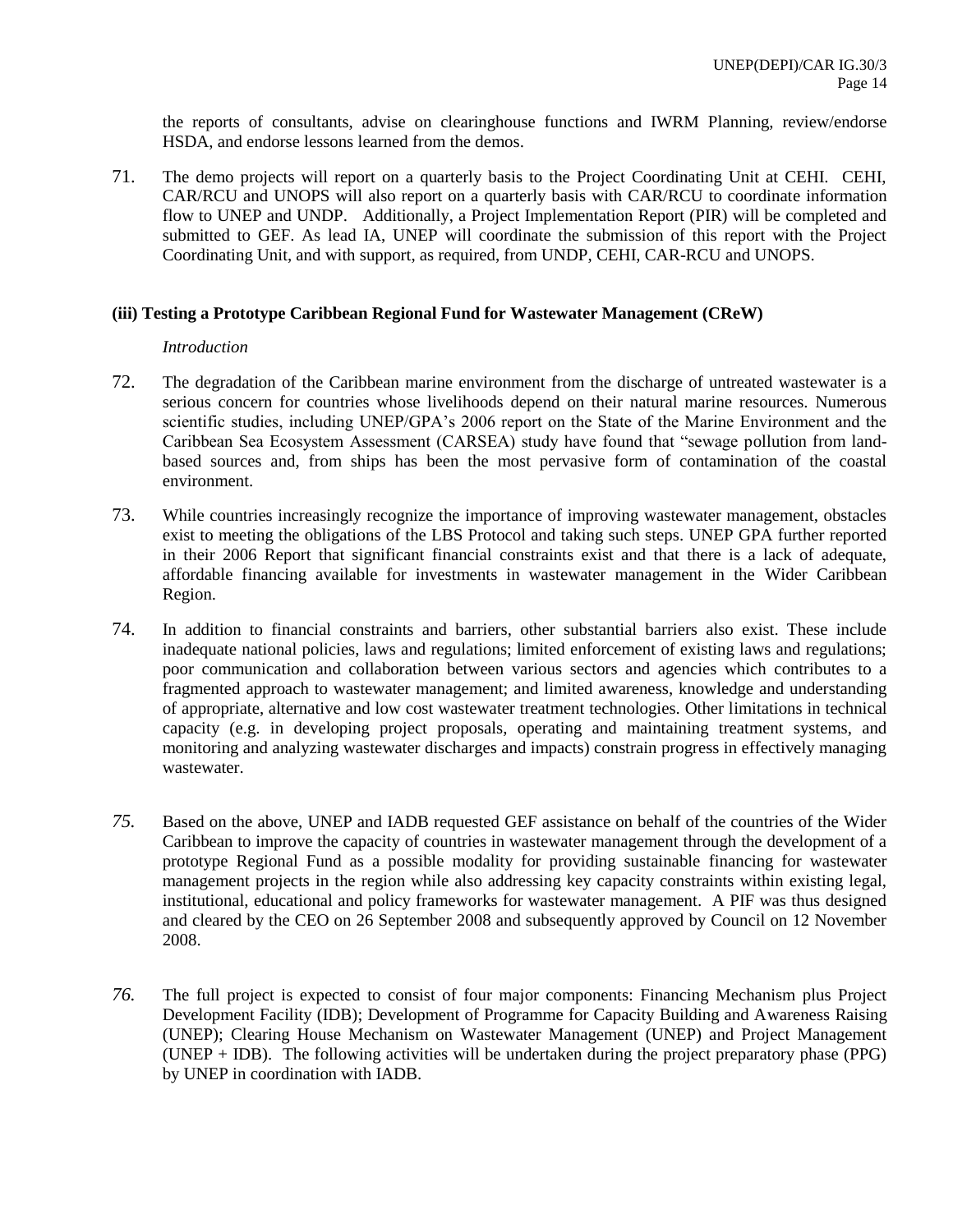the reports of consultants, advise on clearinghouse functions and IWRM Planning, review/endorse HSDA, and endorse lessons learned from the demos.

71. The demo projects will report on a quarterly basis to the Project Coordinating Unit at CEHI. CEHI, CAR/RCU and UNOPS will also report on a quarterly basis with CAR/RCU to coordinate information flow to UNEP and UNDP. Additionally, a Project Implementation Report (PIR) will be completed and submitted to GEF. As lead IA, UNEP will coordinate the submission of this report with the Project Coordinating Unit, and with support, as required, from UNDP, CEHI, CAR-RCU and UNOPS.

**(iii) Testing a Prototype Caribbean Regional Fund for Wastewater Management (CReW)**

*Introduction*

72. The degradation of the Caribbean marine environment from the discharge of untreated wastewater is a serious concern for countries whose livelihoods depend on their natural marine resources. Numerous scientific studies, including UNEP/GPA's 2006 report on the State of the Marine Environment and the Caribbean Sea Ecosystem Assessment (CARSEA) study have found that "sewage pollution from land-based sources and, from ships has been the most pervasive form of contamination of the coastal environment.

73. While countries increasingly recognize the importance of improving wastewater management, obstacles exist to meeting the obligations of the LBS Protocol and taking such steps. UNEP GPA further reported in their 2006 Report that significant financial constraints exist and that there is a lack of adequate, affordable financing available for investments in wastewater management in the Wider Caribbean Region.

74. In addition to financial constraints and barriers, other substantial barriers also exist. These include inadequate national policies, laws and regulations; limited enforcement of existing laws and regulations; poor communication and collaboration between various sectors and agencies which contributes to a fragmented approach to wastewater management; and limited awareness, knowledge and understanding of appropriate, alternative and low cost wastewater treatment technologies. Other limitations in technical capacity (e.g. in developing project proposals, operating and maintaining treatment systems, and monitoring and analyzing wastewater discharges and impacts) constrain progress in effectively managing wastewater.

*75.* Based on the above, UNEP and IADB requested GEF assistance on behalf of the countries of the Wider Caribbean to improve the capacity of countries in wastewater management through the development of a prototype Regional Fund as a possible modality for providing sustainable financing for wastewater management projects in the region while also addressing key capacity constraints within existing legal, institutional, educational and policy frameworks for wastewater management. A PIF was thus designed and cleared by the CEO on 26 September 2008 and subsequently approved by Council on 12 November 2008.

*76.* The full project is expected to consist of four major components: Financing Mechanism plus Project Development Facility (IDB); Development of Programme for Capacity Building and Awareness Raising (UNEP); Clearing House Mechanism on Wastewater Management (UNEP) and Project Management (UNEP + IDB). The following activities will be undertaken during the project preparatory phase (PPG) by UNEP in coordination with IADB.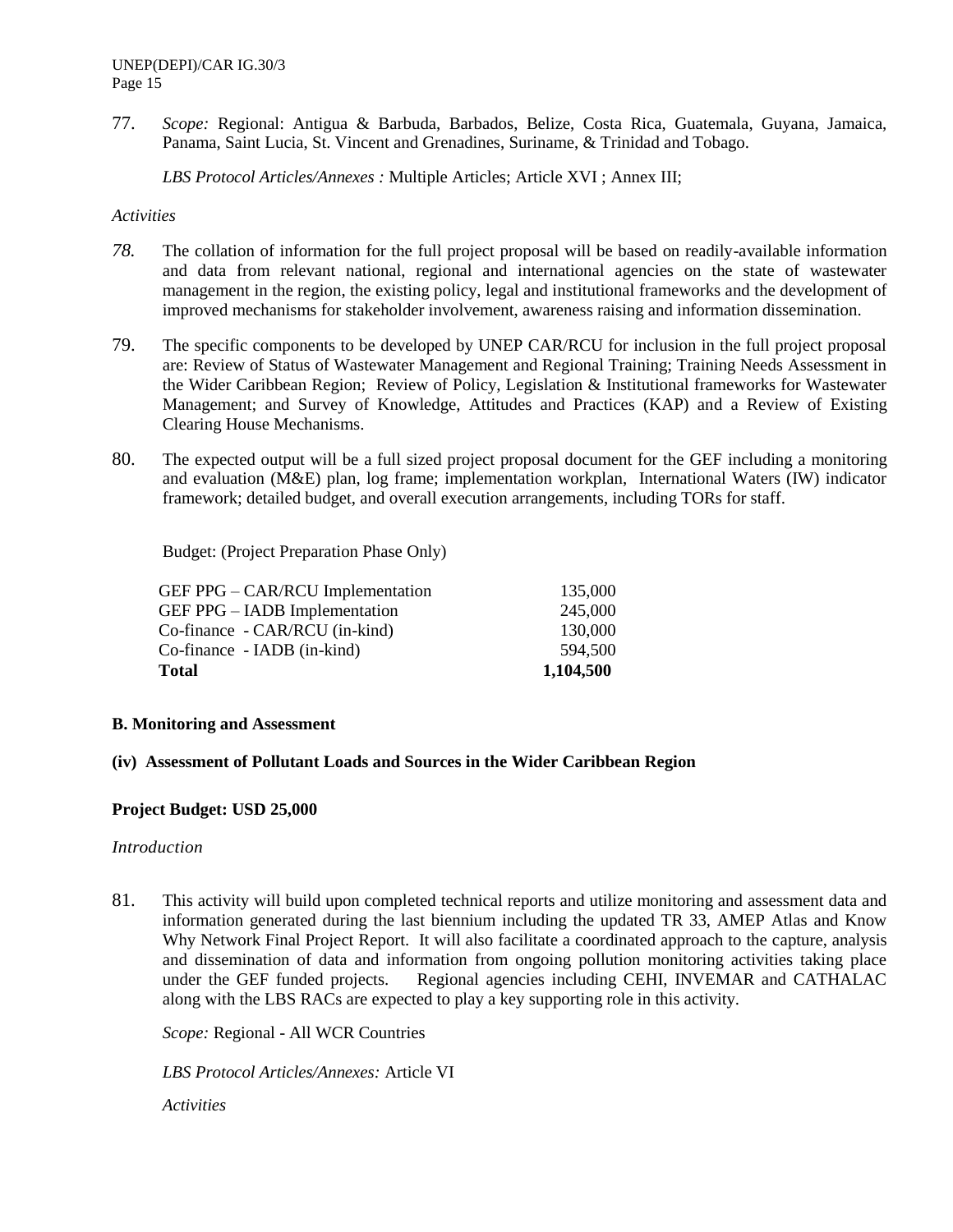77. *Scope:* Regional: Antigua & Barbuda, Barbados, Belize, Costa Rica, Guatemala, Guyana, Jamaica, Panama, Saint Lucia, St. Vincent and Grenadines, Suriname, & Trinidad and Tobago.

*LBS Protocol Articles/Annexes :* Multiple Articles; Article XVI ; Annex III;

*Activities*

78. The collation of information for the full project proposal will be based on readily-available information and data from relevant national, regional and international agencies on the state of wastewater management in the region, the existing policy, legal and institutional frameworks and the development of improved mechanisms for stakeholder involvement, awareness raising and information dissemination.

79. The specific components to be developed by UNEP CAR/RCU for inclusion in the full project proposal are: Review of Status of Wastewater Management and Regional Training; Training Needs Assessment in the Wider Caribbean Region; Review of Policy, Legislation & Institutional frameworks for Wastewater Management; and Survey of Knowledge, Attitudes and Practices (KAP) and a Review of Existing Clearing House Mechanisms.

80. The expected output will be a full sized project proposal document for the GEF including a monitoring and evaluation (M&E) plan, log frame; implementation workplan, International Waters (IW) indicator framework; detailed budget, and overall execution arrangements, including TORs for staff.

Budget: (Project Preparation Phase Only)

| | |
|---|---|
| GEF PPG – CAR/RCU Implementation | 135,000 |
| GEF PPG – IADB Implementation | 245,000 |
| Co-finance - CAR/RCU (in-kind) | 130,000 |
| Co-finance - IADB (in-kind) | 594,500 |
| **Total** | **1,104,500** |

### B. Monitoring and Assessment

#### (iv) Assessment of Pollutant Loads and Sources in the Wider Caribbean Region

**Project Budget: USD 25,000**

*Introduction*

81. This activity will build upon completed technical reports and utilize monitoring and assessment data and information generated during the last biennium including the updated TR 33, AMEP Atlas and Know Why Network Final Project Report. It will also facilitate a coordinated approach to the capture, analysis and dissemination of data and information from ongoing pollution monitoring activities taking place under the GEF funded projects. Regional agencies including CEHI, INVEMAR and CATHALAC along with the LBS RACs are expected to play a key supporting role in this activity.

*Scope:* Regional - All WCR Countries

*LBS Protocol Articles/Annexes:* Article VI

*Activities*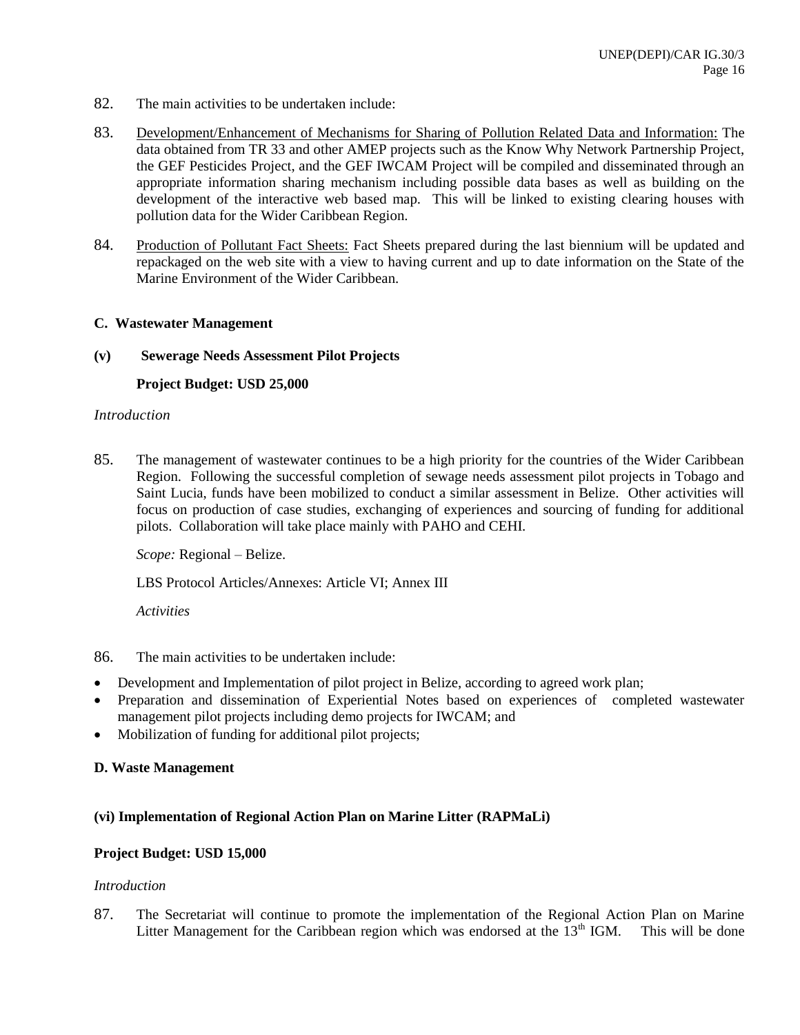82. The main activities to be undertaken include:

83. Development/Enhancement of Mechanisms for Sharing of Pollution Related Data and Information: The data obtained from TR 33 and other AMEP projects such as the Know Why Network Partnership Project, the GEF Pesticides Project, and the GEF IWCAM Project will be compiled and disseminated through an appropriate information sharing mechanism including possible data bases as well as building on the development of the interactive web based map. This will be linked to existing clearing houses with pollution data for the Wider Caribbean Region.

84. Production of Pollutant Fact Sheets: Fact Sheets prepared during the last biennium will be updated and repackaged on the web site with a view to having current and up to date information on the State of the Marine Environment of the Wider Caribbean.

**C. Wastewater Management**

**(v) Sewerage Needs Assessment Pilot Projects**

**Project Budget: USD 25,000**

*Introduction*

85. The management of wastewater continues to be a high priority for the countries of the Wider Caribbean Region. Following the successful completion of sewage needs assessment pilot projects in Tobago and Saint Lucia, funds have been mobilized to conduct a similar assessment in Belize. Other activities will focus on production of case studies, exchanging of experiences and sourcing of funding for additional pilots. Collaboration will take place mainly with PAHO and CEHI.

*Scope:* Regional – Belize.

LBS Protocol Articles/Annexes: Article VI; Annex III

*Activities*

86. The main activities to be undertaken include:

- Development and Implementation of pilot project in Belize, according to agreed work plan;
- Preparation and dissemination of Experiential Notes based on experiences of completed wastewater management pilot projects including demo projects for IWCAM; and
- Mobilization of funding for additional pilot projects;

**D. Waste Management**

**(vi) Implementation of Regional Action Plan on Marine Litter (RAPMaLi)**

**Project Budget: USD 15,000**

*Introduction*

87. The Secretariat will continue to promote the implementation of the Regional Action Plan on Marine Litter Management for the Caribbean region which was endorsed at the 13th IGM. This will be done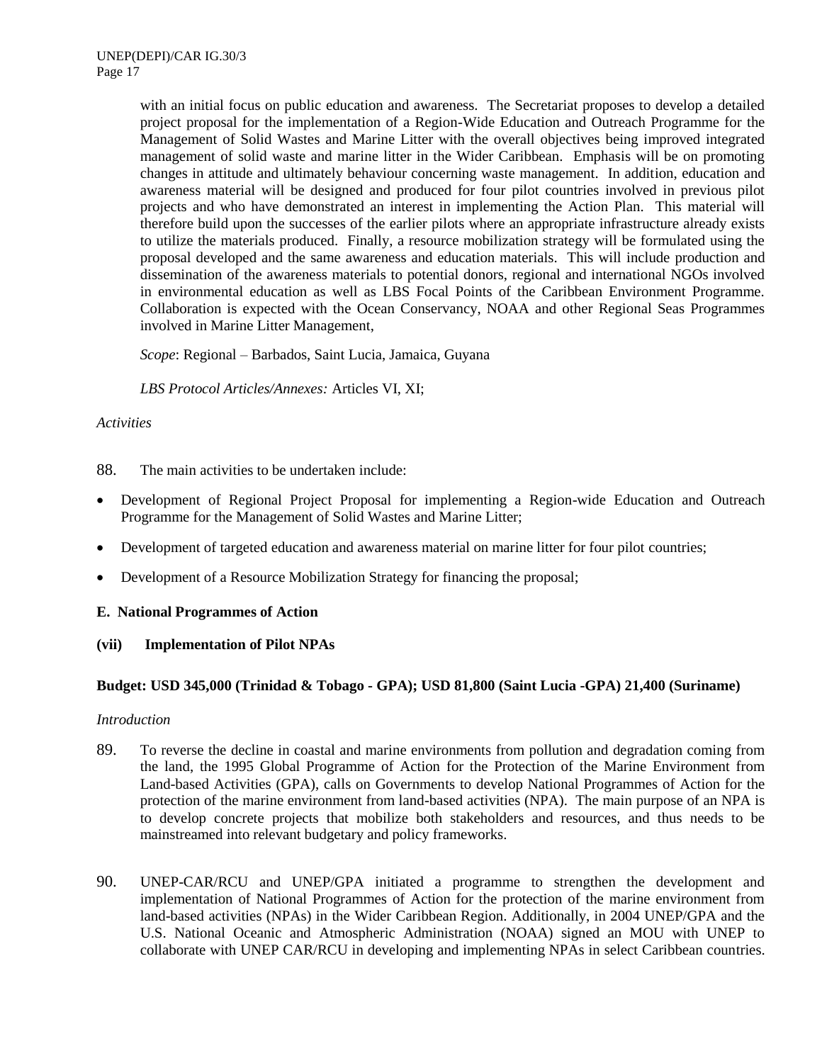with an initial focus on public education and awareness. The Secretariat proposes to develop a detailed project proposal for the implementation of a Region-Wide Education and Outreach Programme for the Management of Solid Wastes and Marine Litter with the overall objectives being improved integrated management of solid waste and marine litter in the Wider Caribbean. Emphasis will be on promoting changes in attitude and ultimately behaviour concerning waste management. In addition, education and awareness material will be designed and produced for four pilot countries involved in previous pilot projects and who have demonstrated an interest in implementing the Action Plan. This material will therefore build upon the successes of the earlier pilots where an appropriate infrastructure already exists to utilize the materials produced. Finally, a resource mobilization strategy will be formulated using the proposal developed and the same awareness and education materials. This will include production and dissemination of the awareness materials to potential donors, regional and international NGOs involved in environmental education as well as LBS Focal Points of the Caribbean Environment Programme. Collaboration is expected with the Ocean Conservancy, NOAA and other Regional Seas Programmes involved in Marine Litter Management,

*Scope*: Regional – Barbados, Saint Lucia, Jamaica, Guyana

*LBS Protocol Articles/Annexes:* Articles VI, XI;

*Activities*

88. The main activities to be undertaken include:

- Development of Regional Project Proposal for implementing a Region-wide Education and Outreach Programme for the Management of Solid Wastes and Marine Litter;
- Development of targeted education and awareness material on marine litter for four pilot countries;
- Development of a Resource Mobilization Strategy for financing the proposal;

**E. National Programmes of Action**

**(vii) Implementation of Pilot NPAs**

**Budget: USD 345,000 (Trinidad & Tobago - GPA); USD 81,800 (Saint Lucia -GPA) 21,400 (Suriname)**

*Introduction*

89. To reverse the decline in coastal and marine environments from pollution and degradation coming from the land, the 1995 Global Programme of Action for the Protection of the Marine Environment from Land-based Activities (GPA), calls on Governments to develop National Programmes of Action for the protection of the marine environment from land-based activities (NPA). The main purpose of an NPA is to develop concrete projects that mobilize both stakeholders and resources, and thus needs to be mainstreamed into relevant budgetary and policy frameworks.

90. UNEP-CAR/RCU and UNEP/GPA initiated a programme to strengthen the development and implementation of National Programmes of Action for the protection of the marine environment from land-based activities (NPAs) in the Wider Caribbean Region. Additionally, in 2004 UNEP/GPA and the U.S. National Oceanic and Atmospheric Administration (NOAA) signed an MOU with UNEP to collaborate with UNEP CAR/RCU in developing and implementing NPAs in select Caribbean countries.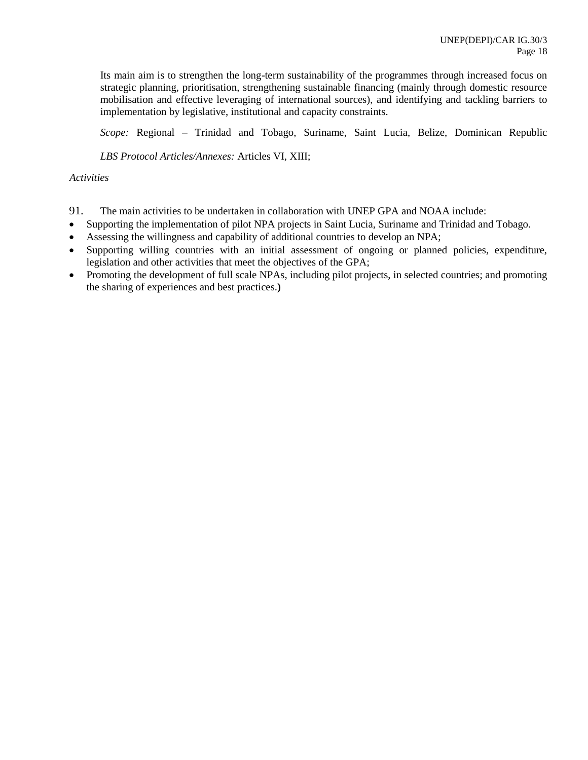Its main aim is to strengthen the long-term sustainability of the programmes through increased focus on strategic planning, prioritisation, strengthening sustainable financing (mainly through domestic resource mobilisation and effective leveraging of international sources), and identifying and tackling barriers to implementation by legislative, institutional and capacity constraints.

*Scope:* Regional – Trinidad and Tobago, Suriname, Saint Lucia, Belize, Dominican Republic

*LBS Protocol Articles/Annexes:* Articles VI, XIII;

*Activities*

91. The main activities to be undertaken in collaboration with UNEP GPA and NOAA include:

- Supporting the implementation of pilot NPA projects in Saint Lucia, Suriname and Trinidad and Tobago.
- Assessing the willingness and capability of additional countries to develop an NPA;
- Supporting willing countries with an initial assessment of ongoing or planned policies, expenditure, legislation and other activities that meet the objectives of the GPA;
- Promoting the development of full scale NPAs, including pilot projects, in selected countries; and promoting the sharing of experiences and best practices.**)**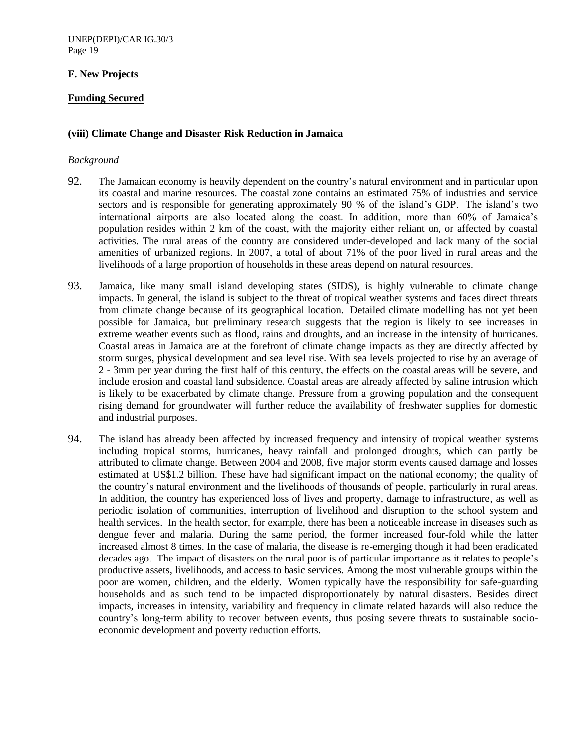## F. New Projects

**Funding Secured**

### (viii) Climate Change and Disaster Risk Reduction in Jamaica

*Background*

92. The Jamaican economy is heavily dependent on the country's natural environment and in particular upon its coastal and marine resources. The coastal zone contains an estimated 75% of industries and service sectors and is responsible for generating approximately 90 % of the island's GDP. The island's two international airports are also located along the coast. In addition, more than 60% of Jamaica's population resides within 2 km of the coast, with the majority either reliant on, or affected by coastal activities. The rural areas of the country are considered under-developed and lack many of the social amenities of urbanized regions. In 2007, a total of about 71% of the poor lived in rural areas and the livelihoods of a large proportion of households in these areas depend on natural resources.

93. Jamaica, like many small island developing states (SIDS), is highly vulnerable to climate change impacts. In general, the island is subject to the threat of tropical weather systems and faces direct threats from climate change because of its geographical location. Detailed climate modelling has not yet been possible for Jamaica, but preliminary research suggests that the region is likely to see increases in extreme weather events such as flood, rains and droughts, and an increase in the intensity of hurricanes. Coastal areas in Jamaica are at the forefront of climate change impacts as they are directly affected by storm surges, physical development and sea level rise. With sea levels projected to rise by an average of 2 - 3mm per year during the first half of this century, the effects on the coastal areas will be severe, and include erosion and coastal land subsidence. Coastal areas are already affected by saline intrusion which is likely to be exacerbated by climate change. Pressure from a growing population and the consequent rising demand for groundwater will further reduce the availability of freshwater supplies for domestic and industrial purposes.

94. The island has already been affected by increased frequency and intensity of tropical weather systems including tropical storms, hurricanes, heavy rainfall and prolonged droughts, which can partly be attributed to climate change. Between 2004 and 2008, five major storm events caused damage and losses estimated at US$1.2 billion. These have had significant impact on the national economy; the quality of the country's natural environment and the livelihoods of thousands of people, particularly in rural areas. In addition, the country has experienced loss of lives and property, damage to infrastructure, as well as periodic isolation of communities, interruption of livelihood and disruption to the school system and health services. In the health sector, for example, there has been a noticeable increase in diseases such as dengue fever and malaria. During the same period, the former increased four-fold while the latter increased almost 8 times. In the case of malaria, the disease is re-emerging though it had been eradicated decades ago. The impact of disasters on the rural poor is of particular importance as it relates to people's productive assets, livelihoods, and access to basic services. Among the most vulnerable groups within the poor are women, children, and the elderly. Women typically have the responsibility for safe-guarding households and as such tend to be impacted disproportionately by natural disasters. Besides direct impacts, increases in intensity, variability and frequency in climate related hazards will also reduce the country's long-term ability to recover between events, thus posing severe threats to sustainable socio-economic development and poverty reduction efforts.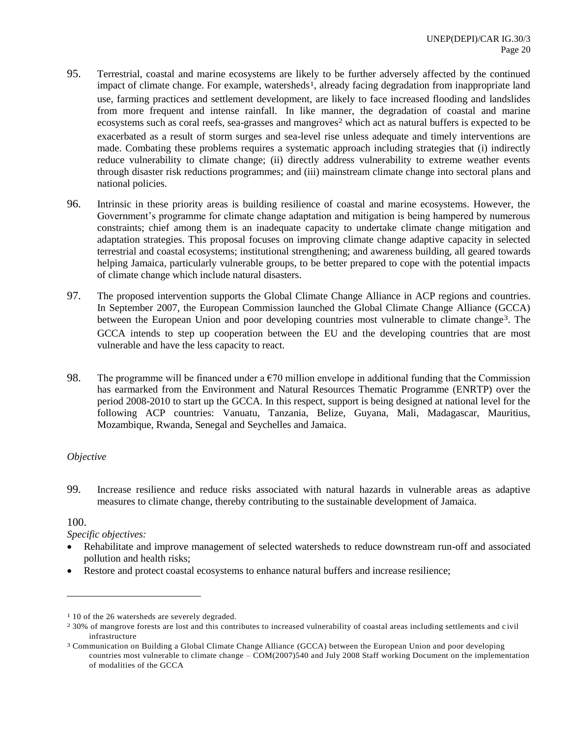95. Terrestrial, coastal and marine ecosystems are likely to be further adversely affected by the continued impact of climate change. For example, watersheds[1], already facing degradation from inappropriate land use, farming practices and settlement development, are likely to face increased flooding and landslides from more frequent and intense rainfall. In like manner, the degradation of coastal and marine ecosystems such as coral reefs, sea-grasses and mangroves[2] which act as natural buffers is expected to be exacerbated as a result of storm surges and sea-level rise unless adequate and timely interventions are made. Combating these problems requires a systematic approach including strategies that (i) indirectly reduce vulnerability to climate change; (ii) directly address vulnerability to extreme weather events through disaster risk reductions programmes; and (iii) mainstream climate change into sectoral plans and national policies.

96. Intrinsic in these priority areas is building resilience of coastal and marine ecosystems. However, the Government's programme for climate change adaptation and mitigation is being hampered by numerous constraints; chief among them is an inadequate capacity to undertake climate change mitigation and adaptation strategies. This proposal focuses on improving climate change adaptive capacity in selected terrestrial and coastal ecosystems; institutional strengthening; and awareness building, all geared towards helping Jamaica, particularly vulnerable groups, to be better prepared to cope with the potential impacts of climate change which include natural disasters.

97. The proposed intervention supports the Global Climate Change Alliance in ACP regions and countries. In September 2007, the European Commission launched the Global Climate Change Alliance (GCCA) between the European Union and poor developing countries most vulnerable to climate change[3]. The GCCA intends to step up cooperation between the EU and the developing countries that are most vulnerable and have the less capacity to react.

98. The programme will be financed under a €70 million envelope in additional funding that the Commission has earmarked from the Environment and Natural Resources Thematic Programme (ENRTP) over the period 2008-2010 to start up the GCCA. In this respect, support is being designed at national level for the following ACP countries: Vanuatu, Tanzania, Belize, Guyana, Mali, Madagascar, Mauritius, Mozambique, Rwanda, Senegal and Seychelles and Jamaica.

*Objective*

99. Increase resilience and reduce risks associated with natural hazards in vulnerable areas as adaptive measures to climate change, thereby contributing to the sustainable development of Jamaica.

100.

*Specific objectives:*

- Rehabilitate and improve management of selected watersheds to reduce downstream run-off and associated pollution and health risks;
- Restore and protect coastal ecosystems to enhance natural buffers and increase resilience;

---

[1] 10 of the 26 watersheds are severely degraded.

[2] 30% of mangrove forests are lost and this contributes to increased vulnerability of coastal areas including settlements and civil infrastructure

[3] Communication on Building a Global Climate Change Alliance (GCCA) between the European Union and poor developing countries most vulnerable to climate change – COM(2007)540 and July 2008 Staff working Document on the implementation of modalities of the GCCA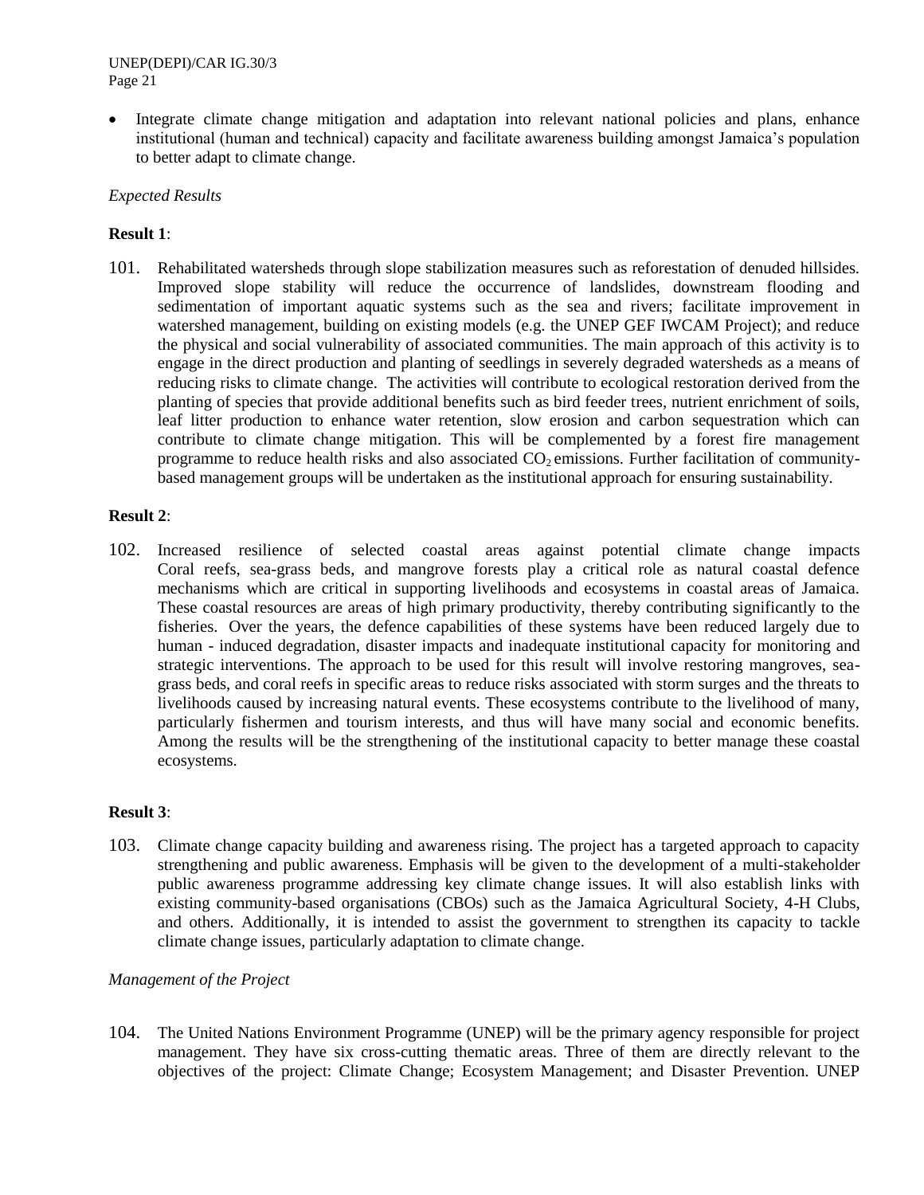- Integrate climate change mitigation and adaptation into relevant national policies and plans, enhance institutional (human and technical) capacity and facilitate awareness building amongst Jamaica's population to better adapt to climate change.

*Expected Results*

**Result 1**:

101. Rehabilitated watersheds through slope stabilization measures such as reforestation of denuded hillsides. Improved slope stability will reduce the occurrence of landslides, downstream flooding and sedimentation of important aquatic systems such as the sea and rivers; facilitate improvement in watershed management, building on existing models (e.g. the UNEP GEF IWCAM Project); and reduce the physical and social vulnerability of associated communities. The main approach of this activity is to engage in the direct production and planting of seedlings in severely degraded watersheds as a means of reducing risks to climate change. The activities will contribute to ecological restoration derived from the planting of species that provide additional benefits such as bird feeder trees, nutrient enrichment of soils, leaf litter production to enhance water retention, slow erosion and carbon sequestration which can contribute to climate change mitigation. This will be complemented by a forest fire management programme to reduce health risks and also associated $CO_2$ emissions. Further facilitation of community-based management groups will be undertaken as the institutional approach for ensuring sustainability.

**Result 2**:

102. Increased resilience of selected coastal areas against potential climate change impacts Coral reefs, sea-grass beds, and mangrove forests play a critical role as natural coastal defence mechanisms which are critical in supporting livelihoods and ecosystems in coastal areas of Jamaica. These coastal resources are areas of high primary productivity, thereby contributing significantly to the fisheries. Over the years, the defence capabilities of these systems have been reduced largely due to human - induced degradation, disaster impacts and inadequate institutional capacity for monitoring and strategic interventions. The approach to be used for this result will involve restoring mangroves, sea-grass beds, and coral reefs in specific areas to reduce risks associated with storm surges and the threats to livelihoods caused by increasing natural events. These ecosystems contribute to the livelihood of many, particularly fishermen and tourism interests, and thus will have many social and economic benefits. Among the results will be the strengthening of the institutional capacity to better manage these coastal ecosystems.

**Result 3**:

103. Climate change capacity building and awareness rising. The project has a targeted approach to capacity strengthening and public awareness. Emphasis will be given to the development of a multi-stakeholder public awareness programme addressing key climate change issues. It will also establish links with existing community-based organisations (CBOs) such as the Jamaica Agricultural Society, 4-H Clubs, and others. Additionally, it is intended to assist the government to strengthen its capacity to tackle climate change issues, particularly adaptation to climate change.

*Management of the Project*

104. The United Nations Environment Programme (UNEP) will be the primary agency responsible for project management. They have six cross-cutting thematic areas. Three of them are directly relevant to the objectives of the project: Climate Change; Ecosystem Management; and Disaster Prevention. UNEP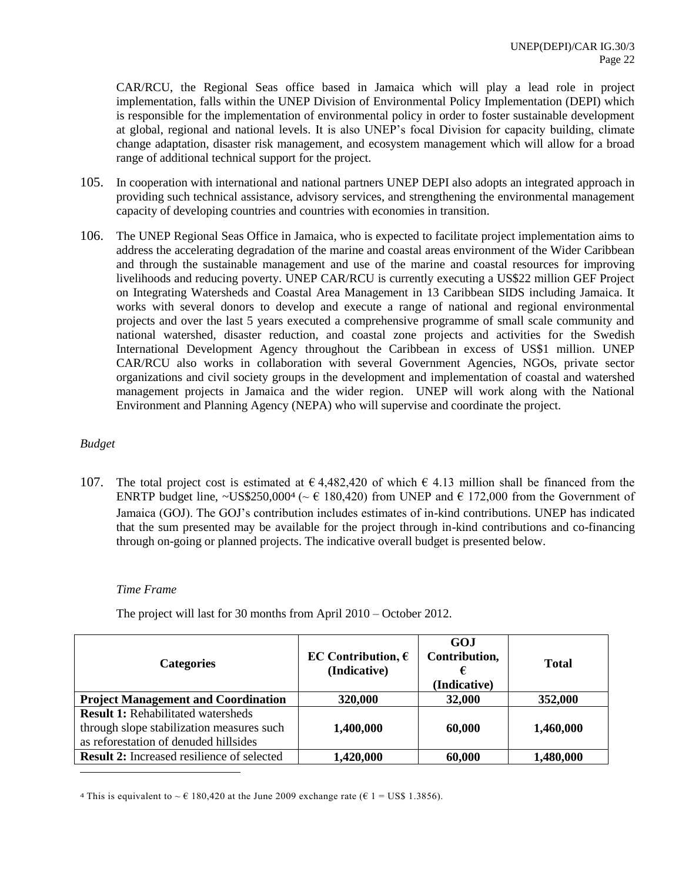CAR/RCU, the Regional Seas office based in Jamaica which will play a lead role in project implementation, falls within the UNEP Division of Environmental Policy Implementation (DEPI) which is responsible for the implementation of environmental policy in order to foster sustainable development at global, regional and national levels. It is also UNEP's focal Division for capacity building, climate change adaptation, disaster risk management, and ecosystem management which will allow for a broad range of additional technical support for the project.

105. In cooperation with international and national partners UNEP DEPI also adopts an integrated approach in providing such technical assistance, advisory services, and strengthening the environmental management capacity of developing countries and countries with economies in transition.

106. The UNEP Regional Seas Office in Jamaica, who is expected to facilitate project implementation aims to address the accelerating degradation of the marine and coastal areas environment of the Wider Caribbean and through the sustainable management and use of the marine and coastal resources for improving livelihoods and reducing poverty. UNEP CAR/RCU is currently executing a US$22 million GEF Project on Integrating Watersheds and Coastal Area Management in 13 Caribbean SIDS including Jamaica. It works with several donors to develop and execute a range of national and regional environmental projects and over the last 5 years executed a comprehensive programme of small scale community and national watershed, disaster reduction, and coastal zone projects and activities for the Swedish International Development Agency throughout the Caribbean in excess of US$1 million. UNEP CAR/RCU also works in collaboration with several Government Agencies, NGOs, private sector organizations and civil society groups in the development and implementation of coastal and watershed management projects in Jamaica and the wider region. UNEP will work along with the National Environment and Planning Agency (NEPA) who will supervise and coordinate the project.

*Budget*

107. The total project cost is estimated at € 4,482,420 of which € 4.13 million shall be financed from the ENRTP budget line, ~US$250,000[4] (~ € 180,420) from UNEP and € 172,000 from the Government of Jamaica (GOJ). The GOJ's contribution includes estimates of in-kind contributions. UNEP has indicated that the sum presented may be available for the project through in-kind contributions and co-financing through on-going or planned projects. The indicative overall budget is presented below.

*Time Frame*

The project will last for 30 months from April 2010 – October 2012.

| Categories | EC Contribution, € (Indicative) | GOJ Contribution, € (Indicative) | Total |
|---|---|---|---|
| **Project Management and Coordination** | **320,000** | **32,000** | **352,000** |
| **Result 1:** Rehabilitated watersheds through slope stabilization measures such as reforestation of denuded hillsides | **1,400,000** | **60,000** | **1,460,000** |
| **Result 2:** Increased resilience of selected | **1,420,000** | **60,000** | **1,480,000** |

[4] This is equivalent to ~ € 180,420 at the June 2009 exchange rate (€ 1 = US$ 1.3856).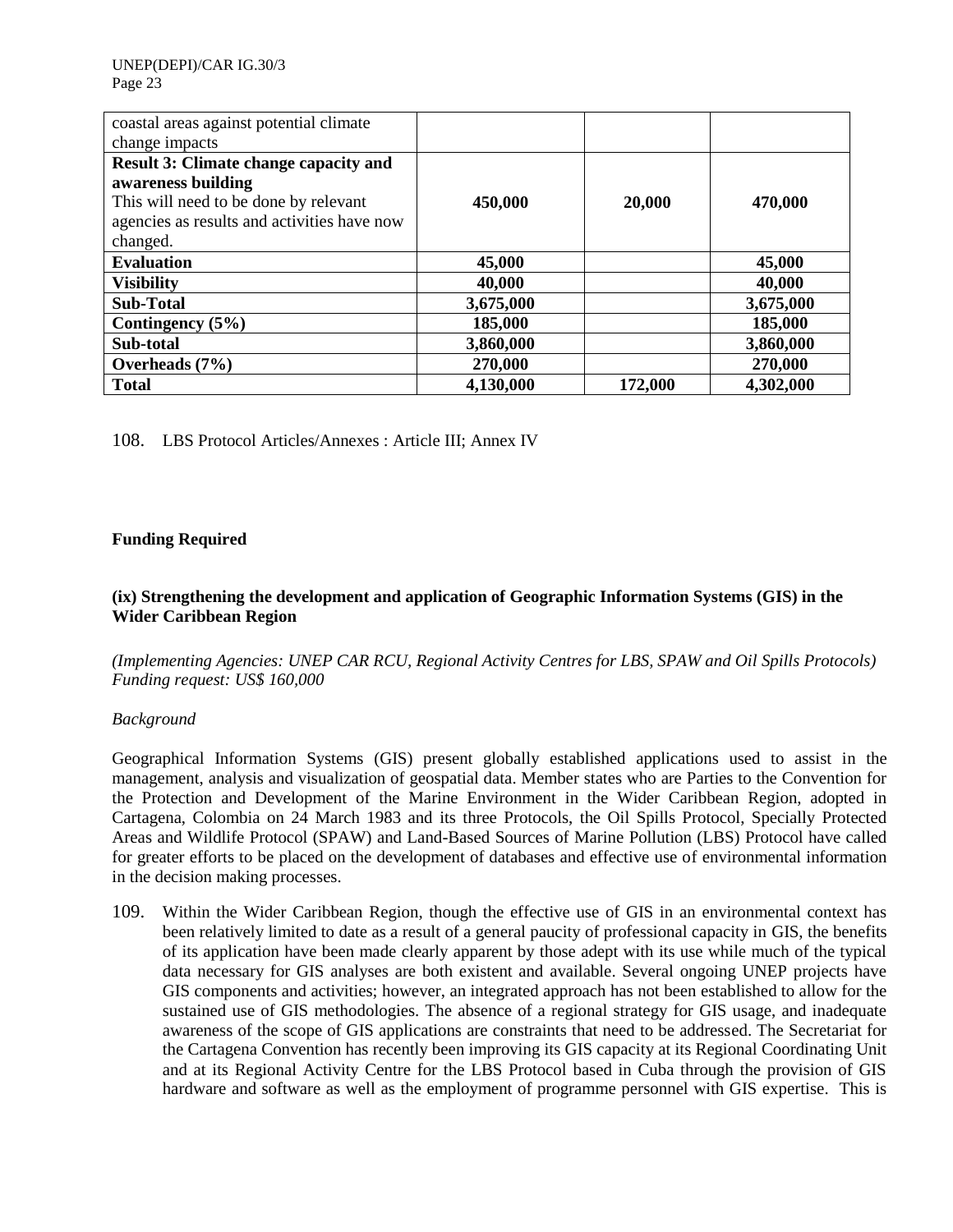| | | | |
|---|---|---|---|
| coastal areas against potential climate change impacts | | | |
| **Result 3: Climate change capacity and awareness building** This will need to be done by relevant agencies as results and activities have now changed. | **450,000** | **20,000** | **470,000** |
| **Evaluation** | **45,000** | | **45,000** |
| **Visibility** | **40,000** | | **40,000** |
| **Sub-Total** | **3,675,000** | | **3,675,000** |
| **Contingency (5%)** | **185,000** | | **185,000** |
| **Sub-total** | **3,860,000** | | **3,860,000** |
| **Overheads (7%)** | **270,000** | | **270,000** |
| **Total** | **4,130,000** | **172,000** | **4,302,000** |

108. LBS Protocol Articles/Annexes : Article III; Annex IV

**Funding Required**

**(ix) Strengthening the development and application of Geographic Information Systems (GIS) in the Wider Caribbean Region**

*(Implementing Agencies: UNEP CAR RCU, Regional Activity Centres for LBS, SPAW and Oil Spills Protocols)*
*Funding request: US$ 160,000*

*Background*

Geographical Information Systems (GIS) present globally established applications used to assist in the management, analysis and visualization of geospatial data. Member states who are Parties to the Convention for the Protection and Development of the Marine Environment in the Wider Caribbean Region, adopted in Cartagena, Colombia on 24 March 1983 and its three Protocols, the Oil Spills Protocol, Specially Protected Areas and Wildlife Protocol (SPAW) and Land-Based Sources of Marine Pollution (LBS) Protocol have called for greater efforts to be placed on the development of databases and effective use of environmental information in the decision making processes.

109. Within the Wider Caribbean Region, though the effective use of GIS in an environmental context has been relatively limited to date as a result of a general paucity of professional capacity in GIS, the benefits of its application have been made clearly apparent by those adept with its use while much of the typical data necessary for GIS analyses are both existent and available. Several ongoing UNEP projects have GIS components and activities; however, an integrated approach has not been established to allow for the sustained use of GIS methodologies. The absence of a regional strategy for GIS usage, and inadequate awareness of the scope of GIS applications are constraints that need to be addressed. The Secretariat for the Cartagena Convention has recently been improving its GIS capacity at its Regional Coordinating Unit and at its Regional Activity Centre for the LBS Protocol based in Cuba through the provision of GIS hardware and software as well as the employment of programme personnel with GIS expertise. This is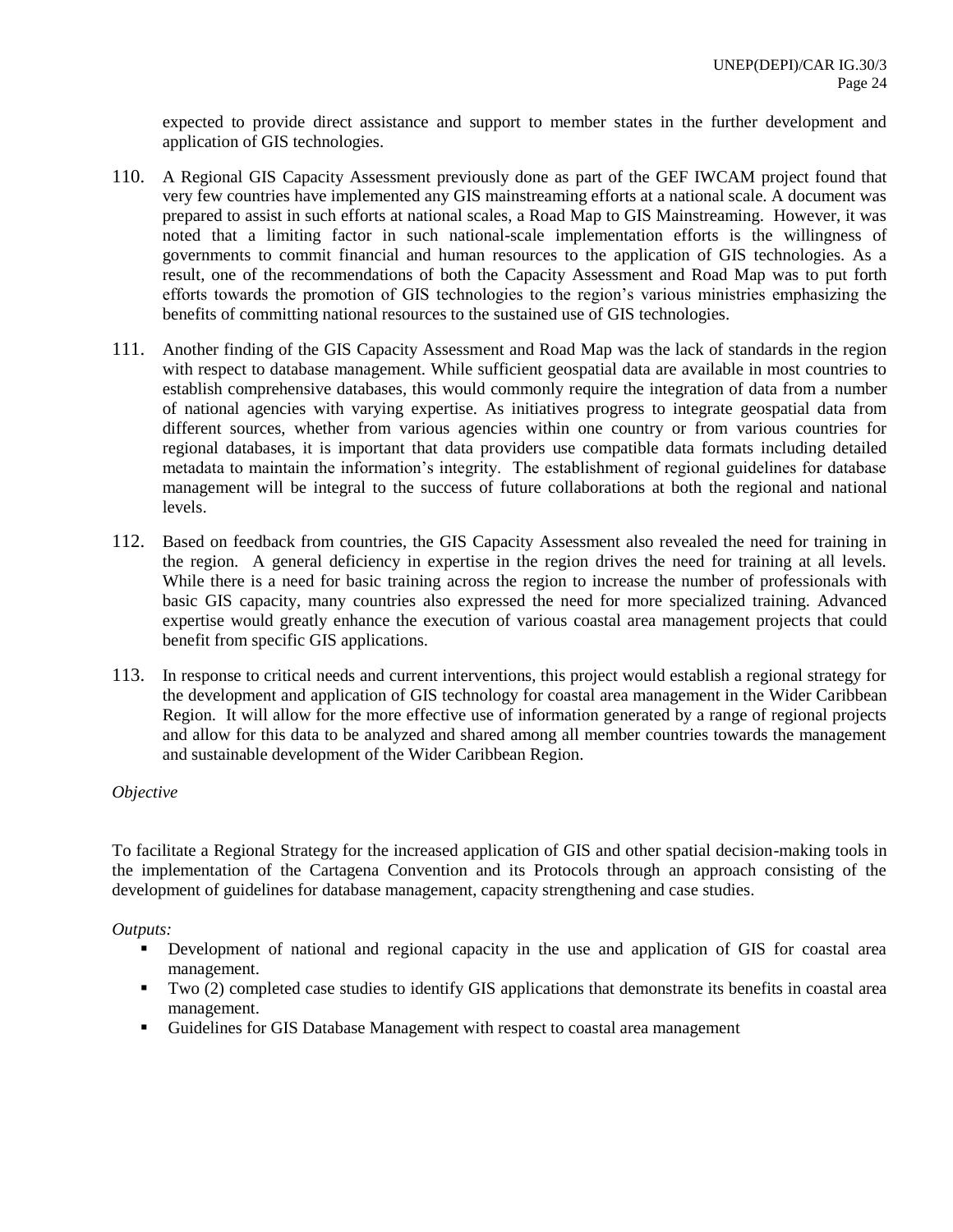expected to provide direct assistance and support to member states in the further development and application of GIS technologies.

110. A Regional GIS Capacity Assessment previously done as part of the GEF IWCAM project found that very few countries have implemented any GIS mainstreaming efforts at a national scale. A document was prepared to assist in such efforts at national scales, a Road Map to GIS Mainstreaming. However, it was noted that a limiting factor in such national-scale implementation efforts is the willingness of governments to commit financial and human resources to the application of GIS technologies. As a result, one of the recommendations of both the Capacity Assessment and Road Map was to put forth efforts towards the promotion of GIS technologies to the region's various ministries emphasizing the benefits of committing national resources to the sustained use of GIS technologies.

111. Another finding of the GIS Capacity Assessment and Road Map was the lack of standards in the region with respect to database management. While sufficient geospatial data are available in most countries to establish comprehensive databases, this would commonly require the integration of data from a number of national agencies with varying expertise. As initiatives progress to integrate geospatial data from different sources, whether from various agencies within one country or from various countries for regional databases, it is important that data providers use compatible data formats including detailed metadata to maintain the information's integrity. The establishment of regional guidelines for database management will be integral to the success of future collaborations at both the regional and national levels.

112. Based on feedback from countries, the GIS Capacity Assessment also revealed the need for training in the region. A general deficiency in expertise in the region drives the need for training at all levels. While there is a need for basic training across the region to increase the number of professionals with basic GIS capacity, many countries also expressed the need for more specialized training. Advanced expertise would greatly enhance the execution of various coastal area management projects that could benefit from specific GIS applications.

113. In response to critical needs and current interventions, this project would establish a regional strategy for the development and application of GIS technology for coastal area management in the Wider Caribbean Region. It will allow for the more effective use of information generated by a range of regional projects and allow for this data to be analyzed and shared among all member countries towards the management and sustainable development of the Wider Caribbean Region.

*Objective*

To facilitate a Regional Strategy for the increased application of GIS and other spatial decision-making tools in the implementation of the Cartagena Convention and its Protocols through an approach consisting of the development of guidelines for database management, capacity strengthening and case studies.

*Outputs:*

- Development of national and regional capacity in the use and application of GIS for coastal area management.
- Two (2) completed case studies to identify GIS applications that demonstrate its benefits in coastal area management.
- Guidelines for GIS Database Management with respect to coastal area management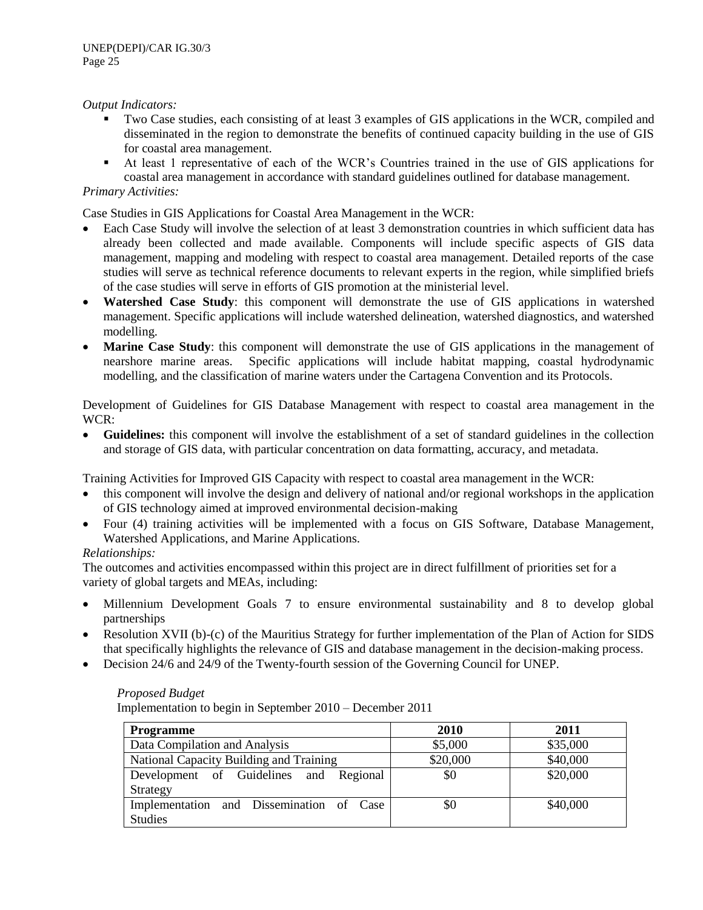*Output Indicators:*

- Two Case studies, each consisting of at least 3 examples of GIS applications in the WCR, compiled and disseminated in the region to demonstrate the benefits of continued capacity building in the use of GIS for coastal area management.
- At least 1 representative of each of the WCR's Countries trained in the use of GIS applications for coastal area management in accordance with standard guidelines outlined for database management.

*Primary Activities:*

Case Studies in GIS Applications for Coastal Area Management in the WCR:

- Each Case Study will involve the selection of at least 3 demonstration countries in which sufficient data has already been collected and made available. Components will include specific aspects of GIS data management, mapping and modeling with respect to coastal area management. Detailed reports of the case studies will serve as technical reference documents to relevant experts in the region, while simplified briefs of the case studies will serve in efforts of GIS promotion at the ministerial level.
- **Watershed Case Study**: this component will demonstrate the use of GIS applications in watershed management. Specific applications will include watershed delineation, watershed diagnostics, and watershed modelling.
- **Marine Case Study**: this component will demonstrate the use of GIS applications in the management of nearshore marine areas. Specific applications will include habitat mapping, coastal hydrodynamic modelling, and the classification of marine waters under the Cartagena Convention and its Protocols.

Development of Guidelines for GIS Database Management with respect to coastal area management in the WCR:

- **Guidelines:** this component will involve the establishment of a set of standard guidelines in the collection and storage of GIS data, with particular concentration on data formatting, accuracy, and metadata.

Training Activities for Improved GIS Capacity with respect to coastal area management in the WCR:

- this component will involve the design and delivery of national and/or regional workshops in the application of GIS technology aimed at improved environmental decision-making
- Four (4) training activities will be implemented with a focus on GIS Software, Database Management, Watershed Applications, and Marine Applications.

*Relationships:*

The outcomes and activities encompassed within this project are in direct fulfillment of priorities set for a variety of global targets and MEAs, including:

- Millennium Development Goals 7 to ensure environmental sustainability and 8 to develop global partnerships
- Resolution XVII (b)-(c) of the Mauritius Strategy for further implementation of the Plan of Action for SIDS that specifically highlights the relevance of GIS and database management in the decision-making process.
- Decision 24/6 and 24/9 of the Twenty-fourth session of the Governing Council for UNEP.

*Proposed Budget*

Implementation to begin in September 2010 – December 2011

| **Programme** | **2010** | **2011** |
|---|---|---|
| Data Compilation and Analysis | \$5,000 | \$35,000 |
| National Capacity Building and Training | \$20,000 | \$40,000 |
| Development of Guidelines and Regional Strategy | \$0 | \$20,000 |
| Implementation and Dissemination of Case Studies | \$0 | \$40,000 |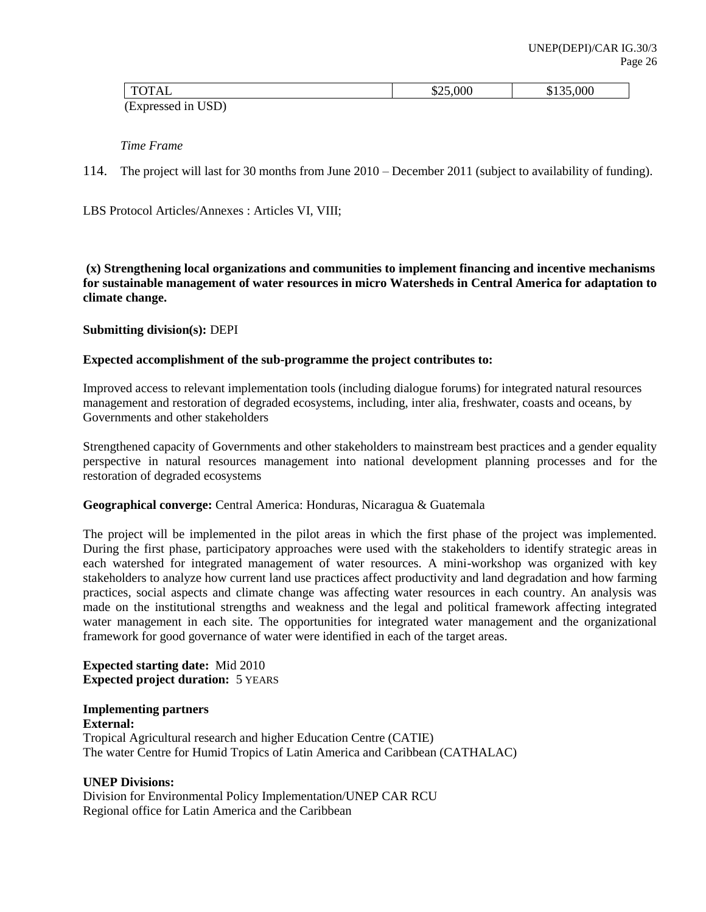| TOTAL | \$25,000 | \$135,000 |
|---|---|---|

(Expressed in USD)

*Time Frame*

114. The project will last for 30 months from June 2010 – December 2011 (subject to availability of funding).

LBS Protocol Articles/Annexes : Articles VI, VIII;

**(x) Strengthening local organizations and communities to implement financing and incentive mechanisms for sustainable management of water resources in micro Watersheds in Central America for adaptation to climate change.**

**Submitting division(s):** DEPI

**Expected accomplishment of the sub-programme the project contributes to:**

Improved access to relevant implementation tools (including dialogue forums) for integrated natural resources management and restoration of degraded ecosystems, including, inter alia, freshwater, coasts and oceans, by Governments and other stakeholders

Strengthened capacity of Governments and other stakeholders to mainstream best practices and a gender equality perspective in natural resources management into national development planning processes and for the restoration of degraded ecosystems

**Geographical converge:** Central America: Honduras, Nicaragua & Guatemala

The project will be implemented in the pilot areas in which the first phase of the project was implemented. During the first phase, participatory approaches were used with the stakeholders to identify strategic areas in each watershed for integrated management of water resources. A mini-workshop was organized with key stakeholders to analyze how current land use practices affect productivity and land degradation and how farming practices, social aspects and climate change was affecting water resources in each country. An analysis was made on the institutional strengths and weakness and the legal and political framework affecting integrated water management in each site. The opportunities for integrated water management and the organizational framework for good governance of water were identified in each of the target areas.

**Expected starting date:** Mid 2010
**Expected project duration:** 5 YEARS

**Implementing partners**
**External:**
Tropical Agricultural research and higher Education Centre (CATIE)
The water Centre for Humid Tropics of Latin America and Caribbean (CATHALAC)

**UNEP Divisions:**
Division for Environmental Policy Implementation/UNEP CAR RCU
Regional office for Latin America and the Caribbean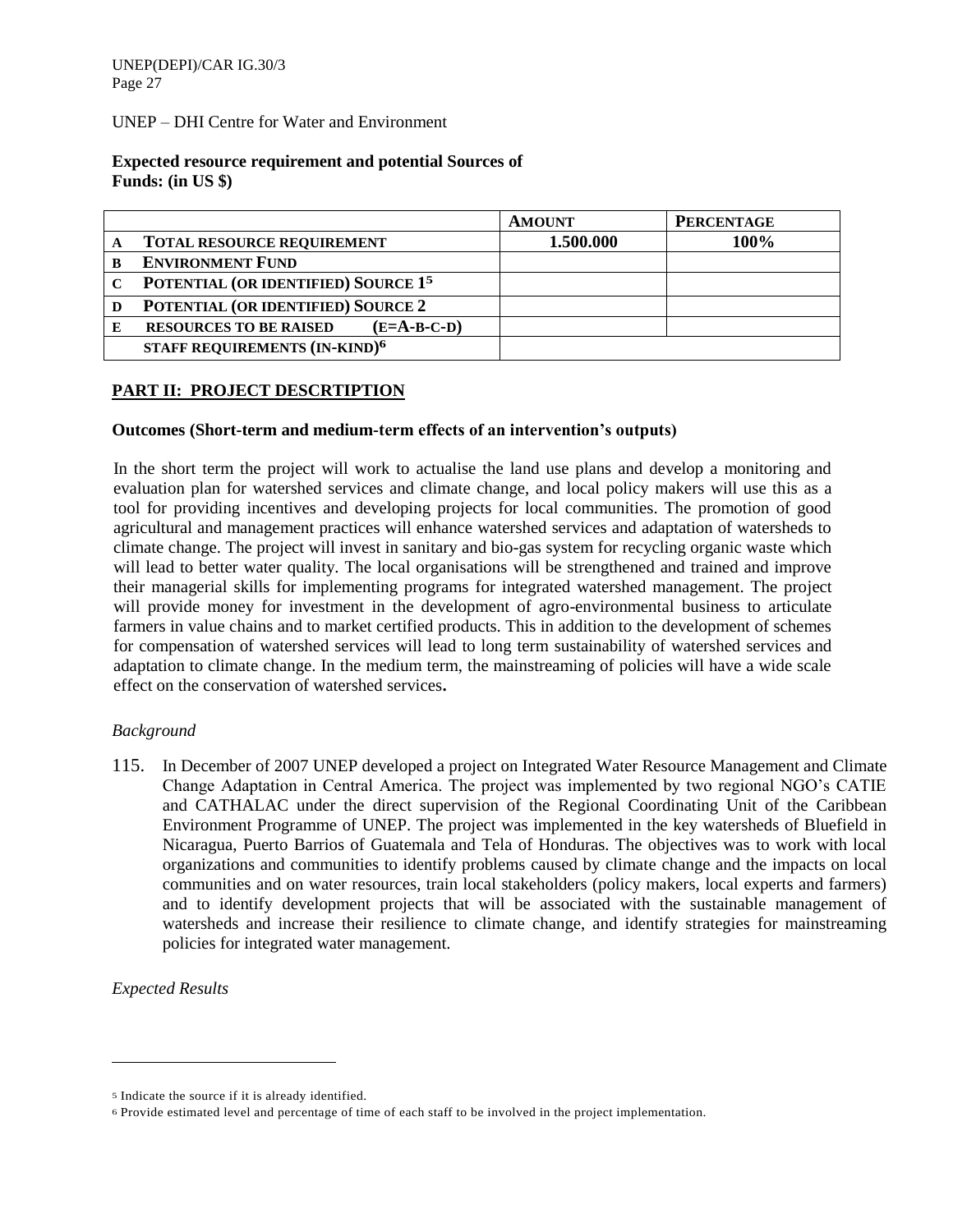UNEP – DHI Centre for Water and Environment

**Expected resource requirement and potential Sources of Funds: (in US $)**

| | | AMOUNT | PERCENTAGE |
|---|---|---|---|
| A | TOTAL RESOURCE REQUIREMENT | 1.500.000 | 100% |
| B | ENVIRONMENT FUND | | |
| C | POTENTIAL (OR IDENTIFIED) SOURCE 1[5] | | |
| D | POTENTIAL (OR IDENTIFIED) SOURCE 2 | | |
| E | RESOURCES TO BE RAISED (E=A-B-C-D) | | |
| | STAFF REQUIREMENTS (IN-KIND)[6] | | |

## PART II: PROJECT DESCRTIPTION

**Outcomes (Short-term and medium-term effects of an intervention's outputs)**

In the short term the project will work to actualise the land use plans and develop a monitoring and evaluation plan for watershed services and climate change, and local policy makers will use this as a tool for providing incentives and developing projects for local communities. The promotion of good agricultural and management practices will enhance watershed services and adaptation of watersheds to climate change. The project will invest in sanitary and bio-gas system for recycling organic waste which will lead to better water quality. The local organisations will be strengthened and trained and improve their managerial skills for implementing programs for integrated watershed management. The project will provide money for investment in the development of agro-environmental business to articulate farmers in value chains and to market certified products. This in addition to the development of schemes for compensation of watershed services will lead to long term sustainability of watershed services and adaptation to climate change. In the medium term, the mainstreaming of policies will have a wide scale effect on the conservation of watershed services**.**

*Background*

115. In December of 2007 UNEP developed a project on Integrated Water Resource Management and Climate Change Adaptation in Central America. The project was implemented by two regional NGO's CATIE and CATHALAC under the direct supervision of the Regional Coordinating Unit of the Caribbean Environment Programme of UNEP. The project was implemented in the key watersheds of Bluefield in Nicaragua, Puerto Barrios of Guatemala and Tela of Honduras. The objectives was to work with local organizations and communities to identify problems caused by climate change and the impacts on local communities and on water resources, train local stakeholders (policy makers, local experts and farmers) and to identify development projects that will be associated with the sustainable management of watersheds and increase their resilience to climate change, and identify strategies for mainstreaming policies for integrated water management.

*Expected Results*

---

[5] Indicate the source if it is already identified.

[6] Provide estimated level and percentage of time of each staff to be involved in the project implementation.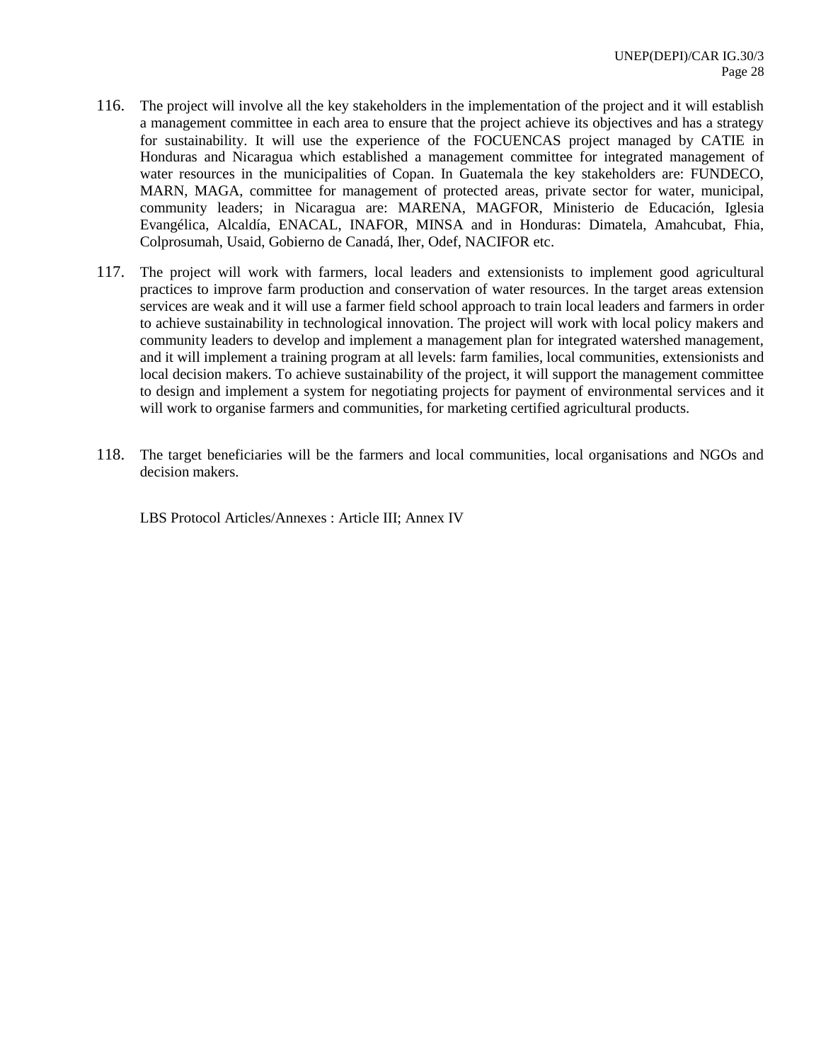116. The project will involve all the key stakeholders in the implementation of the project and it will establish a management committee in each area to ensure that the project achieve its objectives and has a strategy for sustainability. It will use the experience of the FOCUENCAS project managed by CATIE in Honduras and Nicaragua which established a management committee for integrated management of water resources in the municipalities of Copan. In Guatemala the key stakeholders are: FUNDECO, MARN, MAGA, committee for management of protected areas, private sector for water, municipal, community leaders; in Nicaragua are: MARENA, MAGFOR, Ministerio de Educación, Iglesia Evangélica, Alcaldía, ENACAL, INAFOR, MINSA and in Honduras: Dimatela, Amahcubat, Fhia, Colprosumah, Usaid, Gobierno de Canadá, Iher, Odef, NACIFOR etc.

117. The project will work with farmers, local leaders and extensionists to implement good agricultural practices to improve farm production and conservation of water resources. In the target areas extension services are weak and it will use a farmer field school approach to train local leaders and farmers in order to achieve sustainability in technological innovation. The project will work with local policy makers and community leaders to develop and implement a management plan for integrated watershed management, and it will implement a training program at all levels: farm families, local communities, extensionists and local decision makers. To achieve sustainability of the project, it will support the management committee to design and implement a system for negotiating projects for payment of environmental services and it will work to organise farmers and communities, for marketing certified agricultural products.

118. The target beneficiaries will be the farmers and local communities, local organisations and NGOs and decision makers.

LBS Protocol Articles/Annexes : Article III; Annex IV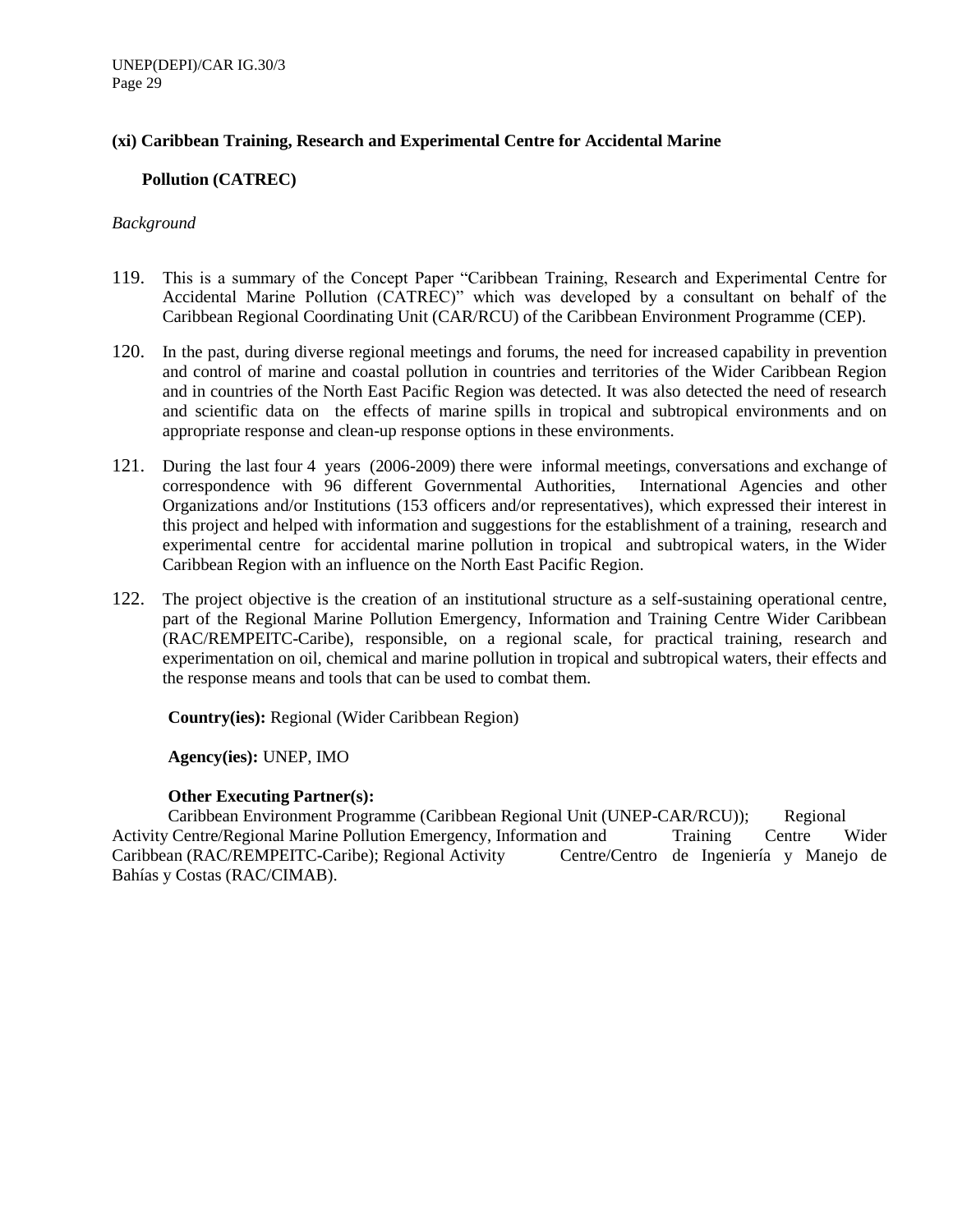**(xi) Caribbean Training, Research and Experimental Centre for Accidental Marine Pollution (CATREC)**

*Background*

119. This is a summary of the Concept Paper "Caribbean Training, Research and Experimental Centre for Accidental Marine Pollution (CATREC)" which was developed by a consultant on behalf of the Caribbean Regional Coordinating Unit (CAR/RCU) of the Caribbean Environment Programme (CEP).

120. In the past, during diverse regional meetings and forums, the need for increased capability in prevention and control of marine and coastal pollution in countries and territories of the Wider Caribbean Region and in countries of the North East Pacific Region was detected. It was also detected the need of research and scientific data on the effects of marine spills in tropical and subtropical environments and on appropriate response and clean-up response options in these environments.

121. During the last four 4 years (2006-2009) there were informal meetings, conversations and exchange of correspondence with 96 different Governmental Authorities, International Agencies and other Organizations and/or Institutions (153 officers and/or representatives), which expressed their interest in this project and helped with information and suggestions for the establishment of a training, research and experimental centre for accidental marine pollution in tropical and subtropical waters, in the Wider Caribbean Region with an influence on the North East Pacific Region.

122. The project objective is the creation of an institutional structure as a self-sustaining operational centre, part of the Regional Marine Pollution Emergency, Information and Training Centre Wider Caribbean (RAC/REMPEITC-Caribe), responsible, on a regional scale, for practical training, research and experimentation on oil, chemical and marine pollution in tropical and subtropical waters, their effects and the response means and tools that can be used to combat them.

**Country(ies):** Regional (Wider Caribbean Region)

**Agency(ies):** UNEP, IMO

**Other Executing Partner(s):**
Caribbean Environment Programme (Caribbean Regional Unit (UNEP-CAR/RCU)); Regional Activity Centre/Regional Marine Pollution Emergency, Information and Training Centre Wider Caribbean (RAC/REMPEITC-Caribe); Regional Activity Centre/Centro de Ingeniería y Manejo de Bahías y Costas (RAC/CIMAB).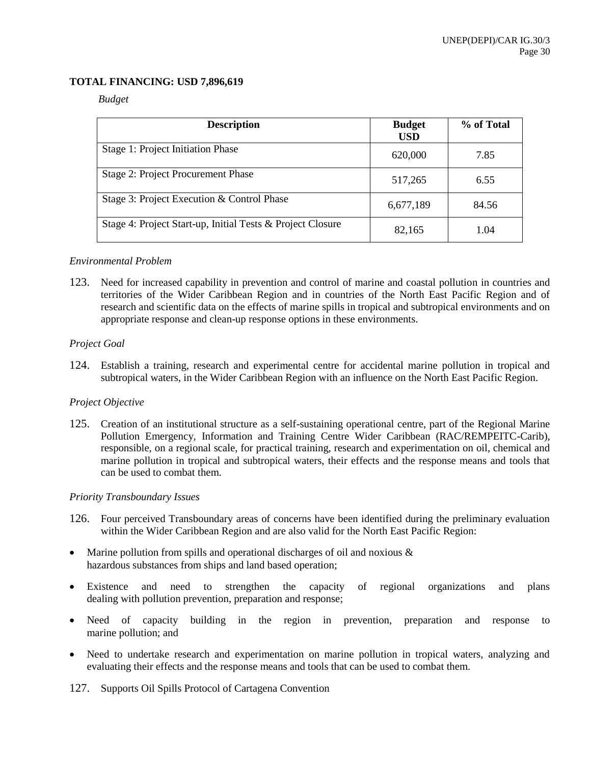**TOTAL FINANCING: USD 7,896,619**

*Budget*

| Description | Budget USD | % of Total |
|---|---|---|
| Stage 1: Project Initiation Phase | 620,000 | 7.85 |
| Stage 2: Project Procurement Phase | 517,265 | 6.55 |
| Stage 3: Project Execution & Control Phase | 6,677,189 | 84.56 |
| Stage 4: Project Start-up, Initial Tests & Project Closure | 82,165 | 1.04 |

*Environmental Problem*

123. Need for increased capability in prevention and control of marine and coastal pollution in countries and territories of the Wider Caribbean Region and in countries of the North East Pacific Region and of research and scientific data on the effects of marine spills in tropical and subtropical environments and on appropriate response and clean-up response options in these environments.

*Project Goal*

124. Establish a training, research and experimental centre for accidental marine pollution in tropical and subtropical waters, in the Wider Caribbean Region with an influence on the North East Pacific Region.

*Project Objective*

125. Creation of an institutional structure as a self-sustaining operational centre, part of the Regional Marine Pollution Emergency, Information and Training Centre Wider Caribbean (RAC/REMPEITC-Carib), responsible, on a regional scale, for practical training, research and experimentation on oil, chemical and marine pollution in tropical and subtropical waters, their effects and the response means and tools that can be used to combat them.

*Priority Transboundary Issues*

126. Four perceived Transboundary areas of concerns have been identified during the preliminary evaluation within the Wider Caribbean Region and are also valid for the North East Pacific Region:

- Marine pollution from spills and operational discharges of oil and noxious & hazardous substances from ships and land based operation;
- Existence and need to strengthen the capacity of regional organizations and plans dealing with pollution prevention, preparation and response;
- Need of capacity building in the region in prevention, preparation and response to marine pollution; and
- Need to undertake research and experimentation on marine pollution in tropical waters, analyzing and evaluating their effects and the response means and tools that can be used to combat them.

127. Supports Oil Spills Protocol of Cartagena Convention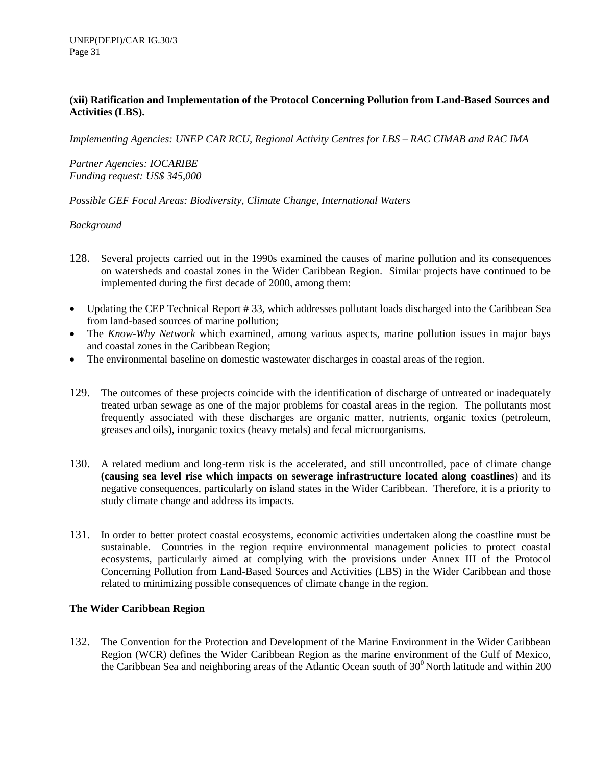**(xii) Ratification and Implementation of the Protocol Concerning Pollution from Land-Based Sources and Activities (LBS).**

*Implementing Agencies: UNEP CAR RCU, Regional Activity Centres for LBS – RAC CIMAB and RAC IMA*

*Partner Agencies: IOCARIBE*
*Funding request: US$ 345,000*

*Possible GEF Focal Areas: Biodiversity, Climate Change, International Waters*

*Background*

128. Several projects carried out in the 1990s examined the causes of marine pollution and its consequences on watersheds and coastal zones in the Wider Caribbean Region. Similar projects have continued to be implemented during the first decade of 2000, among them:

- Updating the CEP Technical Report # 33, which addresses pollutant loads discharged into the Caribbean Sea from land-based sources of marine pollution;
- The *Know-Why Network* which examined, among various aspects, marine pollution issues in major bays and coastal zones in the Caribbean Region;
- The environmental baseline on domestic wastewater discharges in coastal areas of the region.

129. The outcomes of these projects coincide with the identification of discharge of untreated or inadequately treated urban sewage as one of the major problems for coastal areas in the region. The pollutants most frequently associated with these discharges are organic matter, nutrients, organic toxics (petroleum, greases and oils), inorganic toxics (heavy metals) and fecal microorganisms.

130. A related medium and long-term risk is the accelerated, and still uncontrolled, pace of climate change **(causing sea level rise which impacts on sewerage infrastructure located along coastlines**) and its negative consequences, particularly on island states in the Wider Caribbean. Therefore, it is a priority to study climate change and address its impacts.

131. In order to better protect coastal ecosystems, economic activities undertaken along the coastline must be sustainable. Countries in the region require environmental management policies to protect coastal ecosystems, particularly aimed at complying with the provisions under Annex III of the Protocol Concerning Pollution from Land-Based Sources and Activities (LBS) in the Wider Caribbean and those related to minimizing possible consequences of climate change in the region.

**The Wider Caribbean Region**

132. The Convention for the Protection and Development of the Marine Environment in the Wider Caribbean Region (WCR) defines the Wider Caribbean Region as the marine environment of the Gulf of Mexico, the Caribbean Sea and neighboring areas of the Atlantic Ocean south of $30^0$ North latitude and within 200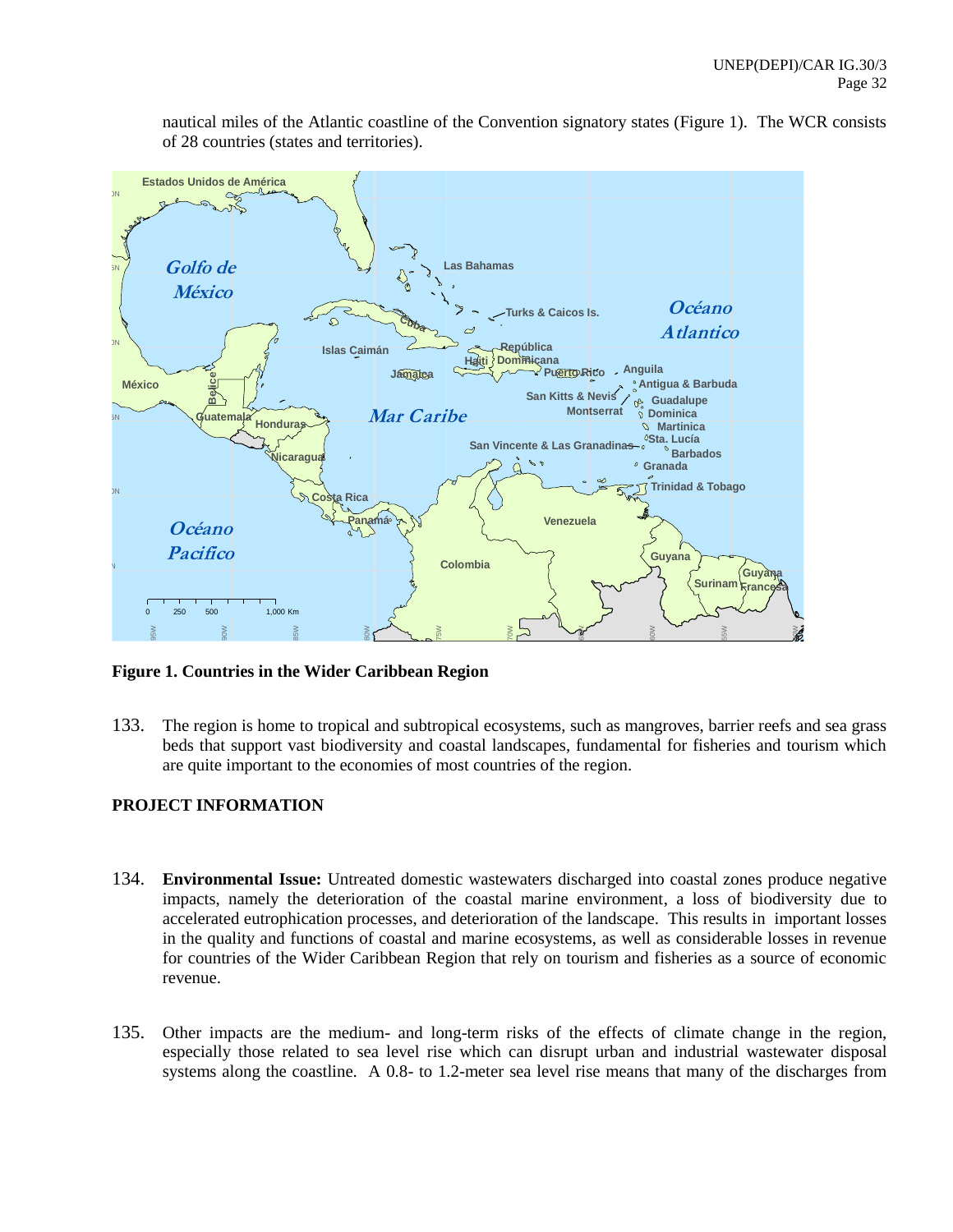nautical miles of the Atlantic coastline of the Convention signatory states (Figure 1). The WCR consists of 28 countries (states and territories).

**Figure 1. Countries in the Wider Caribbean Region**

133. The region is home to tropical and subtropical ecosystems, such as mangroves, barrier reefs and sea grass beds that support vast biodiversity and coastal landscapes, fundamental for fisheries and tourism which are quite important to the economies of most countries of the region.

**PROJECT INFORMATION**

134. **Environmental Issue:** Untreated domestic wastewaters discharged into coastal zones produce negative impacts, namely the deterioration of the coastal marine environment, a loss of biodiversity due to accelerated eutrophication processes, and deterioration of the landscape. This results in important losses in the quality and functions of coastal and marine ecosystems, as well as considerable losses in revenue for countries of the Wider Caribbean Region that rely on tourism and fisheries as a source of economic revenue.

135. Other impacts are the medium- and long-term risks of the effects of climate change in the region, especially those related to sea level rise which can disrupt urban and industrial wastewater disposal systems along the coastline. A 0.8- to 1.2-meter sea level rise means that many of the discharges from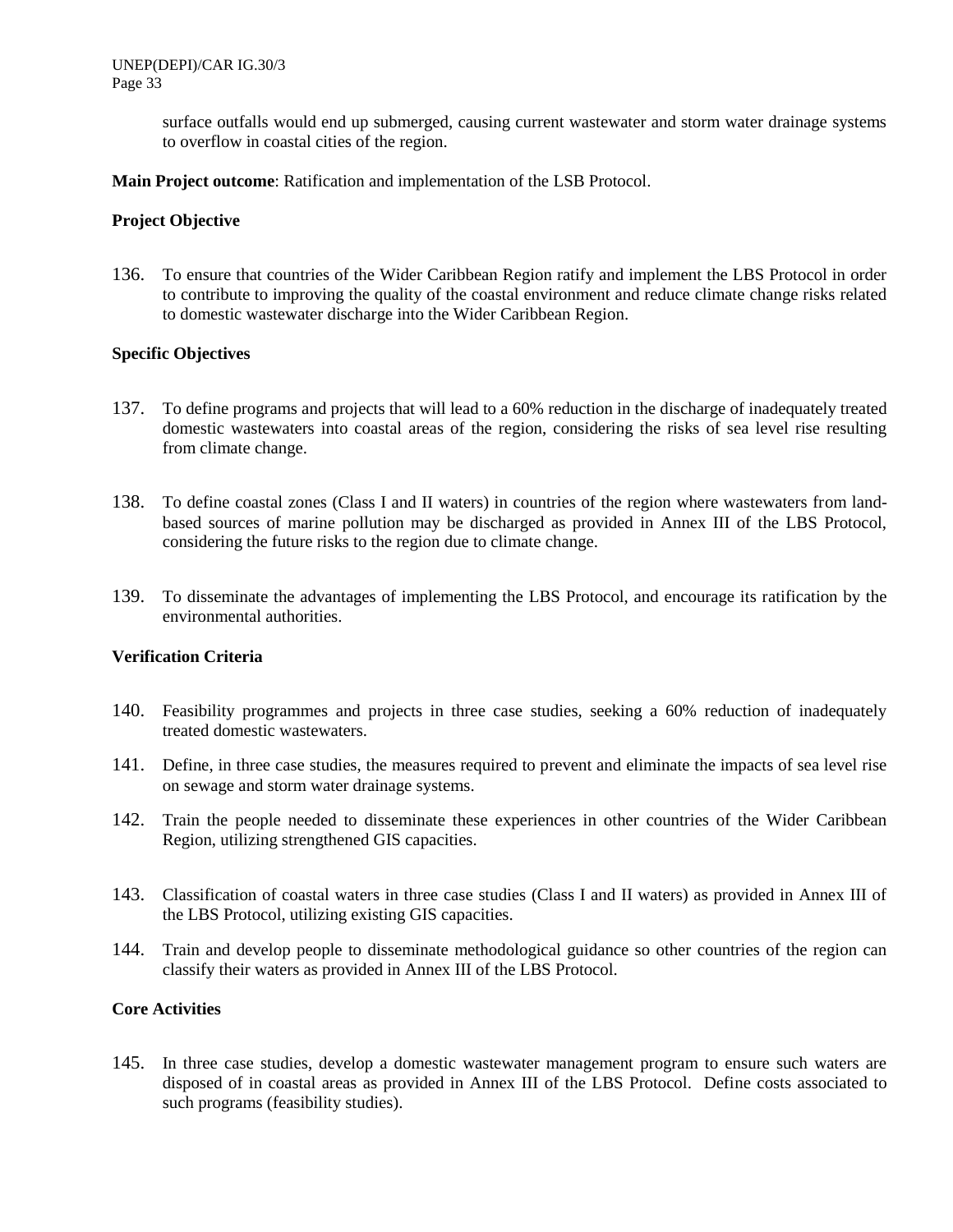surface outfalls would end up submerged, causing current wastewater and storm water drainage systems to overflow in coastal cities of the region.

**Main Project outcome**: Ratification and implementation of the LSB Protocol.

**Project Objective**

136. To ensure that countries of the Wider Caribbean Region ratify and implement the LBS Protocol in order to contribute to improving the quality of the coastal environment and reduce climate change risks related to domestic wastewater discharge into the Wider Caribbean Region.

**Specific Objectives**

137. To define programs and projects that will lead to a 60% reduction in the discharge of inadequately treated domestic wastewaters into coastal areas of the region, considering the risks of sea level rise resulting from climate change.

138. To define coastal zones (Class I and II waters) in countries of the region where wastewaters from land-based sources of marine pollution may be discharged as provided in Annex III of the LBS Protocol, considering the future risks to the region due to climate change.

139. To disseminate the advantages of implementing the LBS Protocol, and encourage its ratification by the environmental authorities.

**Verification Criteria**

140. Feasibility programmes and projects in three case studies, seeking a 60% reduction of inadequately treated domestic wastewaters.

141. Define, in three case studies, the measures required to prevent and eliminate the impacts of sea level rise on sewage and storm water drainage systems.

142. Train the people needed to disseminate these experiences in other countries of the Wider Caribbean Region, utilizing strengthened GIS capacities.

143. Classification of coastal waters in three case studies (Class I and II waters) as provided in Annex III of the LBS Protocol, utilizing existing GIS capacities.

144. Train and develop people to disseminate methodological guidance so other countries of the region can classify their waters as provided in Annex III of the LBS Protocol.

**Core Activities**

145. In three case studies, develop a domestic wastewater management program to ensure such waters are disposed of in coastal areas as provided in Annex III of the LBS Protocol. Define costs associated to such programs (feasibility studies).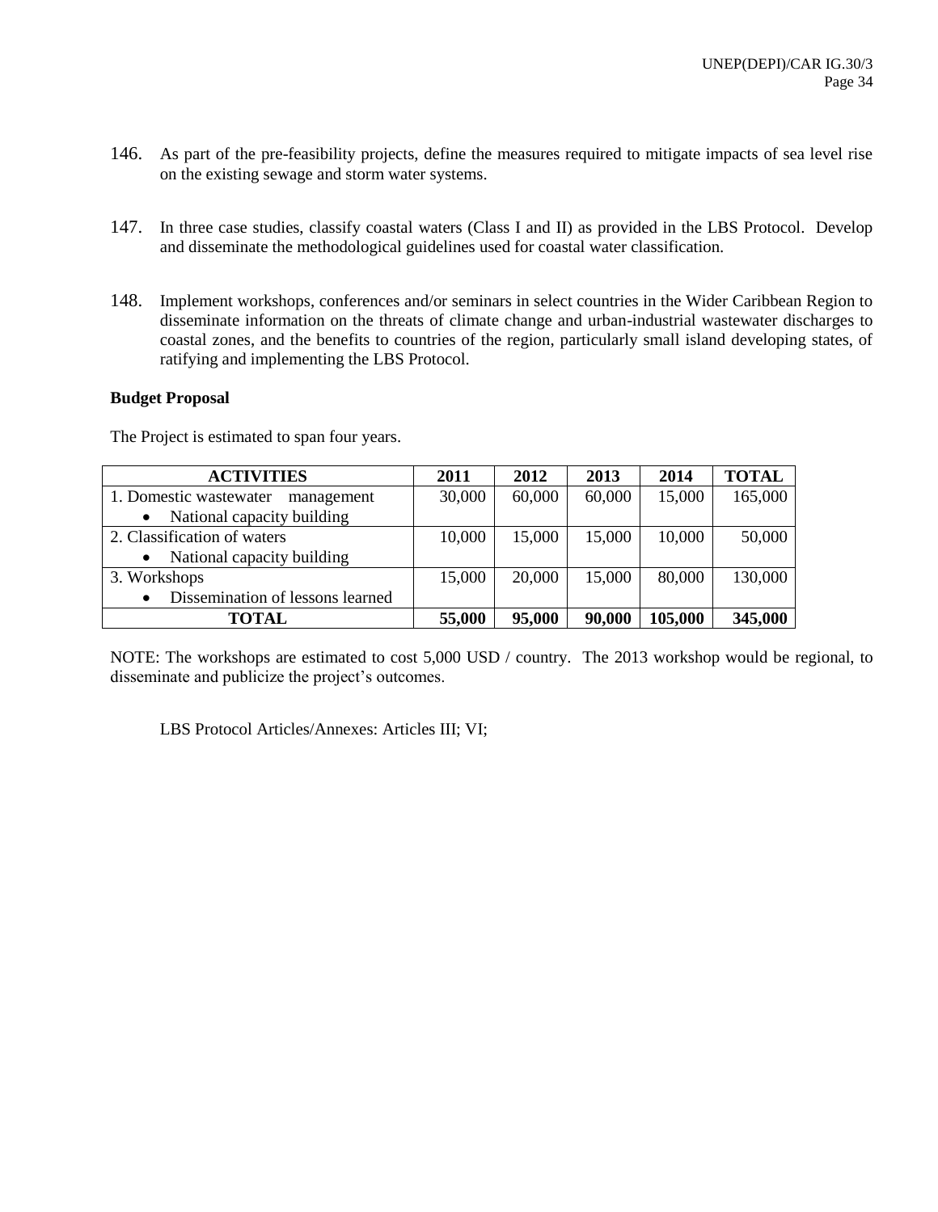146. As part of the pre-feasibility projects, define the measures required to mitigate impacts of sea level rise on the existing sewage and storm water systems.

147. In three case studies, classify coastal waters (Class I and II) as provided in the LBS Protocol. Develop and disseminate the methodological guidelines used for coastal water classification.

148. Implement workshops, conferences and/or seminars in select countries in the Wider Caribbean Region to disseminate information on the threats of climate change and urban-industrial wastewater discharges to coastal zones, and the benefits to countries of the region, particularly small island developing states, of ratifying and implementing the LBS Protocol.

**Budget Proposal**

The Project is estimated to span four years.

| ACTIVITIES | 2011 | 2012 | 2013 | 2014 | TOTAL |
|---|---|---|---|---|---|
| 1. Domestic wastewater management<br>• National capacity building | 30,000 | 60,000 | 60,000 | 15,000 | 165,000 |
| 2. Classification of waters<br>• National capacity building | 10,000 | 15,000 | 15,000 | 10,000 | 50,000 |
| 3. Workshops<br>• Dissemination of lessons learned | 15,000 | 20,000 | 15,000 | 80,000 | 130,000 |
| **TOTAL** | **55,000** | **95,000** | **90,000** | **105,000** | **345,000** |

NOTE: The workshops are estimated to cost 5,000 USD / country. The 2013 workshop would be regional, to disseminate and publicize the project's outcomes.

LBS Protocol Articles/Annexes: Articles III; VI;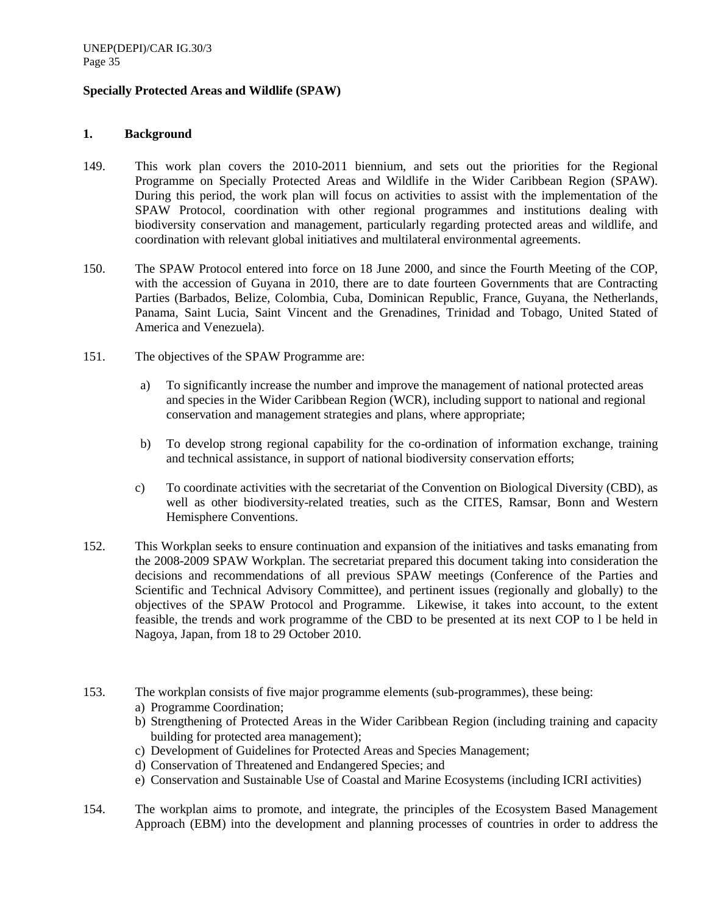**Specially Protected Areas and Wildlife (SPAW)**

**1. Background**

149. This work plan covers the 2010-2011 biennium, and sets out the priorities for the Regional Programme on Specially Protected Areas and Wildlife in the Wider Caribbean Region (SPAW). During this period, the work plan will focus on activities to assist with the implementation of the SPAW Protocol, coordination with other regional programmes and institutions dealing with biodiversity conservation and management, particularly regarding protected areas and wildlife, and coordination with relevant global initiatives and multilateral environmental agreements.

150. The SPAW Protocol entered into force on 18 June 2000, and since the Fourth Meeting of the COP, with the accession of Guyana in 2010, there are to date fourteen Governments that are Contracting Parties (Barbados, Belize, Colombia, Cuba, Dominican Republic, France, Guyana, the Netherlands, Panama, Saint Lucia, Saint Vincent and the Grenadines, Trinidad and Tobago, United Stated of America and Venezuela).

151. The objectives of the SPAW Programme are:

a) To significantly increase the number and improve the management of national protected areas and species in the Wider Caribbean Region (WCR), including support to national and regional conservation and management strategies and plans, where appropriate;

b) To develop strong regional capability for the co-ordination of information exchange, training and technical assistance, in support of national biodiversity conservation efforts;

c) To coordinate activities with the secretariat of the Convention on Biological Diversity (CBD), as well as other biodiversity-related treaties, such as the CITES, Ramsar, Bonn and Western Hemisphere Conventions.

152. This Workplan seeks to ensure continuation and expansion of the initiatives and tasks emanating from the 2008-2009 SPAW Workplan. The secretariat prepared this document taking into consideration the decisions and recommendations of all previous SPAW meetings (Conference of the Parties and Scientific and Technical Advisory Committee), and pertinent issues (regionally and globally) to the objectives of the SPAW Protocol and Programme. Likewise, it takes into account, to the extent feasible, the trends and work programme of the CBD to be presented at its next COP to l be held in Nagoya, Japan, from 18 to 29 October 2010.

153. The workplan consists of five major programme elements (sub-programmes), these being:
a) Programme Coordination;
b) Strengthening of Protected Areas in the Wider Caribbean Region (including training and capacity building for protected area management);
c) Development of Guidelines for Protected Areas and Species Management;
d) Conservation of Threatened and Endangered Species; and
e) Conservation and Sustainable Use of Coastal and Marine Ecosystems (including ICRI activities)

154. The workplan aims to promote, and integrate, the principles of the Ecosystem Based Management Approach (EBM) into the development and planning processes of countries in order to address the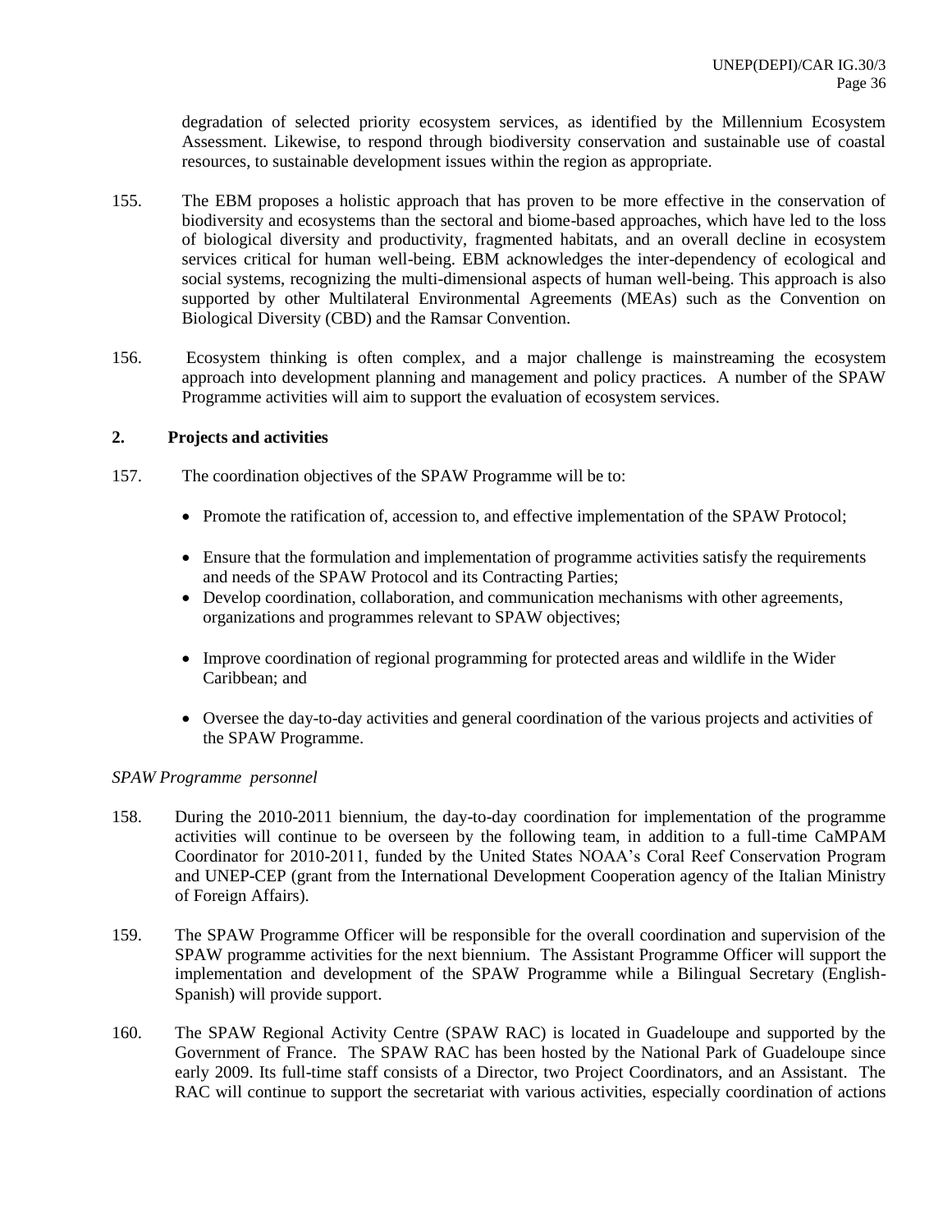degradation of selected priority ecosystem services, as identified by the Millennium Ecosystem Assessment. Likewise, to respond through biodiversity conservation and sustainable use of coastal resources, to sustainable development issues within the region as appropriate.

155. The EBM proposes a holistic approach that has proven to be more effective in the conservation of biodiversity and ecosystems than the sectoral and biome-based approaches, which have led to the loss of biological diversity and productivity, fragmented habitats, and an overall decline in ecosystem services critical for human well-being. EBM acknowledges the inter-dependency of ecological and social systems, recognizing the multi-dimensional aspects of human well-being. This approach is also supported by other Multilateral Environmental Agreements (MEAs) such as the Convention on Biological Diversity (CBD) and the Ramsar Convention.

156. Ecosystem thinking is often complex, and a major challenge is mainstreaming the ecosystem approach into development planning and management and policy practices. A number of the SPAW Programme activities will aim to support the evaluation of ecosystem services.

## 2. Projects and activities

157. The coordination objectives of the SPAW Programme will be to:

- Promote the ratification of, accession to, and effective implementation of the SPAW Protocol;
- Ensure that the formulation and implementation of programme activities satisfy the requirements and needs of the SPAW Protocol and its Contracting Parties;
- Develop coordination, collaboration, and communication mechanisms with other agreements, organizations and programmes relevant to SPAW objectives;
- Improve coordination of regional programming for protected areas and wildlife in the Wider Caribbean; and
- Oversee the day-to-day activities and general coordination of the various projects and activities of the SPAW Programme.

*SPAW Programme personnel*

158. During the 2010-2011 biennium, the day-to-day coordination for implementation of the programme activities will continue to be overseen by the following team, in addition to a full-time CaMPAM Coordinator for 2010-2011, funded by the United States NOAA's Coral Reef Conservation Program and UNEP-CEP (grant from the International Development Cooperation agency of the Italian Ministry of Foreign Affairs).

159. The SPAW Programme Officer will be responsible for the overall coordination and supervision of the SPAW programme activities for the next biennium. The Assistant Programme Officer will support the implementation and development of the SPAW Programme while a Bilingual Secretary (English-Spanish) will provide support.

160. The SPAW Regional Activity Centre (SPAW RAC) is located in Guadeloupe and supported by the Government of France. The SPAW RAC has been hosted by the National Park of Guadeloupe since early 2009. Its full-time staff consists of a Director, two Project Coordinators, and an Assistant. The RAC will continue to support the secretariat with various activities, especially coordination of actions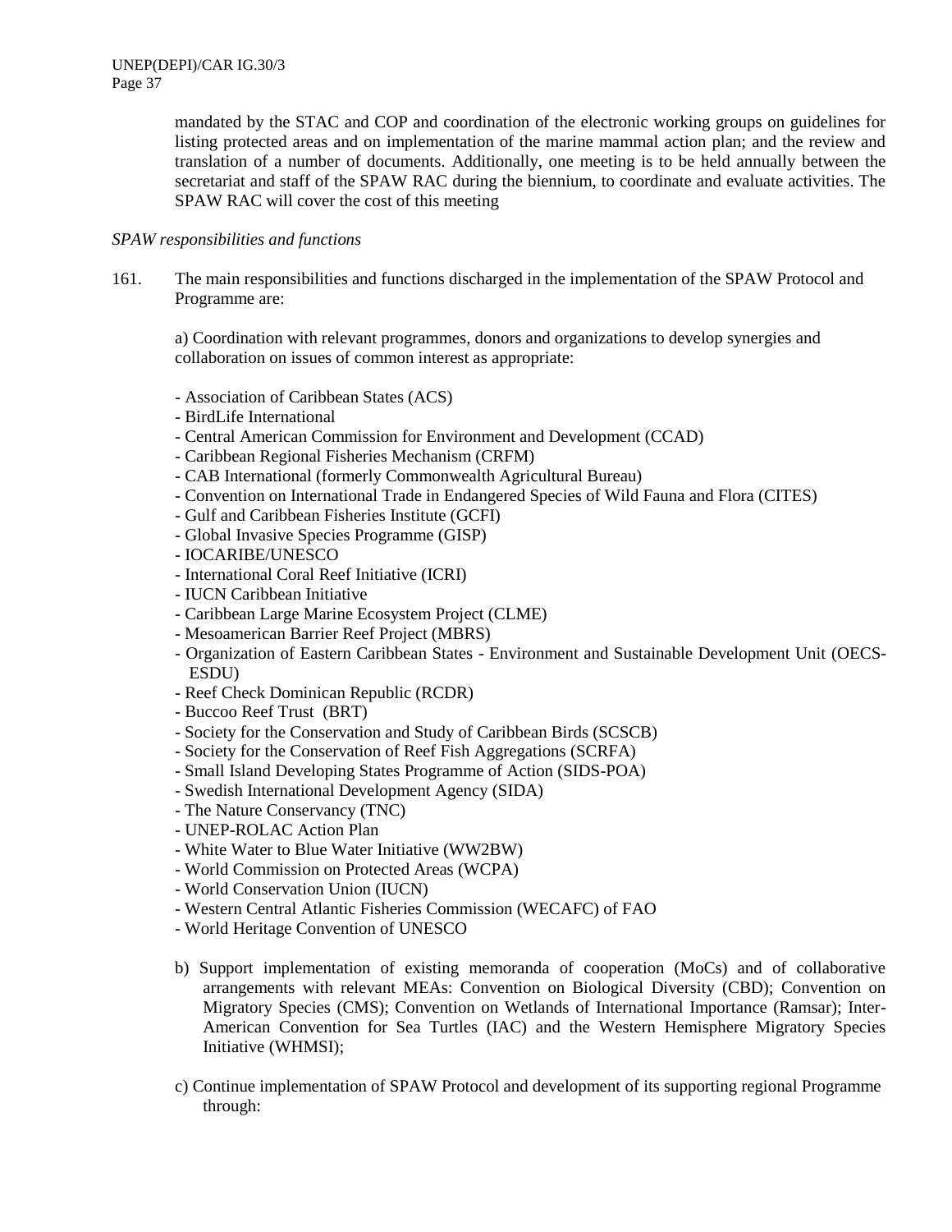mandated by the STAC and COP and coordination of the electronic working groups on guidelines for listing protected areas and on implementation of the marine mammal action plan; and the review and translation of a number of documents. Additionally, one meeting is to be held annually between the secretariat and staff of the SPAW RAC during the biennium, to coordinate and evaluate activities. The SPAW RAC will cover the cost of this meeting

*SPAW responsibilities and functions*

161. The main responsibilities and functions discharged in the implementation of the SPAW Protocol and Programme are:

a) Coordination with relevant programmes, donors and organizations to develop synergies and collaboration on issues of common interest as appropriate:

- Association of Caribbean States (ACS)
- BirdLife International
- Central American Commission for Environment and Development (CCAD)
- Caribbean Regional Fisheries Mechanism (CRFM)
- CAB International (formerly Commonwealth Agricultural Bureau)
- Convention on International Trade in Endangered Species of Wild Fauna and Flora (CITES)
- Gulf and Caribbean Fisheries Institute (GCFI)
- Global Invasive Species Programme (GISP)
- IOCARIBE/UNESCO
- International Coral Reef Initiative (ICRI)
- IUCN Caribbean Initiative
- Caribbean Large Marine Ecosystem Project (CLME)
- Mesoamerican Barrier Reef Project (MBRS)
- Organization of Eastern Caribbean States - Environment and Sustainable Development Unit (OECS-ESDU)
- Reef Check Dominican Republic (RCDR)
- Buccoo Reef Trust (BRT)
- Society for the Conservation and Study of Caribbean Birds (SCSCB)
- Society for the Conservation of Reef Fish Aggregations (SCRFA)
- Small Island Developing States Programme of Action (SIDS-POA)
- Swedish International Development Agency (SIDA)
- The Nature Conservancy (TNC)
- UNEP-ROLAC Action Plan
- White Water to Blue Water Initiative (WW2BW)
- World Commission on Protected Areas (WCPA)
- World Conservation Union (IUCN)
- Western Central Atlantic Fisheries Commission (WECAFC) of FAO
- World Heritage Convention of UNESCO

b) Support implementation of existing memoranda of cooperation (MoCs) and of collaborative arrangements with relevant MEAs: Convention on Biological Diversity (CBD); Convention on Migratory Species (CMS); Convention on Wetlands of International Importance (Ramsar); Inter-American Convention for Sea Turtles (IAC) and the Western Hemisphere Migratory Species Initiative (WHMSI);

c) Continue implementation of SPAW Protocol and development of its supporting regional Programme through: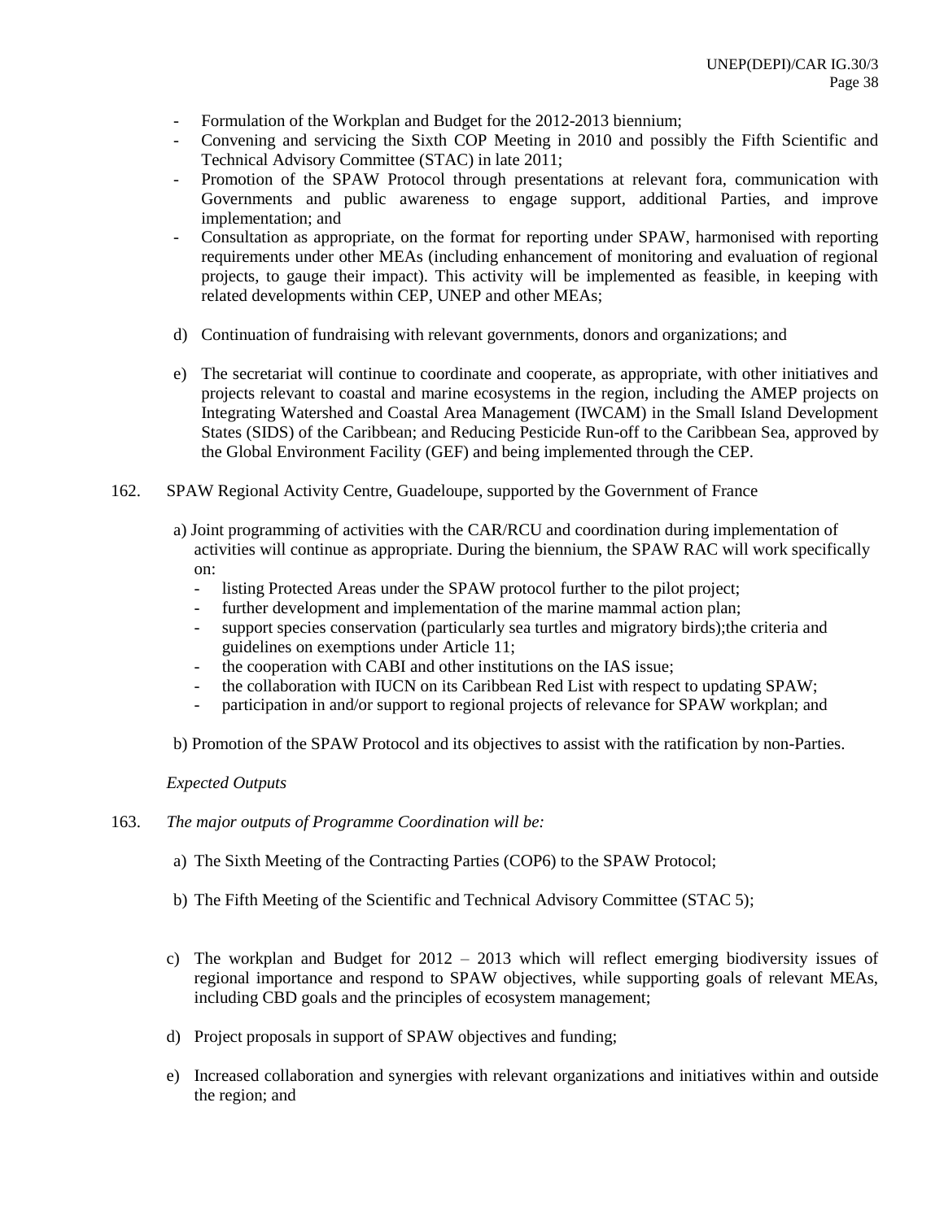- Formulation of the Workplan and Budget for the 2012-2013 biennium;
- Convening and servicing the Sixth COP Meeting in 2010 and possibly the Fifth Scientific and Technical Advisory Committee (STAC) in late 2011;
- Promotion of the SPAW Protocol through presentations at relevant fora, communication with Governments and public awareness to engage support, additional Parties, and improve implementation; and
- Consultation as appropriate, on the format for reporting under SPAW, harmonised with reporting requirements under other MEAs (including enhancement of monitoring and evaluation of regional projects, to gauge their impact). This activity will be implemented as feasible, in keeping with related developments within CEP, UNEP and other MEAs;

d) Continuation of fundraising with relevant governments, donors and organizations; and

e) The secretariat will continue to coordinate and cooperate, as appropriate, with other initiatives and projects relevant to coastal and marine ecosystems in the region, including the AMEP projects on Integrating Watershed and Coastal Area Management (IWCAM) in the Small Island Development States (SIDS) of the Caribbean; and Reducing Pesticide Run-off to the Caribbean Sea, approved by the Global Environment Facility (GEF) and being implemented through the CEP.

162. SPAW Regional Activity Centre, Guadeloupe, supported by the Government of France

a) Joint programming of activities with the CAR/RCU and coordination during implementation of activities will continue as appropriate. During the biennium, the SPAW RAC will work specifically on:
- listing Protected Areas under the SPAW protocol further to the pilot project;
- further development and implementation of the marine mammal action plan;
- support species conservation (particularly sea turtles and migratory birds);the criteria and guidelines on exemptions under Article 11;
- the cooperation with CABI and other institutions on the IAS issue;
- the collaboration with IUCN on its Caribbean Red List with respect to updating SPAW;
- participation in and/or support to regional projects of relevance for SPAW workplan; and

b) Promotion of the SPAW Protocol and its objectives to assist with the ratification by non-Parties.

*Expected Outputs*

163. *The major outputs of Programme Coordination will be:*

a) The Sixth Meeting of the Contracting Parties (COP6) to the SPAW Protocol;

b) The Fifth Meeting of the Scientific and Technical Advisory Committee (STAC 5);

c) The workplan and Budget for 2012 – 2013 which will reflect emerging biodiversity issues of regional importance and respond to SPAW objectives, while supporting goals of relevant MEAs, including CBD goals and the principles of ecosystem management;

d) Project proposals in support of SPAW objectives and funding;

e) Increased collaboration and synergies with relevant organizations and initiatives within and outside the region; and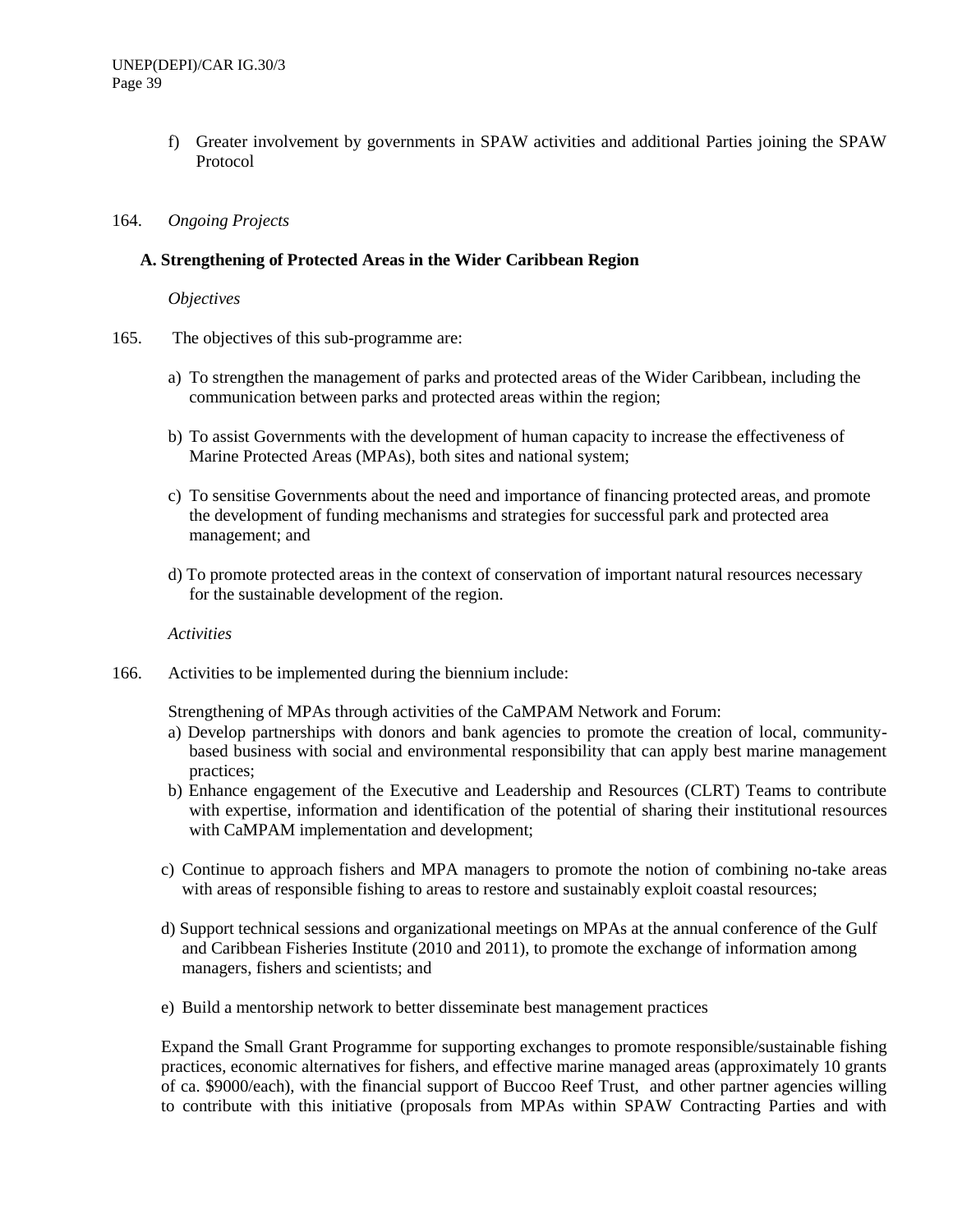f) Greater involvement by governments in SPAW activities and additional Parties joining the SPAW Protocol

164. *Ongoing Projects*

**A. Strengthening of Protected Areas in the Wider Caribbean Region**

*Objectives*

165. The objectives of this sub-programme are:

a) To strengthen the management of parks and protected areas of the Wider Caribbean, including the communication between parks and protected areas within the region;

b) To assist Governments with the development of human capacity to increase the effectiveness of Marine Protected Areas (MPAs), both sites and national system;

c) To sensitise Governments about the need and importance of financing protected areas, and promote the development of funding mechanisms and strategies for successful park and protected area management; and

d) To promote protected areas in the context of conservation of important natural resources necessary for the sustainable development of the region.

*Activities*

166. Activities to be implemented during the biennium include:

Strengthening of MPAs through activities of the CaMPAM Network and Forum:

a) Develop partnerships with donors and bank agencies to promote the creation of local, community-based business with social and environmental responsibility that can apply best marine management practices;

b) Enhance engagement of the Executive and Leadership and Resources (CLRT) Teams to contribute with expertise, information and identification of the potential of sharing their institutional resources with CaMPAM implementation and development;

c) Continue to approach fishers and MPA managers to promote the notion of combining no-take areas with areas of responsible fishing to areas to restore and sustainably exploit coastal resources;

d) Support technical sessions and organizational meetings on MPAs at the annual conference of the Gulf and Caribbean Fisheries Institute (2010 and 2011), to promote the exchange of information among managers, fishers and scientists; and

e) Build a mentorship network to better disseminate best management practices

Expand the Small Grant Programme for supporting exchanges to promote responsible/sustainable fishing practices, economic alternatives for fishers, and effective marine managed areas (approximately 10 grants of ca. $9000/each), with the financial support of Buccoo Reef Trust, and other partner agencies willing to contribute with this initiative (proposals from MPAs within SPAW Contracting Parties and with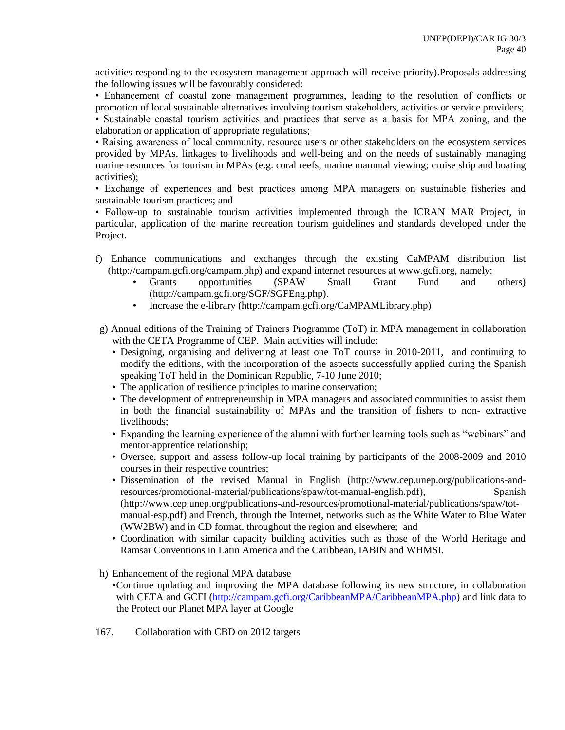activities responding to the ecosystem management approach will receive priority).Proposals addressing the following issues will be favourably considered:

• Enhancement of coastal zone management programmes, leading to the resolution of conflicts or promotion of local sustainable alternatives involving tourism stakeholders, activities or service providers;
• Sustainable coastal tourism activities and practices that serve as a basis for MPA zoning, and the elaboration or application of appropriate regulations;
• Raising awareness of local community, resource users or other stakeholders on the ecosystem services provided by MPAs, linkages to livelihoods and well-being and on the needs of sustainably managing marine resources for tourism in MPAs (e.g. coral reefs, marine mammal viewing; cruise ship and boating activities);
• Exchange of experiences and best practices among MPA managers on sustainable fisheries and sustainable tourism practices; and
• Follow-up to sustainable tourism activities implemented through the ICRAN MAR Project, in particular, application of the marine recreation tourism guidelines and standards developed under the Project.

f) Enhance communications and exchanges through the existing CaMPAM distribution list (http://campam.gcfi.org/campam.php) and expand internet resources at www.gcfi.org, namely:
   - Grants opportunities (SPAW Small Grant Fund and others) (http://campam.gcfi.org/SGF/SGFEng.php).
   - Increase the e-library (http://campam.gcfi.org/CaMPAMLibrary.php)

g) Annual editions of the Training of Trainers Programme (ToT) in MPA management in collaboration with the CETA Programme of CEP. Main activities will include:
   - Designing, organising and delivering at least one ToT course in 2010-2011, and continuing to modify the editions, with the incorporation of the aspects successfully applied during the Spanish speaking ToT held in the Dominican Republic, 7-10 June 2010;
   - The application of resilience principles to marine conservation;
   - The development of entrepreneurship in MPA managers and associated communities to assist them in both the financial sustainability of MPAs and the transition of fishers to non- extractive livelihoods;
   - Expanding the learning experience of the alumni with further learning tools such as "webinars" and mentor-apprentice relationship;
   - Oversee, support and assess follow-up local training by participants of the 2008-2009 and 2010 courses in their respective countries;
   - Dissemination of the revised Manual in English (http://www.cep.unep.org/publications-and-resources/promotional-material/publications/spaw/tot-manual-english.pdf), Spanish (http://www.cep.unep.org/publications-and-resources/promotional-material/publications/spaw/tot-manual-esp.pdf) and French, through the Internet, networks such as the White Water to Blue Water (WW2BW) and in CD format, throughout the region and elsewhere; and
   - Coordination with similar capacity building activities such as those of the World Heritage and Ramsar Conventions in Latin America and the Caribbean, IABIN and WHMSI.

h) Enhancement of the regional MPA database
   - Continue updating and improving the MPA database following its new structure, in collaboration with CETA and GCFI (http://campam.gcfi.org/CaribbeanMPA/CaribbeanMPA.php) and link data to the Protect our Planet MPA layer at Google

167. Collaboration with CBD on 2012 targets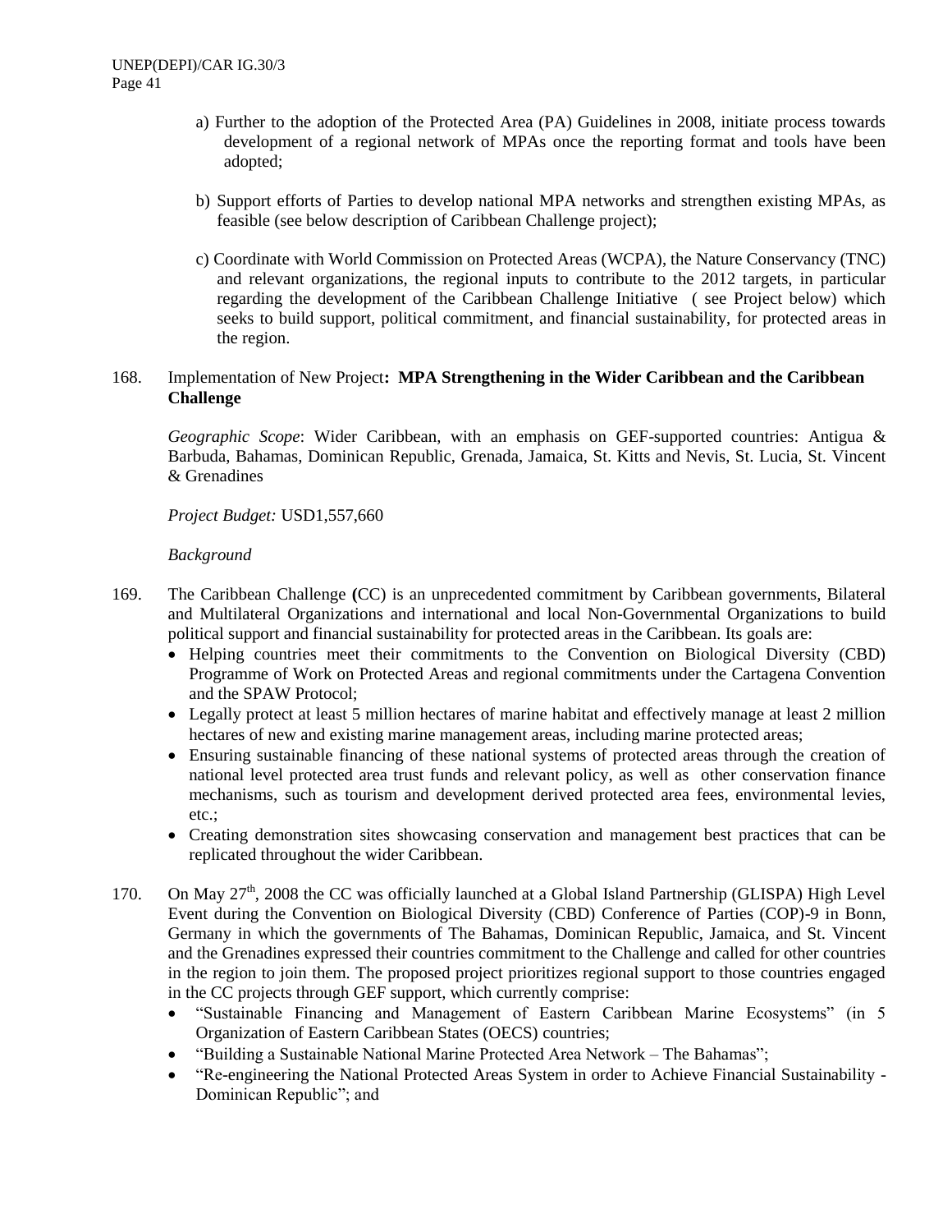a) Further to the adoption of the Protected Area (PA) Guidelines in 2008, initiate process towards development of a regional network of MPAs once the reporting format and tools have been adopted;

b) Support efforts of Parties to develop national MPA networks and strengthen existing MPAs, as feasible (see below description of Caribbean Challenge project);

c) Coordinate with World Commission on Protected Areas (WCPA), the Nature Conservancy (TNC) and relevant organizations, the regional inputs to contribute to the 2012 targets, in particular regarding the development of the Caribbean Challenge Initiative ( see Project below) which seeks to build support, political commitment, and financial sustainability, for protected areas in the region.

168. Implementation of New Project**: MPA Strengthening in the Wider Caribbean and the Caribbean Challenge**

*Geographic Scope*: Wider Caribbean, with an emphasis on GEF-supported countries: Antigua & Barbuda, Bahamas, Dominican Republic, Grenada, Jamaica, St. Kitts and Nevis, St. Lucia, St. Vincent & Grenadines

*Project Budget:* USD1,557,660

*Background*

169. The Caribbean Challenge **(**CC) is an unprecedented commitment by Caribbean governments, Bilateral and Multilateral Organizations and international and local Non-Governmental Organizations to build political support and financial sustainability for protected areas in the Caribbean. Its goals are:

- Helping countries meet their commitments to the Convention on Biological Diversity (CBD) Programme of Work on Protected Areas and regional commitments under the Cartagena Convention and the SPAW Protocol;
- Legally protect at least 5 million hectares of marine habitat and effectively manage at least 2 million hectares of new and existing marine management areas, including marine protected areas;
- Ensuring sustainable financing of these national systems of protected areas through the creation of national level protected area trust funds and relevant policy, as well as other conservation finance mechanisms, such as tourism and development derived protected area fees, environmental levies, etc.;
- Creating demonstration sites showcasing conservation and management best practices that can be replicated throughout the wider Caribbean.

170. On May 27th, 2008 the CC was officially launched at a Global Island Partnership (GLISPA) High Level Event during the Convention on Biological Diversity (CBD) Conference of Parties (COP)-9 in Bonn, Germany in which the governments of The Bahamas, Dominican Republic, Jamaica, and St. Vincent and the Grenadines expressed their countries commitment to the Challenge and called for other countries in the region to join them. The proposed project prioritizes regional support to those countries engaged in the CC projects through GEF support, which currently comprise:

- "Sustainable Financing and Management of Eastern Caribbean Marine Ecosystems" (in 5 Organization of Eastern Caribbean States (OECS) countries;
- "Building a Sustainable National Marine Protected Area Network – The Bahamas";
- "Re-engineering the National Protected Areas System in order to Achieve Financial Sustainability - Dominican Republic"; and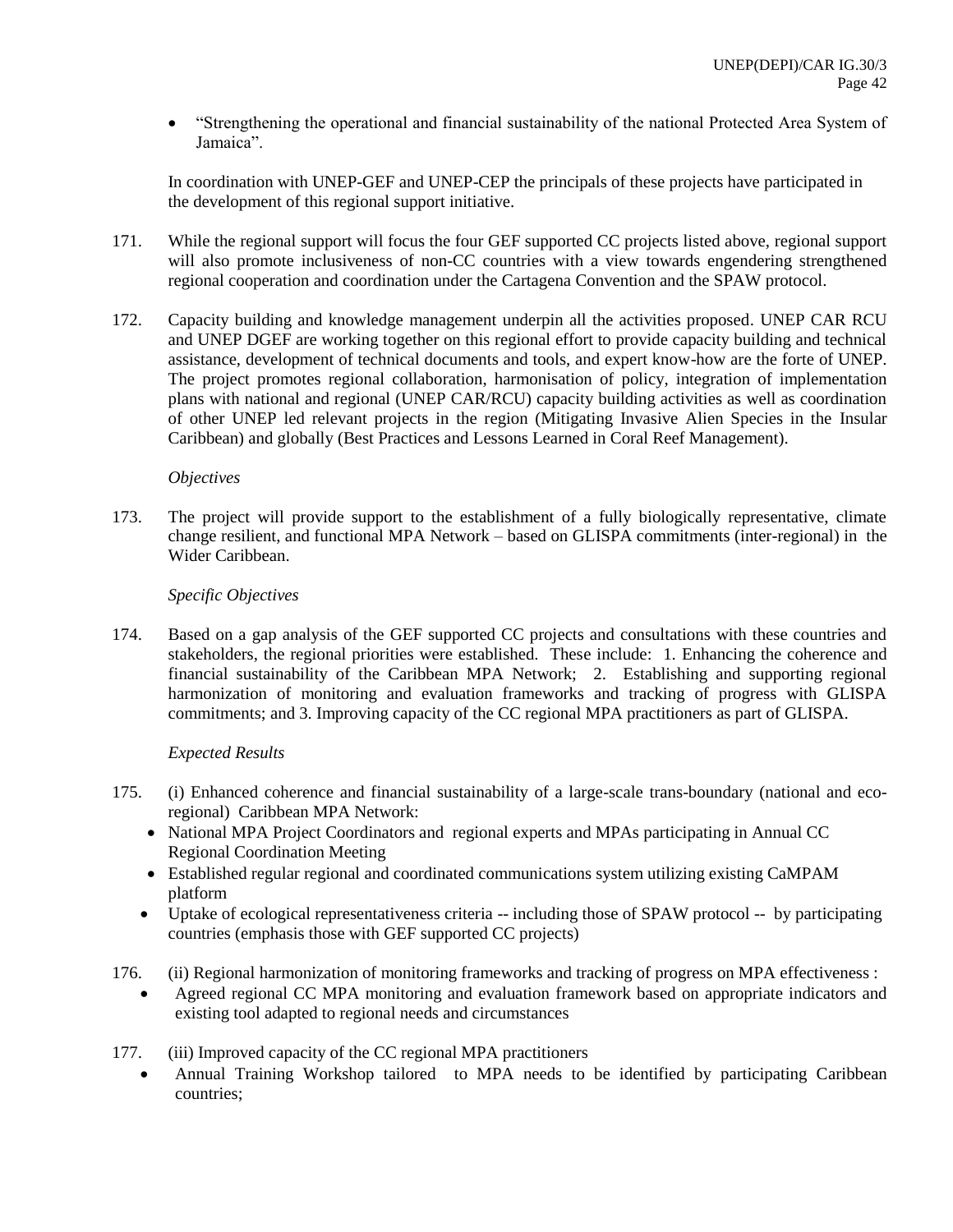- “Strengthening the operational and financial sustainability of the national Protected Area System of Jamaica”.

In coordination with UNEP-GEF and UNEP-CEP the principals of these projects have participated in the development of this regional support initiative.

171. While the regional support will focus the four GEF supported CC projects listed above, regional support will also promote inclusiveness of non-CC countries with a view towards engendering strengthened regional cooperation and coordination under the Cartagena Convention and the SPAW protocol.

172. Capacity building and knowledge management underpin all the activities proposed. UNEP CAR RCU and UNEP DGEF are working together on this regional effort to provide capacity building and technical assistance, development of technical documents and tools, and expert know-how are the forte of UNEP. The project promotes regional collaboration, harmonisation of policy, integration of implementation plans with national and regional (UNEP CAR/RCU) capacity building activities as well as coordination of other UNEP led relevant projects in the region (Mitigating Invasive Alien Species in the Insular Caribbean) and globally (Best Practices and Lessons Learned in Coral Reef Management).

*Objectives*

173. The project will provide support to the establishment of a fully biologically representative, climate change resilient, and functional MPA Network – based on GLISPA commitments (inter-regional) in the Wider Caribbean.

*Specific Objectives*

174. Based on a gap analysis of the GEF supported CC projects and consultations with these countries and stakeholders, the regional priorities were established. These include: 1. Enhancing the coherence and financial sustainability of the Caribbean MPA Network; 2. Establishing and supporting regional harmonization of monitoring and evaluation frameworks and tracking of progress with GLISPA commitments; and 3. Improving capacity of the CC regional MPA practitioners as part of GLISPA.

*Expected Results*

175. (i) Enhanced coherence and financial sustainability of a large-scale trans-boundary (national and eco-regional) Caribbean MPA Network:
   - National MPA Project Coordinators and regional experts and MPAs participating in Annual CC Regional Coordination Meeting
   - Established regular regional and coordinated communications system utilizing existing CaMPAM platform
   - Uptake of ecological representativeness criteria -- including those of SPAW protocol -- by participating countries (emphasis those with GEF supported CC projects)

176. (ii) Regional harmonization of monitoring frameworks and tracking of progress on MPA effectiveness :
   - Agreed regional CC MPA monitoring and evaluation framework based on appropriate indicators and existing tool adapted to regional needs and circumstances

177. (iii) Improved capacity of the CC regional MPA practitioners
   - Annual Training Workshop tailored to MPA needs to be identified by participating Caribbean countries;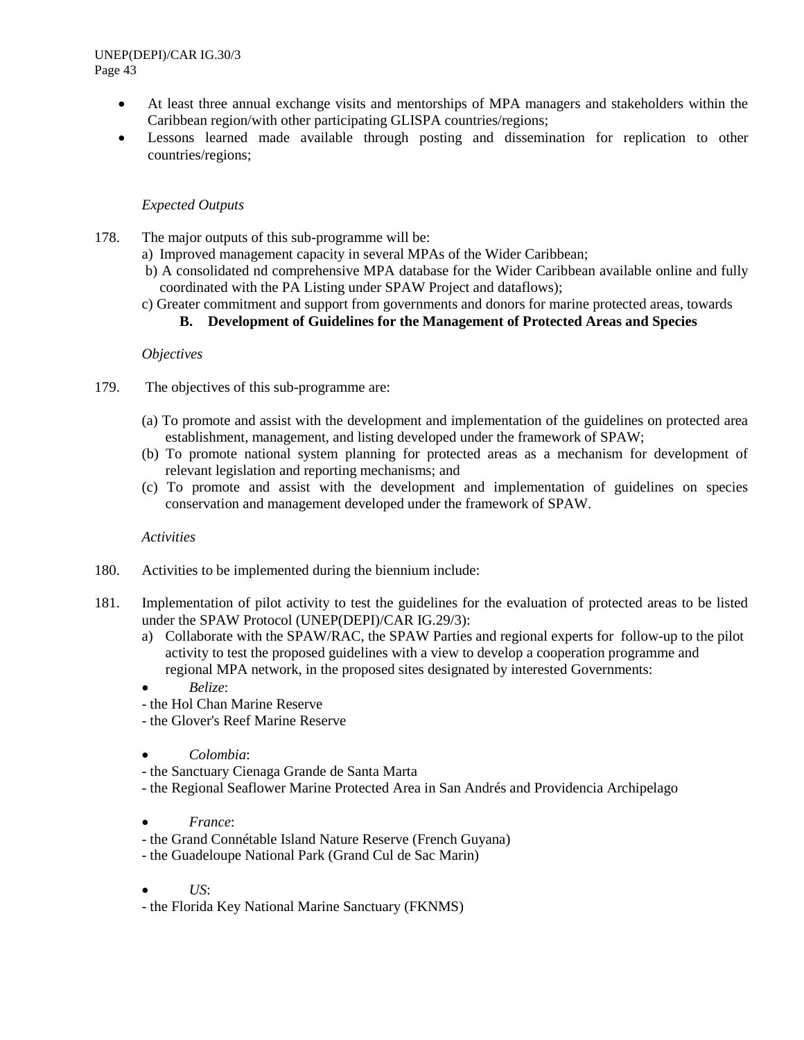- At least three annual exchange visits and mentorships of MPA managers and stakeholders within the Caribbean region/with other participating GLISPA countries/regions;
- Lessons learned made available through posting and dissemination for replication to other countries/regions;

*Expected Outputs*

178. The major outputs of this sub-programme will be:

a) Improved management capacity in several MPAs of the Wider Caribbean;

b) A consolidated nd comprehensive MPA database for the Wider Caribbean available online and fully coordinated with the PA Listing under SPAW Project and dataflows);

c) Greater commitment and support from governments and donors for marine protected areas, towards

### B. Development of Guidelines for the Management of Protected Areas and Species

*Objectives*

179. The objectives of this sub-programme are:

(a) To promote and assist with the development and implementation of the guidelines on protected area establishment, management, and listing developed under the framework of SPAW;

(b) To promote national system planning for protected areas as a mechanism for development of relevant legislation and reporting mechanisms; and

(c) To promote and assist with the development and implementation of guidelines on species conservation and management developed under the framework of SPAW.

*Activities*

180. Activities to be implemented during the biennium include:

181. Implementation of pilot activity to test the guidelines for the evaluation of protected areas to be listed under the SPAW Protocol (UNEP(DEPI)/CAR IG.29/3):

a) Collaborate with the SPAW/RAC, the SPAW Parties and regional experts for follow-up to the pilot activity to test the proposed guidelines with a view to develop a cooperation programme and regional MPA network, in the proposed sites designated by interested Governments:

- *Belize*:

- the Hol Chan Marine Reserve
- the Glover's Reef Marine Reserve

- *Colombia*:

- the Sanctuary Cienaga Grande de Santa Marta
- the Regional Seaflower Marine Protected Area in San Andrés and Providencia Archipelago

- *France*:

- the Grand Connétable Island Nature Reserve (French Guyana)
- the Guadeloupe National Park (Grand Cul de Sac Marin)

- *US*:

- the Florida Key National Marine Sanctuary (FKNMS)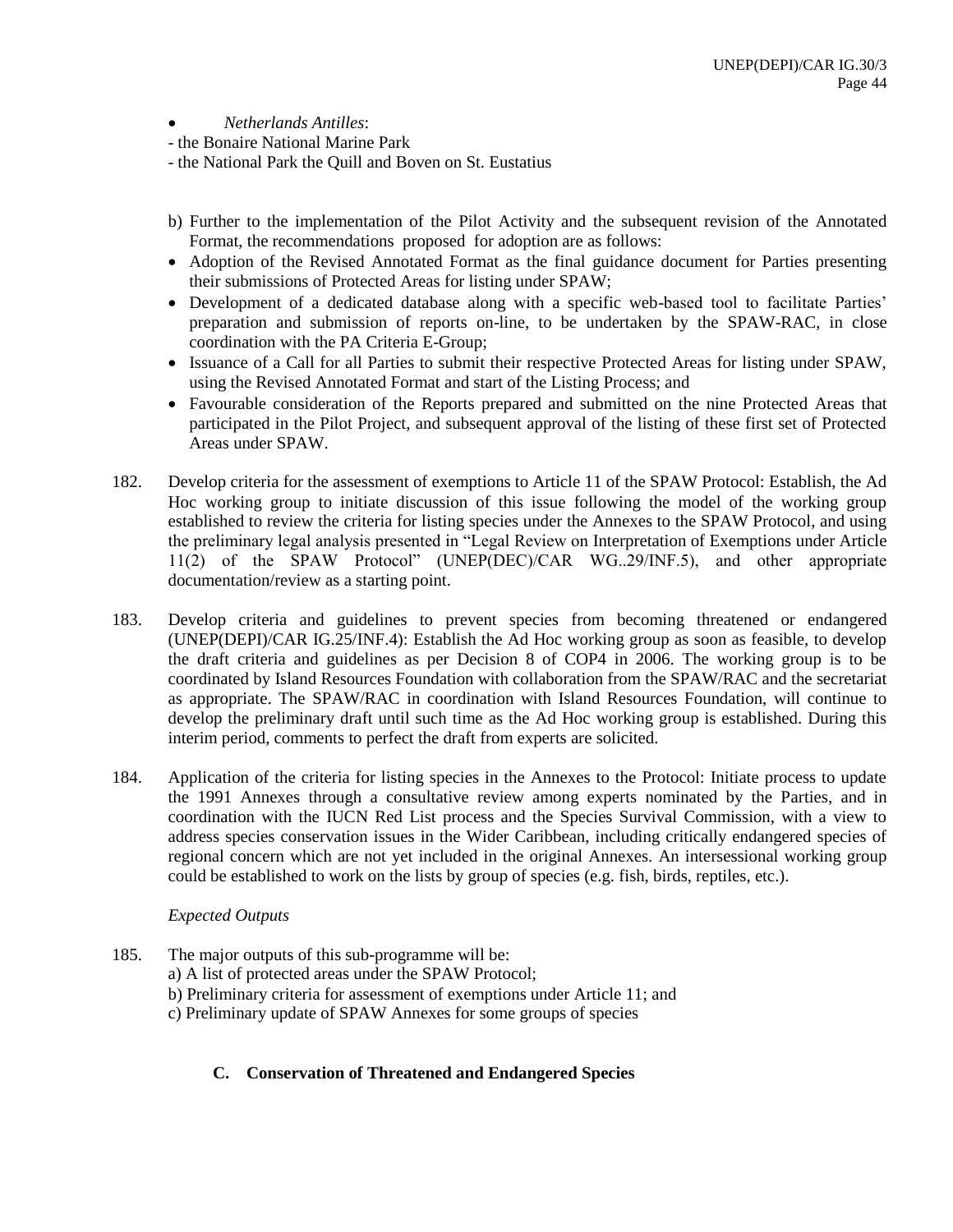- *Netherlands Antilles*:

- the Bonaire National Marine Park
- the National Park the Quill and Boven on St. Eustatius

b) Further to the implementation of the Pilot Activity and the subsequent revision of the Annotated Format, the recommendations proposed for adoption are as follows:

- Adoption of the Revised Annotated Format as the final guidance document for Parties presenting their submissions of Protected Areas for listing under SPAW;
- Development of a dedicated database along with a specific web-based tool to facilitate Parties' preparation and submission of reports on-line, to be undertaken by the SPAW-RAC, in close coordination with the PA Criteria E-Group;
- Issuance of a Call for all Parties to submit their respective Protected Areas for listing under SPAW, using the Revised Annotated Format and start of the Listing Process; and
- Favourable consideration of the Reports prepared and submitted on the nine Protected Areas that participated in the Pilot Project, and subsequent approval of the listing of these first set of Protected Areas under SPAW.

182. Develop criteria for the assessment of exemptions to Article 11 of the SPAW Protocol: Establish, the Ad Hoc working group to initiate discussion of this issue following the model of the working group established to review the criteria for listing species under the Annexes to the SPAW Protocol, and using the preliminary legal analysis presented in "Legal Review on Interpretation of Exemptions under Article 11(2) of the SPAW Protocol" (UNEP(DEC)/CAR WG..29/INF.5), and other appropriate documentation/review as a starting point.

183. Develop criteria and guidelines to prevent species from becoming threatened or endangered (UNEP(DEPI)/CAR IG.25/INF.4): Establish the Ad Hoc working group as soon as feasible, to develop the draft criteria and guidelines as per Decision 8 of COP4 in 2006. The working group is to be coordinated by Island Resources Foundation with collaboration from the SPAW/RAC and the secretariat as appropriate. The SPAW/RAC in coordination with Island Resources Foundation, will continue to develop the preliminary draft until such time as the Ad Hoc working group is established. During this interim period, comments to perfect the draft from experts are solicited.

184. Application of the criteria for listing species in the Annexes to the Protocol: Initiate process to update the 1991 Annexes through a consultative review among experts nominated by the Parties, and in coordination with the IUCN Red List process and the Species Survival Commission, with a view to address species conservation issues in the Wider Caribbean, including critically endangered species of regional concern which are not yet included in the original Annexes. An intersessional working group could be established to work on the lists by group of species (e.g. fish, birds, reptiles, etc.).

*Expected Outputs*

185. The major outputs of this sub-programme will be:
a) A list of protected areas under the SPAW Protocol;
b) Preliminary criteria for assessment of exemptions under Article 11; and
c) Preliminary update of SPAW Annexes for some groups of species

### C. Conservation of Threatened and Endangered Species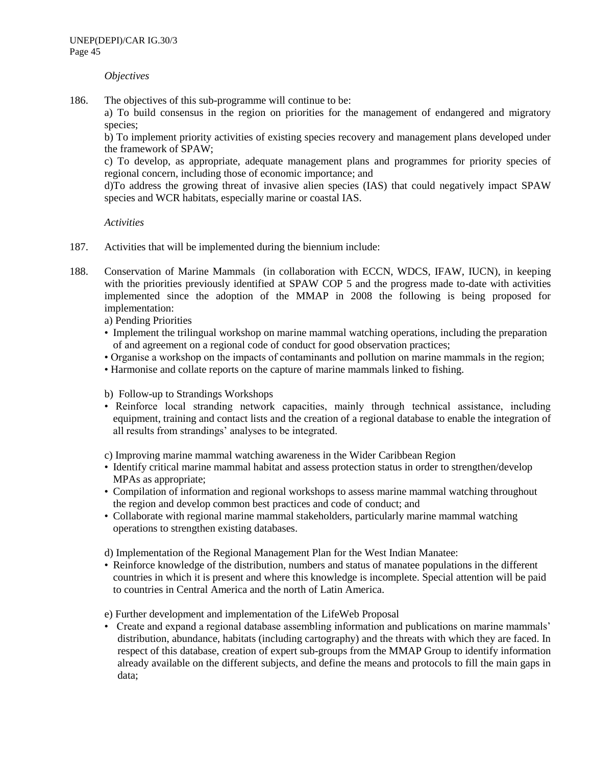*Objectives*

186. The objectives of this sub-programme will continue to be:

a) To build consensus in the region on priorities for the management of endangered and migratory species;

b) To implement priority activities of existing species recovery and management plans developed under the framework of SPAW;

c) To develop, as appropriate, adequate management plans and programmes for priority species of regional concern, including those of economic importance; and

d)To address the growing threat of invasive alien species (IAS) that could negatively impact SPAW species and WCR habitats, especially marine or coastal IAS.

*Activities*

187. Activities that will be implemented during the biennium include:

188. Conservation of Marine Mammals (in collaboration with ECCN, WDCS, IFAW, IUCN), in keeping with the priorities previously identified at SPAW COP 5 and the progress made to-date with activities implemented since the adoption of the MMAP in 2008 the following is being proposed for implementation:

a) Pending Priorities

- Implement the trilingual workshop on marine mammal watching operations, including the preparation of and agreement on a regional code of conduct for good observation practices;
- Organise a workshop on the impacts of contaminants and pollution on marine mammals in the region;
- Harmonise and collate reports on the capture of marine mammals linked to fishing.

b) Follow-up to Strandings Workshops

- Reinforce local stranding network capacities, mainly through technical assistance, including equipment, training and contact lists and the creation of a regional database to enable the integration of all results from strandings' analyses to be integrated.

c) Improving marine mammal watching awareness in the Wider Caribbean Region

- Identify critical marine mammal habitat and assess protection status in order to strengthen/develop MPAs as appropriate;
- Compilation of information and regional workshops to assess marine mammal watching throughout the region and develop common best practices and code of conduct; and
- Collaborate with regional marine mammal stakeholders, particularly marine mammal watching operations to strengthen existing databases.

d) Implementation of the Regional Management Plan for the West Indian Manatee:

- Reinforce knowledge of the distribution, numbers and status of manatee populations in the different countries in which it is present and where this knowledge is incomplete. Special attention will be paid to countries in Central America and the north of Latin America.

e) Further development and implementation of the LifeWeb Proposal

- Create and expand a regional database assembling information and publications on marine mammals' distribution, abundance, habitats (including cartography) and the threats with which they are faced. In respect of this database, creation of expert sub-groups from the MMAP Group to identify information already available on the different subjects, and define the means and protocols to fill the main gaps in data;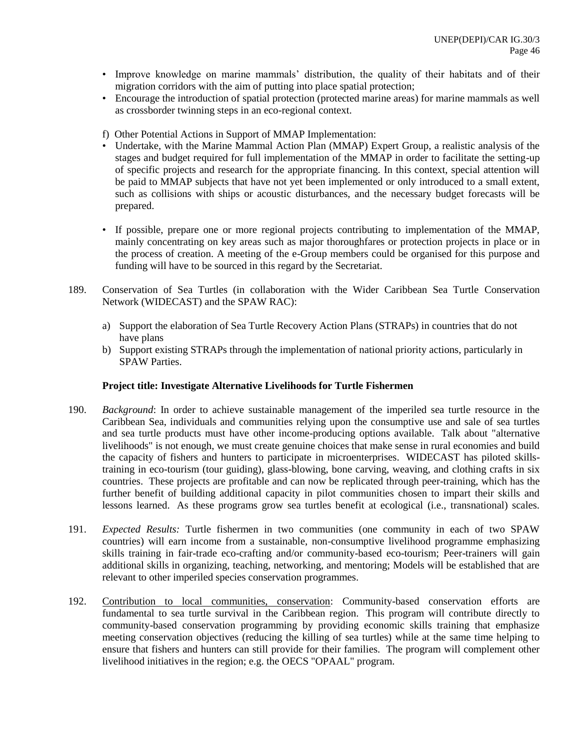- Improve knowledge on marine mammals' distribution, the quality of their habitats and of their migration corridors with the aim of putting into place spatial protection;
- Encourage the introduction of spatial protection (protected marine areas) for marine mammals as well as crossborder twinning steps in an eco-regional context.

f) Other Potential Actions in Support of MMAP Implementation:

- Undertake, with the Marine Mammal Action Plan (MMAP) Expert Group, a realistic analysis of the stages and budget required for full implementation of the MMAP in order to facilitate the setting-up of specific projects and research for the appropriate financing. In this context, special attention will be paid to MMAP subjects that have not yet been implemented or only introduced to a small extent, such as collisions with ships or acoustic disturbances, and the necessary budget forecasts will be prepared.

- If possible, prepare one or more regional projects contributing to implementation of the MMAP, mainly concentrating on key areas such as major thoroughfares or protection projects in place or in the process of creation. A meeting of the e-Group members could be organised for this purpose and funding will have to be sourced in this regard by the Secretariat.

189. Conservation of Sea Turtles (in collaboration with the Wider Caribbean Sea Turtle Conservation Network (WIDECAST) and the SPAW RAC):

  a) Support the elaboration of Sea Turtle Recovery Action Plans (STRAPs) in countries that do not have plans
  b) Support existing STRAPs through the implementation of national priority actions, particularly in SPAW Parties.

**Project title: Investigate Alternative Livelihoods for Turtle Fishermen**

190. *Background*: In order to achieve sustainable management of the imperiled sea turtle resource in the Caribbean Sea, individuals and communities relying upon the consumptive use and sale of sea turtles and sea turtle products must have other income-producing options available. Talk about "alternative livelihoods" is not enough, we must create genuine choices that make sense in rural economies and build the capacity of fishers and hunters to participate in microenterprises. WIDECAST has piloted skills-training in eco-tourism (tour guiding), glass-blowing, bone carving, weaving, and clothing crafts in six countries. These projects are profitable and can now be replicated through peer-training, which has the further benefit of building additional capacity in pilot communities chosen to impart their skills and lessons learned. As these programs grow sea turtles benefit at ecological (i.e., transnational) scales.

191. *Expected Results:* Turtle fishermen in two communities (one community in each of two SPAW countries) will earn income from a sustainable, non-consumptive livelihood programme emphasizing skills training in fair-trade eco-crafting and/or community-based eco-tourism; Peer-trainers will gain additional skills in organizing, teaching, networking, and mentoring; Models will be established that are relevant to other imperiled species conservation programmes.

192. <u>Contribution to local communities, conservation</u>: Community-based conservation efforts are fundamental to sea turtle survival in the Caribbean region. This program will contribute directly to community-based conservation programming by providing economic skills training that emphasize meeting conservation objectives (reducing the killing of sea turtles) while at the same time helping to ensure that fishers and hunters can still provide for their families. The program will complement other livelihood initiatives in the region; e.g. the OECS "OPAAL" program.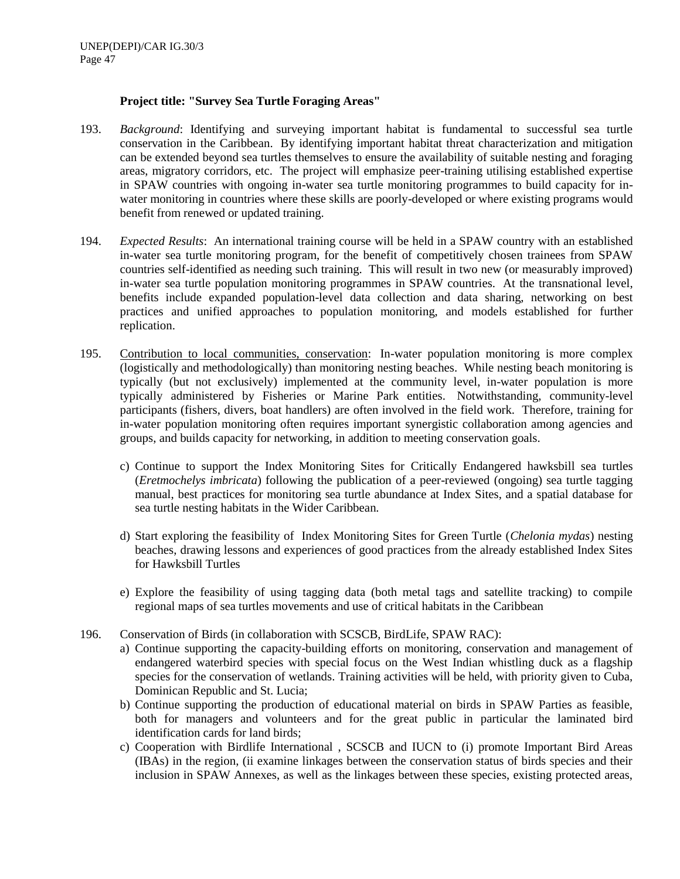**Project title: "Survey Sea Turtle Foraging Areas"**

193. *Background*: Identifying and surveying important habitat is fundamental to successful sea turtle conservation in the Caribbean. By identifying important habitat threat characterization and mitigation can be extended beyond sea turtles themselves to ensure the availability of suitable nesting and foraging areas, migratory corridors, etc. The project will emphasize peer-training utilising established expertise in SPAW countries with ongoing in-water sea turtle monitoring programmes to build capacity for in-water monitoring in countries where these skills are poorly-developed or where existing programs would benefit from renewed or updated training.

194. *Expected Results*: An international training course will be held in a SPAW country with an established in-water sea turtle monitoring program, for the benefit of competitively chosen trainees from SPAW countries self-identified as needing such training. This will result in two new (or measurably improved) in-water sea turtle population monitoring programmes in SPAW countries. At the transnational level, benefits include expanded population-level data collection and data sharing, networking on best practices and unified approaches to population monitoring, and models established for further replication.

195. <u>Contribution to local communities, conservation</u>: In-water population monitoring is more complex (logistically and methodologically) than monitoring nesting beaches. While nesting beach monitoring is typically (but not exclusively) implemented at the community level, in-water population is more typically administered by Fisheries or Marine Park entities. Notwithstanding, community-level participants (fishers, divers, boat handlers) are often involved in the field work. Therefore, training for in-water population monitoring often requires important synergistic collaboration among agencies and groups, and builds capacity for networking, in addition to meeting conservation goals.

c) Continue to support the Index Monitoring Sites for Critically Endangered hawksbill sea turtles (*Eretmochelys imbricata*) following the publication of a peer-reviewed (ongoing) sea turtle tagging manual, best practices for monitoring sea turtle abundance at Index Sites, and a spatial database for sea turtle nesting habitats in the Wider Caribbean.

d) Start exploring the feasibility of Index Monitoring Sites for Green Turtle (*Chelonia mydas*) nesting beaches, drawing lessons and experiences of good practices from the already established Index Sites for Hawksbill Turtles

e) Explore the feasibility of using tagging data (both metal tags and satellite tracking) to compile regional maps of sea turtles movements and use of critical habitats in the Caribbean

196. Conservation of Birds (in collaboration with SCSCB, BirdLife, SPAW RAC):

a) Continue supporting the capacity-building efforts on monitoring, conservation and management of endangered waterbird species with special focus on the West Indian whistling duck as a flagship species for the conservation of wetlands. Training activities will be held, with priority given to Cuba, Dominican Republic and St. Lucia;

b) Continue supporting the production of educational material on birds in SPAW Parties as feasible, both for managers and volunteers and for the great public in particular the laminated bird identification cards for land birds;

c) Cooperation with Birdlife International , SCSCB and IUCN to (i) promote Important Bird Areas (IBAs) in the region, (ii examine linkages between the conservation status of birds species and their inclusion in SPAW Annexes, as well as the linkages between these species, existing protected areas,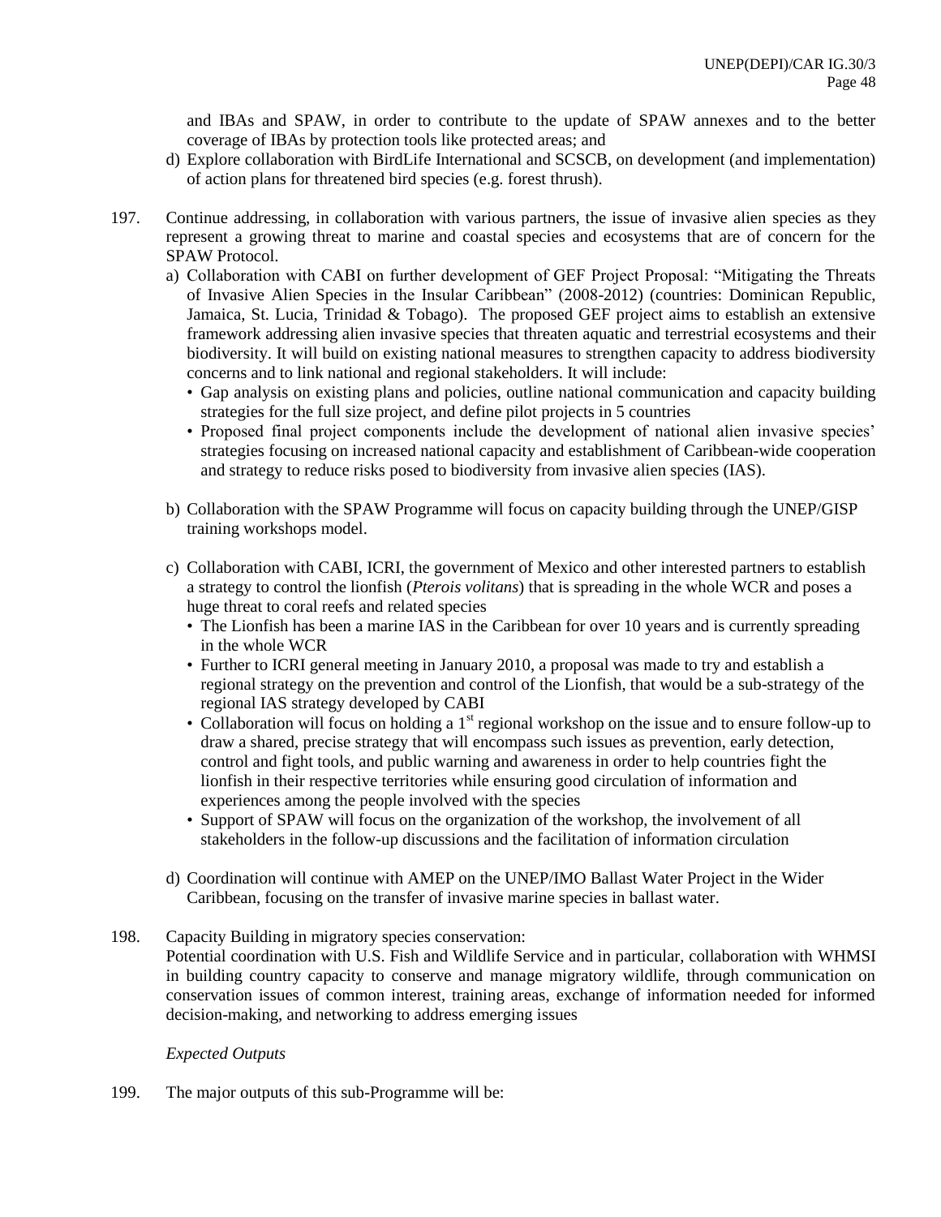and IBAs and SPAW, in order to contribute to the update of SPAW annexes and to the better coverage of IBAs by protection tools like protected areas; and

d) Explore collaboration with BirdLife International and SCSCB, on development (and implementation) of action plans for threatened bird species (e.g. forest thrush).

197. Continue addressing, in collaboration with various partners, the issue of invasive alien species as they represent a growing threat to marine and coastal species and ecosystems that are of concern for the SPAW Protocol.

a) Collaboration with CABI on further development of GEF Project Proposal: "Mitigating the Threats of Invasive Alien Species in the Insular Caribbean" (2008-2012) (countries: Dominican Republic, Jamaica, St. Lucia, Trinidad & Tobago). The proposed GEF project aims to establish an extensive framework addressing alien invasive species that threaten aquatic and terrestrial ecosystems and their biodiversity. It will build on existing national measures to strengthen capacity to address biodiversity concerns and to link national and regional stakeholders. It will include:
   - Gap analysis on existing plans and policies, outline national communication and capacity building strategies for the full size project, and define pilot projects in 5 countries
   - Proposed final project components include the development of national alien invasive species' strategies focusing on increased national capacity and establishment of Caribbean-wide cooperation and strategy to reduce risks posed to biodiversity from invasive alien species (IAS).

b) Collaboration with the SPAW Programme will focus on capacity building through the UNEP/GISP training workshops model.

c) Collaboration with CABI, ICRI, the government of Mexico and other interested partners to establish a strategy to control the lionfish (*Pterois volitans*) that is spreading in the whole WCR and poses a huge threat to coral reefs and related species
   - The Lionfish has been a marine IAS in the Caribbean for over 10 years and is currently spreading in the whole WCR
   - Further to ICRI general meeting in January 2010, a proposal was made to try and establish a regional strategy on the prevention and control of the Lionfish, that would be a sub-strategy of the regional IAS strategy developed by CABI
   - Collaboration will focus on holding a 1st regional workshop on the issue and to ensure follow-up to draw a shared, precise strategy that will encompass such issues as prevention, early detection, control and fight tools, and public warning and awareness in order to help countries fight the lionfish in their respective territories while ensuring good circulation of information and experiences among the people involved with the species
   - Support of SPAW will focus on the organization of the workshop, the involvement of all stakeholders in the follow-up discussions and the facilitation of information circulation

d) Coordination will continue with AMEP on the UNEP/IMO Ballast Water Project in the Wider Caribbean, focusing on the transfer of invasive marine species in ballast water.

198. Capacity Building in migratory species conservation:
Potential coordination with U.S. Fish and Wildlife Service and in particular, collaboration with WHMSI in building country capacity to conserve and manage migratory wildlife, through communication on conservation issues of common interest, training areas, exchange of information needed for informed decision-making, and networking to address emerging issues

*Expected Outputs*

199. The major outputs of this sub-Programme will be: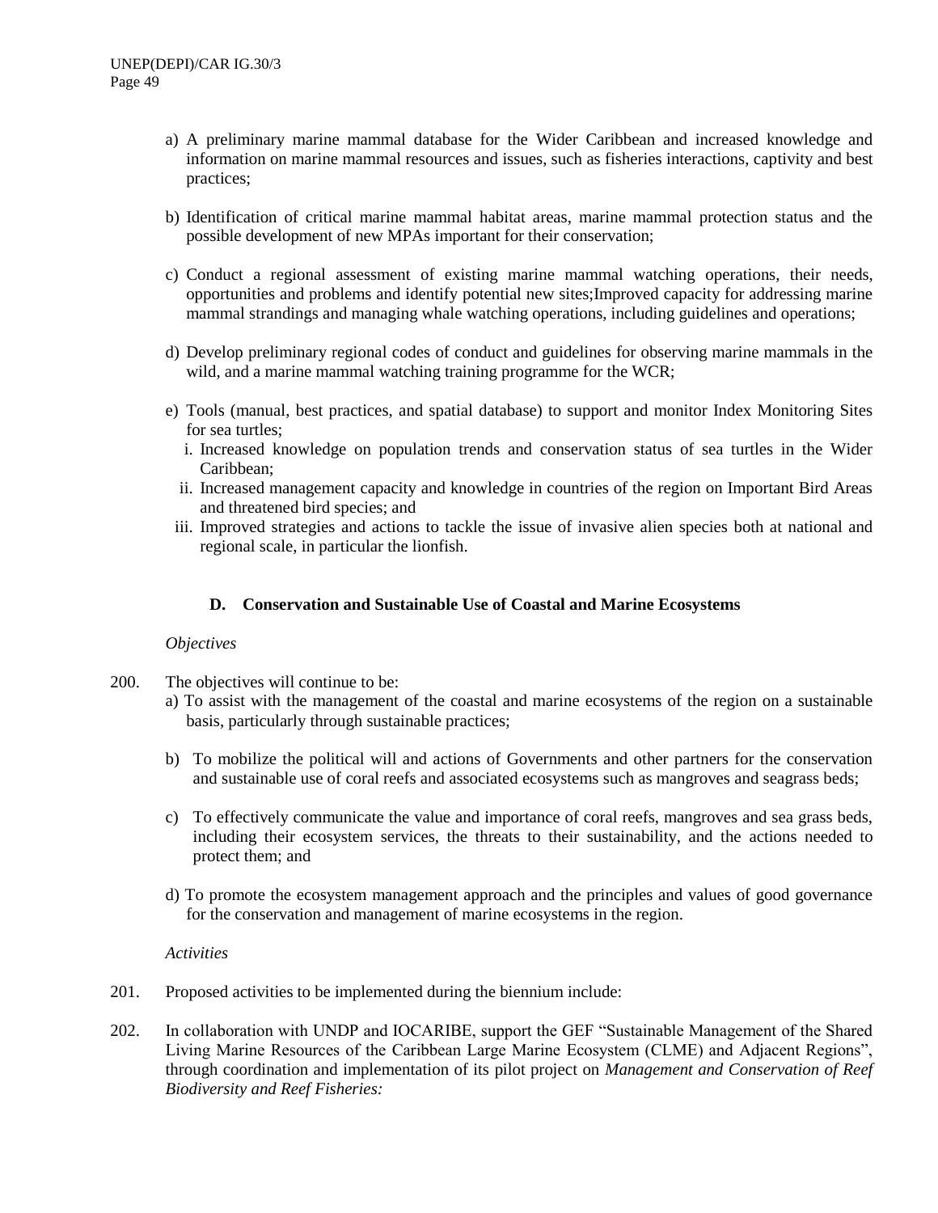a) A preliminary marine mammal database for the Wider Caribbean and increased knowledge and information on marine mammal resources and issues, such as fisheries interactions, captivity and best practices;

b) Identification of critical marine mammal habitat areas, marine mammal protection status and the possible development of new MPAs important for their conservation;

c) Conduct a regional assessment of existing marine mammal watching operations, their needs, opportunities and problems and identify potential new sites;Improved capacity for addressing marine mammal strandings and managing whale watching operations, including guidelines and operations;

d) Develop preliminary regional codes of conduct and guidelines for observing marine mammals in the wild, and a marine mammal watching training programme for the WCR;

e) Tools (manual, best practices, and spatial database) to support and monitor Index Monitoring Sites for sea turtles;
   i. Increased knowledge on population trends and conservation status of sea turtles in the Wider Caribbean;
   ii. Increased management capacity and knowledge in countries of the region on Important Bird Areas and threatened bird species; and
   iii. Improved strategies and actions to tackle the issue of invasive alien species both at national and regional scale, in particular the lionfish.

### D. Conservation and Sustainable Use of Coastal and Marine Ecosystems

*Objectives*

200. The objectives will continue to be:

a) To assist with the management of the coastal and marine ecosystems of the region on a sustainable basis, particularly through sustainable practices;

b) To mobilize the political will and actions of Governments and other partners for the conservation and sustainable use of coral reefs and associated ecosystems such as mangroves and seagrass beds;

c) To effectively communicate the value and importance of coral reefs, mangroves and sea grass beds, including their ecosystem services, the threats to their sustainability, and the actions needed to protect them; and

d) To promote the ecosystem management approach and the principles and values of good governance for the conservation and management of marine ecosystems in the region.

*Activities*

201. Proposed activities to be implemented during the biennium include:

202. In collaboration with UNDP and IOCARIBE, support the GEF "Sustainable Management of the Shared Living Marine Resources of the Caribbean Large Marine Ecosystem (CLME) and Adjacent Regions", through coordination and implementation of its pilot project on *Management and Conservation of Reef Biodiversity and Reef Fisheries:*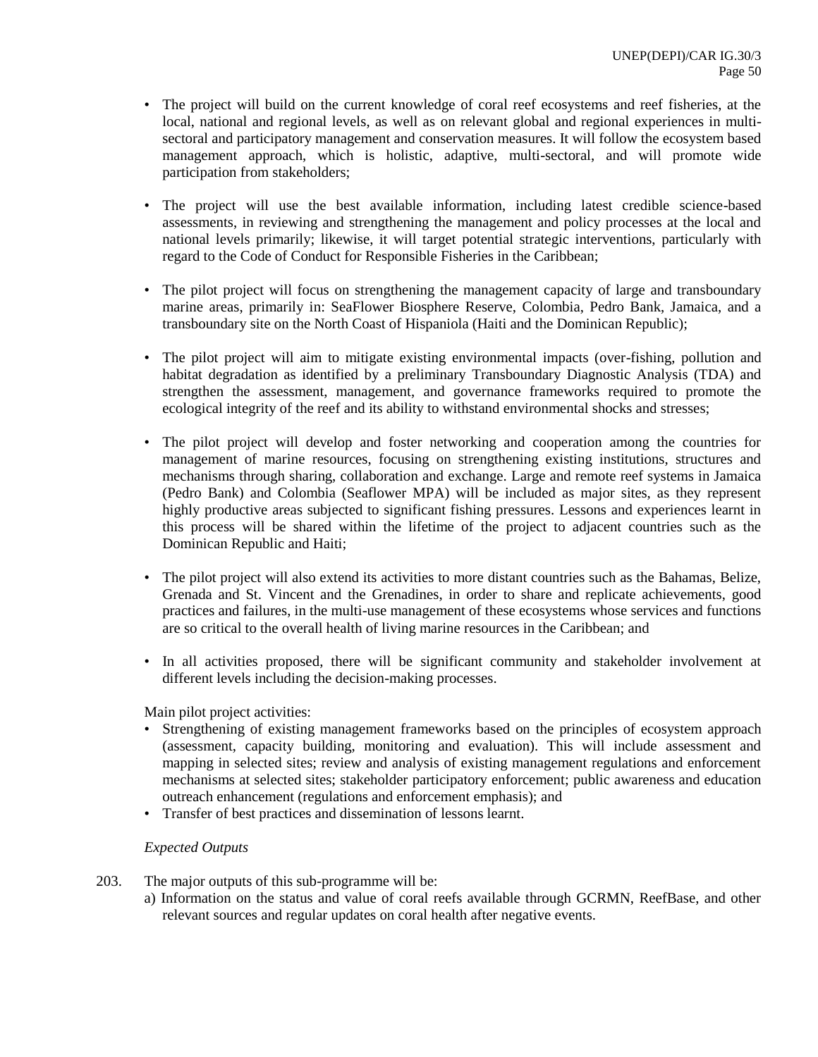- The project will build on the current knowledge of coral reef ecosystems and reef fisheries, at the local, national and regional levels, as well as on relevant global and regional experiences in multi-sectoral and participatory management and conservation measures. It will follow the ecosystem based management approach, which is holistic, adaptive, multi-sectoral, and will promote wide participation from stakeholders;

- The project will use the best available information, including latest credible science-based assessments, in reviewing and strengthening the management and policy processes at the local and national levels primarily; likewise, it will target potential strategic interventions, particularly with regard to the Code of Conduct for Responsible Fisheries in the Caribbean;

- The pilot project will focus on strengthening the management capacity of large and transboundary marine areas, primarily in: SeaFlower Biosphere Reserve, Colombia, Pedro Bank, Jamaica, and a transboundary site on the North Coast of Hispaniola (Haiti and the Dominican Republic);

- The pilot project will aim to mitigate existing environmental impacts (over-fishing, pollution and habitat degradation as identified by a preliminary Transboundary Diagnostic Analysis (TDA) and strengthen the assessment, management, and governance frameworks required to promote the ecological integrity of the reef and its ability to withstand environmental shocks and stresses;

- The pilot project will develop and foster networking and cooperation among the countries for management of marine resources, focusing on strengthening existing institutions, structures and mechanisms through sharing, collaboration and exchange. Large and remote reef systems in Jamaica (Pedro Bank) and Colombia (Seaflower MPA) will be included as major sites, as they represent highly productive areas subjected to significant fishing pressures. Lessons and experiences learnt in this process will be shared within the lifetime of the project to adjacent countries such as the Dominican Republic and Haiti;

- The pilot project will also extend its activities to more distant countries such as the Bahamas, Belize, Grenada and St. Vincent and the Grenadines, in order to share and replicate achievements, good practices and failures, in the multi-use management of these ecosystems whose services and functions are so critical to the overall health of living marine resources in the Caribbean; and

- In all activities proposed, there will be significant community and stakeholder involvement at different levels including the decision-making processes.

Main pilot project activities:

- Strengthening of existing management frameworks based on the principles of ecosystem approach (assessment, capacity building, monitoring and evaluation). This will include assessment and mapping in selected sites; review and analysis of existing management regulations and enforcement mechanisms at selected sites; stakeholder participatory enforcement; public awareness and education outreach enhancement (regulations and enforcement emphasis); and
- Transfer of best practices and dissemination of lessons learnt.

*Expected Outputs*

203. The major outputs of this sub-programme will be:

a) Information on the status and value of coral reefs available through GCRMN, ReefBase, and other relevant sources and regular updates on coral health after negative events.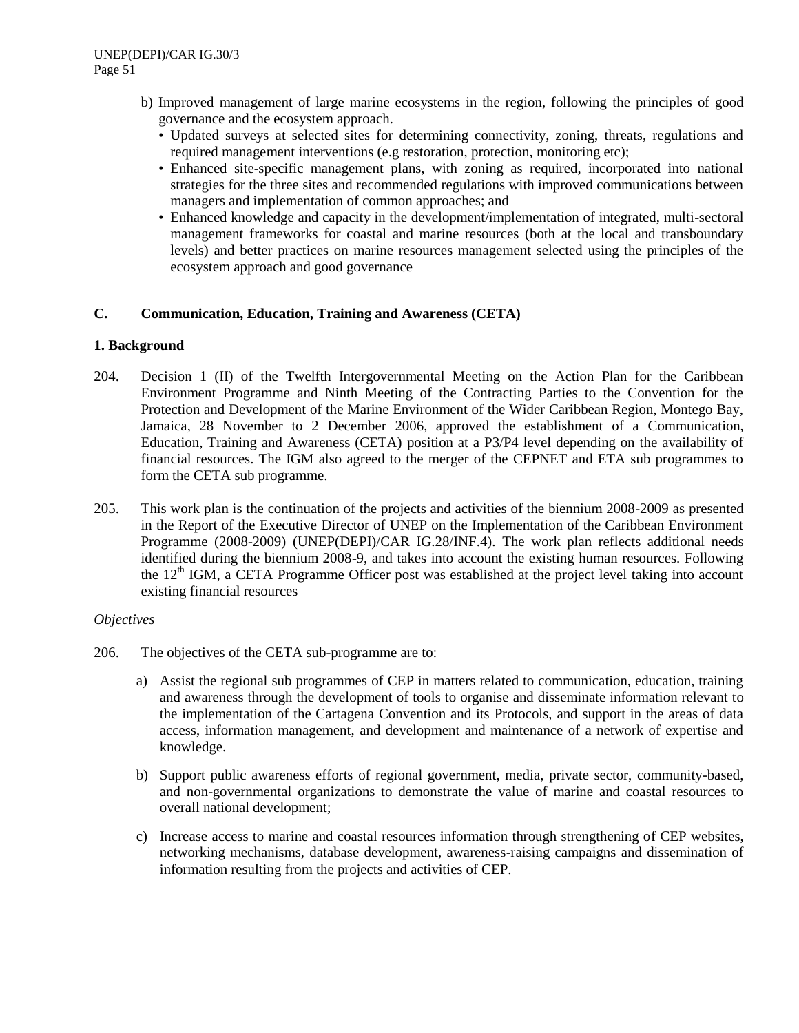b) Improved management of large marine ecosystems in the region, following the principles of good governance and the ecosystem approach.
   - Updated surveys at selected sites for determining connectivity, zoning, threats, regulations and required management interventions (e.g restoration, protection, monitoring etc);
   - Enhanced site-specific management plans, with zoning as required, incorporated into national strategies for the three sites and recommended regulations with improved communications between managers and implementation of common approaches; and
   - Enhanced knowledge and capacity in the development/implementation of integrated, multi-sectoral management frameworks for coastal and marine resources (both at the local and transboundary levels) and better practices on marine resources management selected using the principles of the ecosystem approach and good governance

## C. Communication, Education, Training and Awareness (CETA)

### 1. Background

204. Decision 1 (II) of the Twelfth Intergovernmental Meeting on the Action Plan for the Caribbean Environment Programme and Ninth Meeting of the Contracting Parties to the Convention for the Protection and Development of the Marine Environment of the Wider Caribbean Region, Montego Bay, Jamaica, 28 November to 2 December 2006, approved the establishment of a Communication, Education, Training and Awareness (CETA) position at a P3/P4 level depending on the availability of financial resources. The IGM also agreed to the merger of the CEPNET and ETA sub programmes to form the CETA sub programme.

205. This work plan is the continuation of the projects and activities of the biennium 2008-2009 as presented in the Report of the Executive Director of UNEP on the Implementation of the Caribbean Environment Programme (2008-2009) (UNEP(DEPI)/CAR IG.28/INF.4). The work plan reflects additional needs identified during the biennium 2008-9, and takes into account the existing human resources. Following the 12th IGM, a CETA Programme Officer post was established at the project level taking into account existing financial resources

*Objectives*

206. The objectives of the CETA sub-programme are to:

a) Assist the regional sub programmes of CEP in matters related to communication, education, training and awareness through the development of tools to organise and disseminate information relevant to the implementation of the Cartagena Convention and its Protocols, and support in the areas of data access, information management, and development and maintenance of a network of expertise and knowledge.

b) Support public awareness efforts of regional government, media, private sector, community-based, and non-governmental organizations to demonstrate the value of marine and coastal resources to overall national development;

c) Increase access to marine and coastal resources information through strengthening of CEP websites, networking mechanisms, database development, awareness-raising campaigns and dissemination of information resulting from the projects and activities of CEP.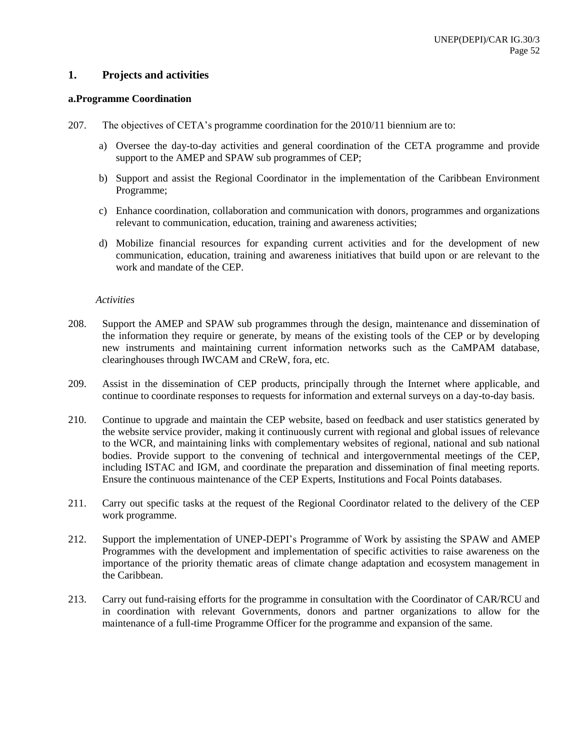## 1. Projects and activities

### a. Programme Coordination

207. The objectives of CETA's programme coordination for the 2010/11 biennium are to:

   a) Oversee the day-to-day activities and general coordination of the CETA programme and provide support to the AMEP and SPAW sub programmes of CEP;

   b) Support and assist the Regional Coordinator in the implementation of the Caribbean Environment Programme;

   c) Enhance coordination, collaboration and communication with donors, programmes and organizations relevant to communication, education, training and awareness activities;

   d) Mobilize financial resources for expanding current activities and for the development of new communication, education, training and awareness initiatives that build upon or are relevant to the work and mandate of the CEP.

*Activities*

208. Support the AMEP and SPAW sub programmes through the design, maintenance and dissemination of the information they require or generate, by means of the existing tools of the CEP or by developing new instruments and maintaining current information networks such as the CaMPAM database, clearinghouses through IWCAM and CReW, fora, etc.

209. Assist in the dissemination of CEP products, principally through the Internet where applicable, and continue to coordinate responses to requests for information and external surveys on a day-to-day basis.

210. Continue to upgrade and maintain the CEP website, based on feedback and user statistics generated by the website service provider, making it continuously current with regional and global issues of relevance to the WCR, and maintaining links with complementary websites of regional, national and sub national bodies. Provide support to the convening of technical and intergovernmental meetings of the CEP, including ISTAC and IGM, and coordinate the preparation and dissemination of final meeting reports. Ensure the continuous maintenance of the CEP Experts, Institutions and Focal Points databases.

211. Carry out specific tasks at the request of the Regional Coordinator related to the delivery of the CEP work programme.

212. Support the implementation of UNEP-DEPI's Programme of Work by assisting the SPAW and AMEP Programmes with the development and implementation of specific activities to raise awareness on the importance of the priority thematic areas of climate change adaptation and ecosystem management in the Caribbean.

213. Carry out fund-raising efforts for the programme in consultation with the Coordinator of CAR/RCU and in coordination with relevant Governments, donors and partner organizations to allow for the maintenance of a full-time Programme Officer for the programme and expansion of the same.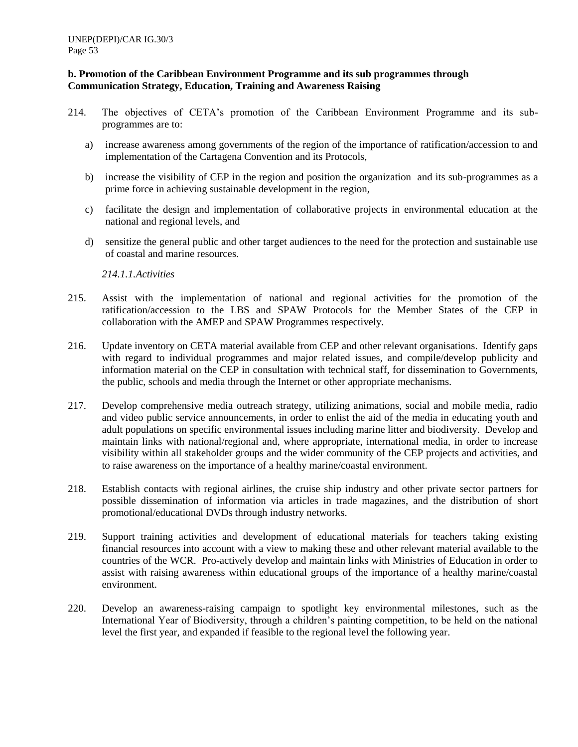### b. Promotion of the Caribbean Environment Programme and its sub programmes through Communication Strategy, Education, Training and Awareness Raising

214. The objectives of CETA's promotion of the Caribbean Environment Programme and its sub-programmes are to:

   a) increase awareness among governments of the region of the importance of ratification/accession to and implementation of the Cartagena Convention and its Protocols,

   b) increase the visibility of CEP in the region and position the organization and its sub-programmes as a prime force in achieving sustainable development in the region,

   c) facilitate the design and implementation of collaborative projects in environmental education at the national and regional levels, and

   d) sensitize the general public and other target audiences to the need for the protection and sustainable use of coastal and marine resources.

   *214.1.1.Activities*

215. Assist with the implementation of national and regional activities for the promotion of the ratification/accession to the LBS and SPAW Protocols for the Member States of the CEP in collaboration with the AMEP and SPAW Programmes respectively.

216. Update inventory on CETA material available from CEP and other relevant organisations. Identify gaps with regard to individual programmes and major related issues, and compile/develop publicity and information material on the CEP in consultation with technical staff, for dissemination to Governments, the public, schools and media through the Internet or other appropriate mechanisms.

217. Develop comprehensive media outreach strategy, utilizing animations, social and mobile media, radio and video public service announcements, in order to enlist the aid of the media in educating youth and adult populations on specific environmental issues including marine litter and biodiversity. Develop and maintain links with national/regional and, where appropriate, international media, in order to increase visibility within all stakeholder groups and the wider community of the CEP projects and activities, and to raise awareness on the importance of a healthy marine/coastal environment.

218. Establish contacts with regional airlines, the cruise ship industry and other private sector partners for possible dissemination of information via articles in trade magazines, and the distribution of short promotional/educational DVDs through industry networks.

219. Support training activities and development of educational materials for teachers taking existing financial resources into account with a view to making these and other relevant material available to the countries of the WCR. Pro-actively develop and maintain links with Ministries of Education in order to assist with raising awareness within educational groups of the importance of a healthy marine/coastal environment.

220. Develop an awareness-raising campaign to spotlight key environmental milestones, such as the International Year of Biodiversity, through a children's painting competition, to be held on the national level the first year, and expanded if feasible to the regional level the following year.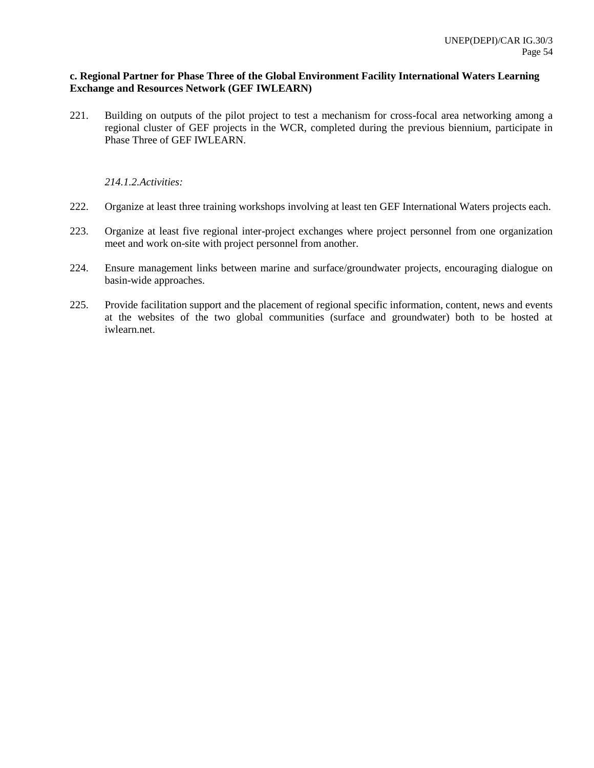**c. Regional Partner for Phase Three of the Global Environment Facility International Waters Learning Exchange and Resources Network (GEF IWLEARN)**

221. Building on outputs of the pilot project to test a mechanism for cross-focal area networking among a regional cluster of GEF projects in the WCR, completed during the previous biennium, participate in Phase Three of GEF IWLEARN.

*214.1.2.Activities:*

222. Organize at least three training workshops involving at least ten GEF International Waters projects each.

223. Organize at least five regional inter-project exchanges where project personnel from one organization meet and work on-site with project personnel from another.

224. Ensure management links between marine and surface/groundwater projects, encouraging dialogue on basin-wide approaches.

225. Provide facilitation support and the placement of regional specific information, content, news and events at the websites of the two global communities (surface and groundwater) both to be hosted at iwlearn.net.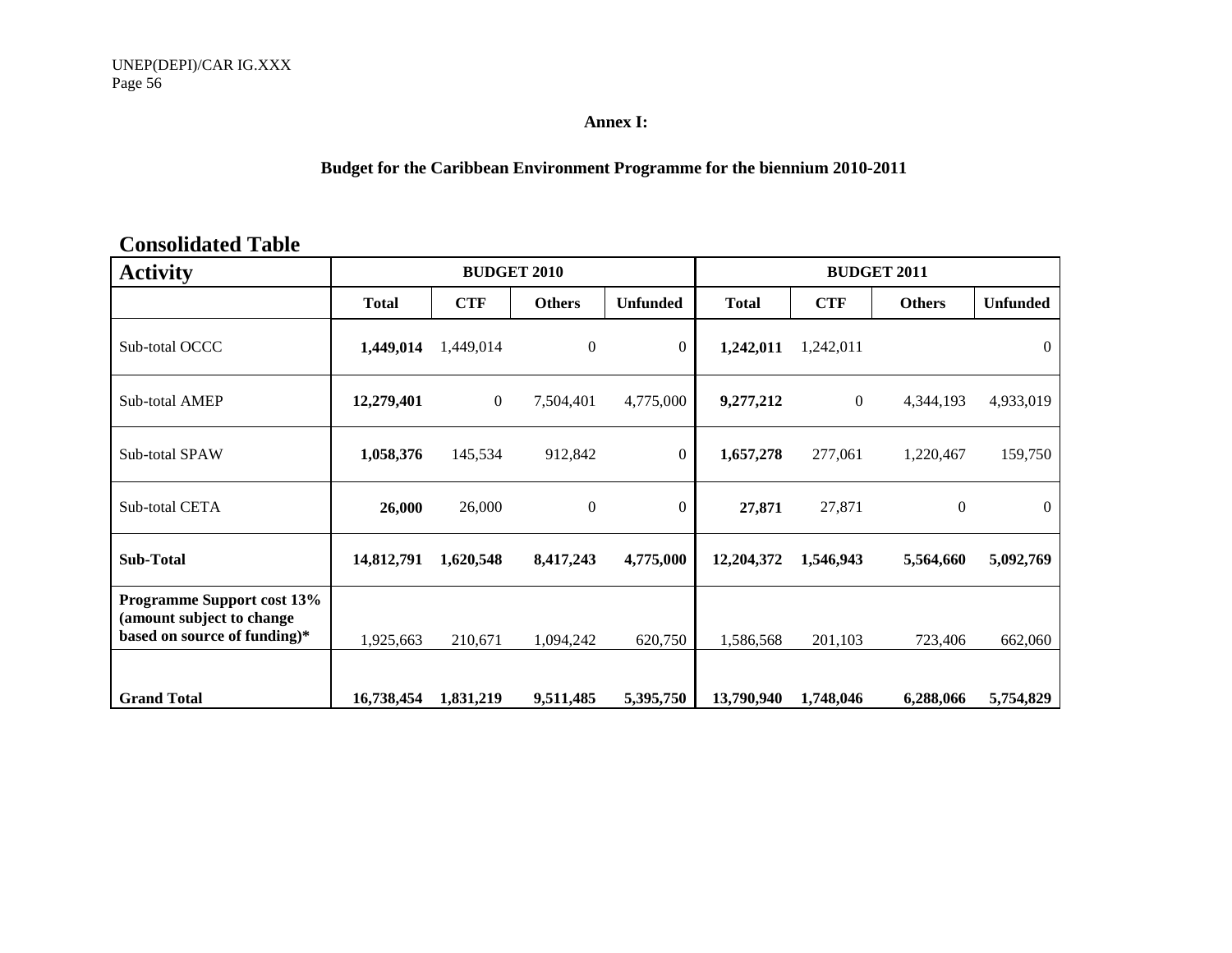**Annex I:**

**Budget for the Caribbean Environment Programme for the biennium 2010-2011**

## Consolidated Table

| Activity | BUDGET 2010 | | | | BUDGET 2011 | | | |
|---|---|---|---|---|---|---|---|---|
| | **Total** | **CTF** | **Others** | **Unfunded** | **Total** | **CTF** | **Others** | **Unfunded** |
| Sub-total OCCC | **1,449,014** | 1,449,014 | 0 | 0 | **1,242,011** | 1,242,011 | | 0 |
| Sub-total AMEP | **12,279,401** | 0 | 7,504,401 | 4,775,000 | **9,277,212** | 0 | 4,344,193 | 4,933,019 |
| Sub-total SPAW | **1,058,376** | 145,534 | 912,842 | 0 | **1,657,278** | 277,061 | 1,220,467 | 159,750 |
| Sub-total CETA | **26,000** | 26,000 | 0 | 0 | **27,871** | 27,871 | 0 | 0 |
| **Sub-Total** | **14,812,791** | **1,620,548** | **8,417,243** | **4,775,000** | **12,204,372** | **1,546,943** | **5,564,660** | **5,092,769** |
| **Programme Support cost 13% (amount subject to change based on source of funding)*** | 1,925,663 | 210,671 | 1,094,242 | 620,750 | 1,586,568 | 201,103 | 723,406 | 662,060 |
| **Grand Total** | **16,738,454** | **1,831,219** | **9,511,485** | **5,395,750** | **13,790,940** | **1,748,046** | **6,288,066** | **5,754,829** |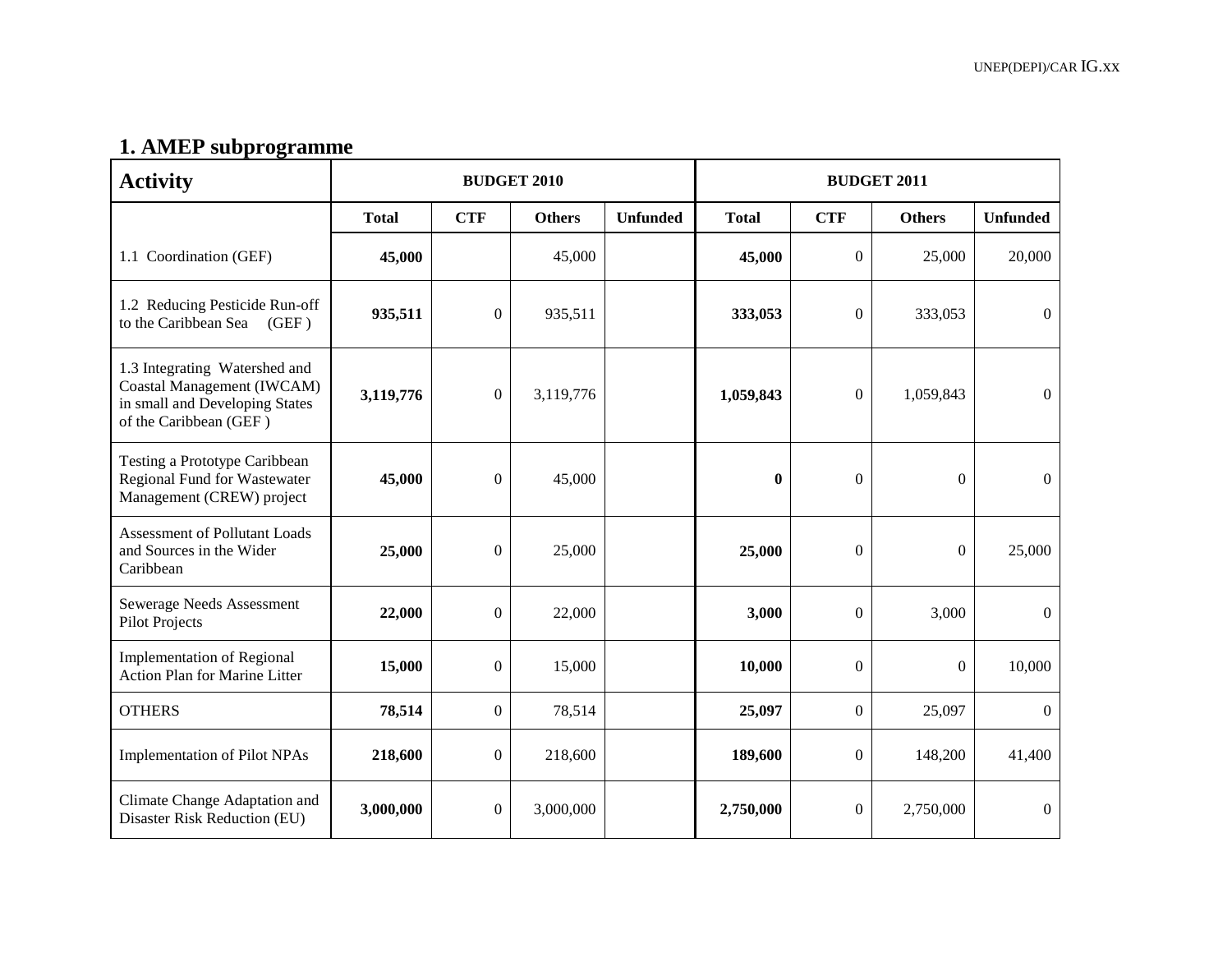## 1. AMEP subprogramme

| Activity | BUDGET 2010 | | | | BUDGET 2011 | | | |
|---|---|---|---|---|---|---|---|---|
| | Total | CTF | Others | Unfunded | Total | CTF | Others | Unfunded |
| 1.1 Coordination (GEF) | **45,000** | | 45,000 | | **45,000** | 0 | 25,000 | 20,000 |
| 1.2 Reducing Pesticide Run-off to the Caribbean Sea (GEF ) | **935,511** | 0 | 935,511 | | **333,053** | 0 | 333,053 | 0 |
| 1.3 Integrating Watershed and Coastal Management (IWCAM) in small and Developing States of the Caribbean (GEF ) | **3,119,776** | 0 | 3,119,776 | | **1,059,843** | 0 | 1,059,843 | 0 |
| Testing a Prototype Caribbean Regional Fund for Wastewater Management (CREW) project | **45,000** | 0 | 45,000 | | **0** | 0 | 0 | 0 |
| Assessment of Pollutant Loads and Sources in the Wider Caribbean | **25,000** | 0 | 25,000 | | **25,000** | 0 | 0 | 25,000 |
| Sewerage Needs Assessment Pilot Projects | **22,000** | 0 | 22,000 | | **3,000** | 0 | 3,000 | 0 |
| Implementation of Regional Action Plan for Marine Litter | **15,000** | 0 | 15,000 | | **10,000** | 0 | 0 | 10,000 |
| OTHERS | **78,514** | 0 | 78,514 | | **25,097** | 0 | 25,097 | 0 |
| Implementation of Pilot NPAs | **218,600** | 0 | 218,600 | | **189,600** | 0 | 148,200 | 41,400 |
| Climate Change Adaptation and Disaster Risk Reduction (EU) | **3,000,000** | 0 | 3,000,000 | | **2,750,000** | 0 | 2,750,000 | 0 |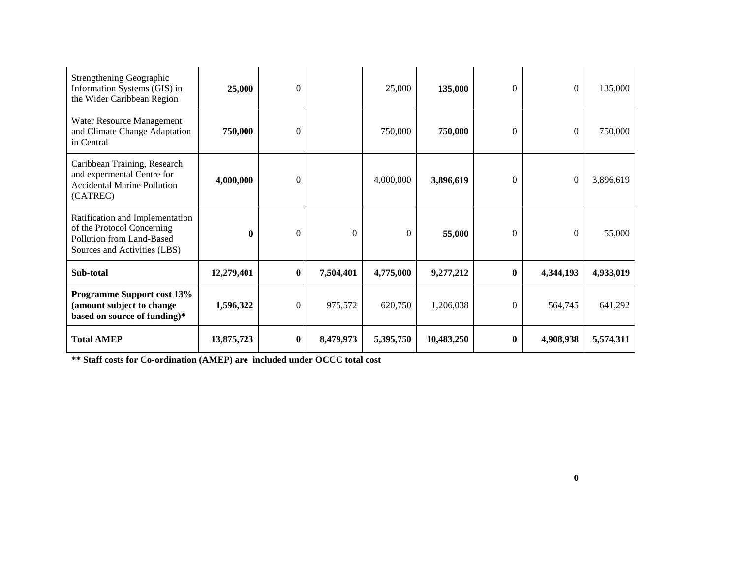| | | | | | | | | |
|---|---|---|---|---|---|---|---|---|
| Strengthening Geographic Information Systems (GIS) in the Wider Caribbean Region | **25,000** | 0 | | 25,000 | **135,000** | 0 | 0 | 135,000 |
| Water Resource Management and Climate Change Adaptation in Central | **750,000** | 0 | | 750,000 | **750,000** | 0 | 0 | 750,000 |
| Caribbean Training, Research and expermental Centre for Accidental Marine Pollution (CATREC) | **4,000,000** | 0 | | 4,000,000 | **3,896,619** | 0 | 0 | 3,896,619 |
| Ratification and Implementation of the Protocol Concerning Pollution from Land-Based Sources and Activities (LBS) | **0** | 0 | 0 | 0 | **55,000** | 0 | 0 | 55,000 |
| **Sub-total** | **12,279,401** | **0** | **7,504,401** | **4,775,000** | **9,277,212** | **0** | **4,344,193** | **4,933,019** |
| **Programme Support cost 13% (amount subject to change based on source of funding)*** | 1,596,322 | 0 | 975,572 | 620,750 | 1,206,038 | 0 | 564,745 | 641,292 |
| **Total AMEP** | **13,875,723** | **0** | **8,479,973** | **5,395,750** | **10,483,250** | **0** | **4,908,938** | **5,574,311** |

**** Staff costs for Co-ordination (AMEP) are included under OCCC total cost**

**0**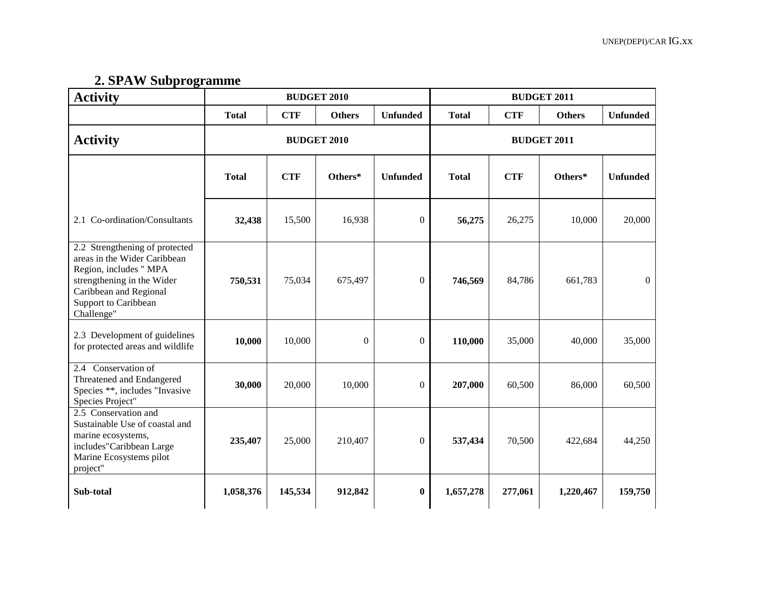## 2. SPAW Subprogramme

| Activity | BUDGET 2010 | | | | BUDGET 2011 | | | |
|---|---|---|---|---|---|---|---|---|
| | Total | CTF | Others | Unfunded | Total | CTF | Others | Unfunded |
| **Activity** | **BUDGET 2010** | | | | **BUDGET 2011** | | | |
| | **Total** | **CTF** | **Others*** | **Unfunded** | **Total** | **CTF** | **Others*** | **Unfunded** |
| 2.1 Co-ordination/Consultants | **32,438** | 15,500 | 16,938 | 0 | **56,275** | 26,275 | 10,000 | 20,000 |
| 2.2 Strengthening of protected areas in the Wider Caribbean Region, includes " MPA strengthening in the Wider Caribbean and Regional Support to Caribbean Challenge" | **750,531** | 75,034 | 675,497 | 0 | **746,569** | 84,786 | 661,783 | 0 |
| 2.3 Development of guidelines for protected areas and wildlife | **10,000** | 10,000 | 0 | 0 | **110,000** | 35,000 | 40,000 | 35,000 |
| 2.4 Conservation of Threatened and Endangered Species **, includes "Invasive Species Project" | **30,000** | 20,000 | 10,000 | 0 | **207,000** | 60,500 | 86,000 | 60,500 |
| 2.5 Conservation and Sustainable Use of coastal and marine ecosystems, includes"Caribbean Large Marine Ecosystems pilot project" | **235,407** | 25,000 | 210,407 | 0 | **537,434** | 70,500 | 422,684 | 44,250 |
| **Sub-total** | **1,058,376** | **145,534** | **912,842** | **0** | **1,657,278** | **277,061** | **1,220,467** | **159,750** |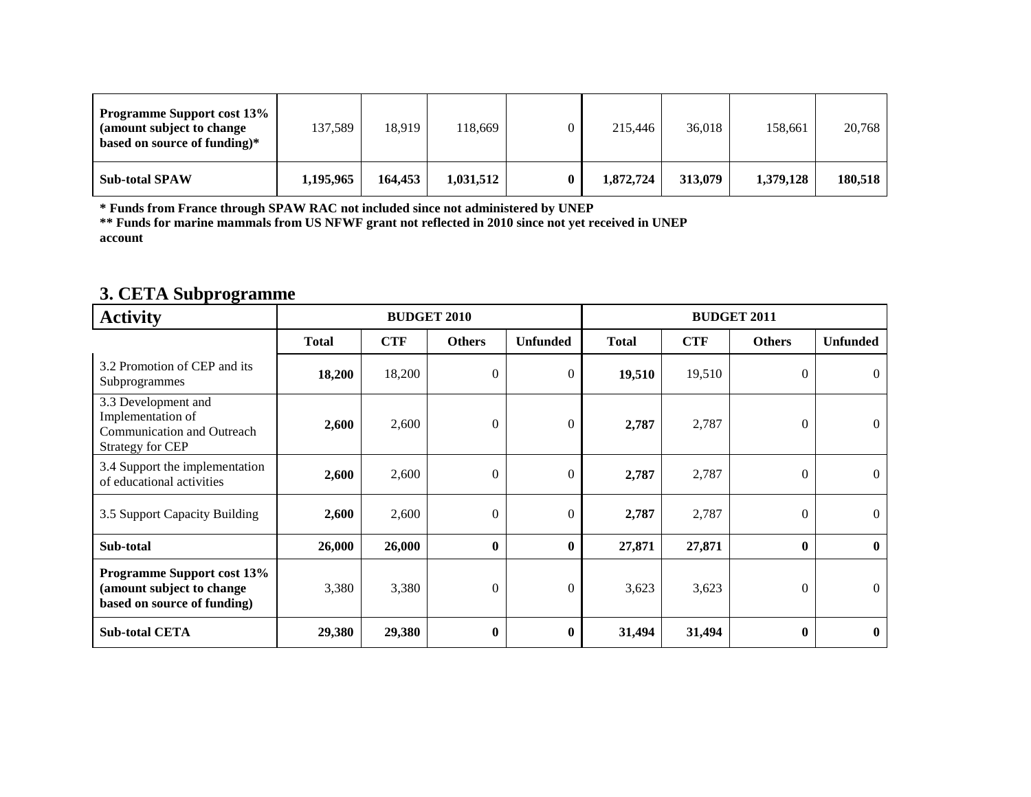| Programme Support cost 13% (amount subject to change based on source of funding)* | 137,589 | 18,919 | 118,669 | 0 | 215,446 | 36,018 | 158,661 | 20,768 |
|---|---|---|---|---|---|---|---|---|
| **Sub-total SPAW** | **1,195,965** | **164,453** | **1,031,512** | **0** | **1,872,724** | **313,079** | **1,379,128** | **180,518** |

**\* Funds from France through SPAW RAC not included since not administered by UNEP**

**\*\* Funds for marine mammals from US NFWF grant not reflected in 2010 since not yet received in UNEP account**

## 3. CETA Subprogramme

| Activity | BUDGET 2010 | | | | BUDGET 2011 | | | |
|---|---|---|---|---|---|---|---|---|
| | **Total** | **CTF** | **Others** | **Unfunded** | **Total** | **CTF** | **Others** | **Unfunded** |
| 3.2 Promotion of CEP and its Subprogrammes | **18,200** | 18,200 | 0 | 0 | **19,510** | 19,510 | 0 | 0 |
| 3.3 Development and Implementation of Communication and Outreach Strategy for CEP | **2,600** | 2,600 | 0 | 0 | **2,787** | 2,787 | 0 | 0 |
| 3.4 Support the implementation of educational activities | **2,600** | 2,600 | 0 | 0 | **2,787** | 2,787 | 0 | 0 |
| 3.5 Support Capacity Building | **2,600** | 2,600 | 0 | 0 | **2,787** | 2,787 | 0 | 0 |
| **Sub-total** | **26,000** | **26,000** | **0** | **0** | **27,871** | **27,871** | **0** | **0** |
| **Programme Support cost 13% (amount subject to change based on source of funding)** | 3,380 | 3,380 | 0 | 0 | 3,623 | 3,623 | 0 | 0 |
| **Sub-total CETA** | **29,380** | **29,380** | **0** | **0** | **31,494** | **31,494** | **0** | **0** |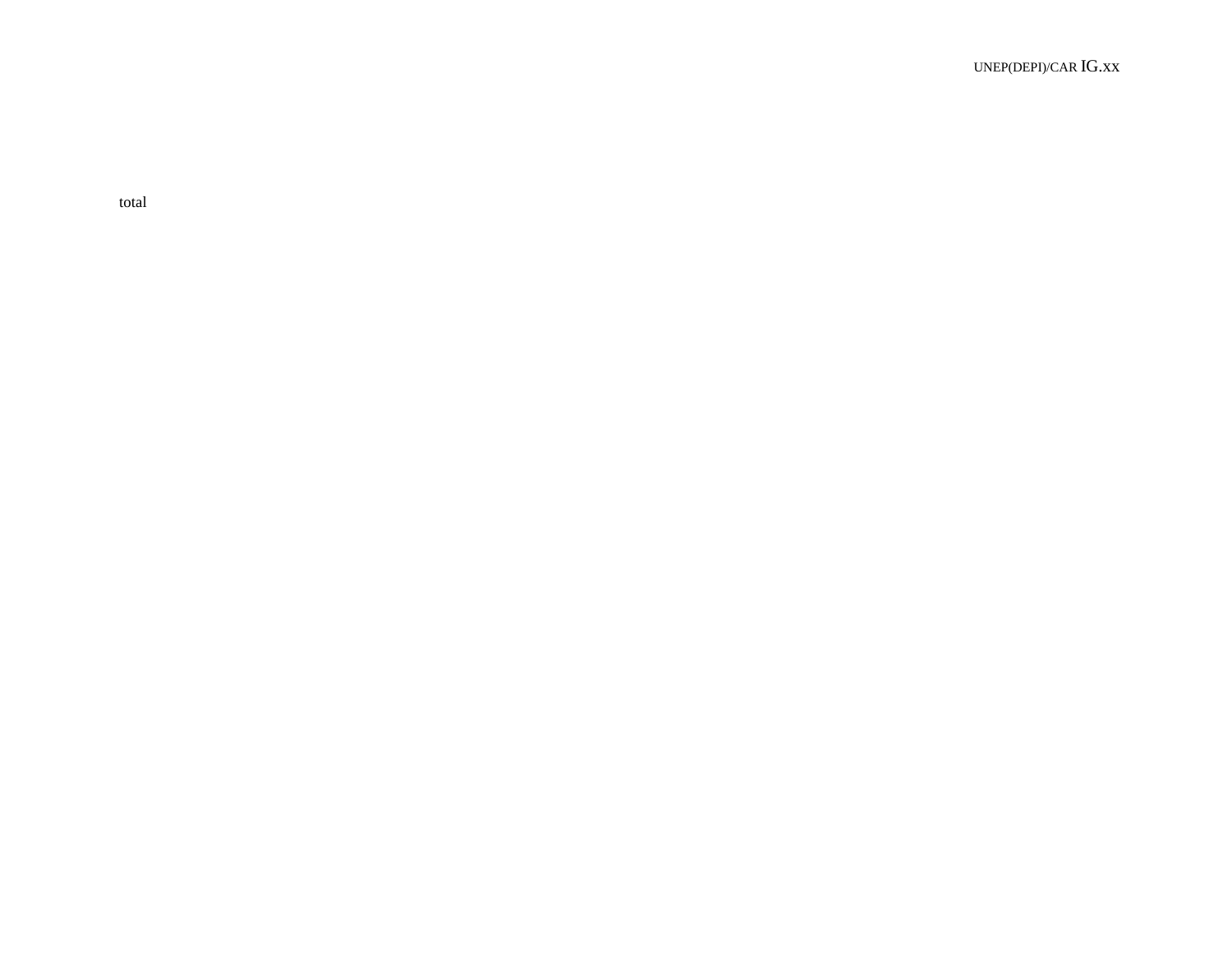total